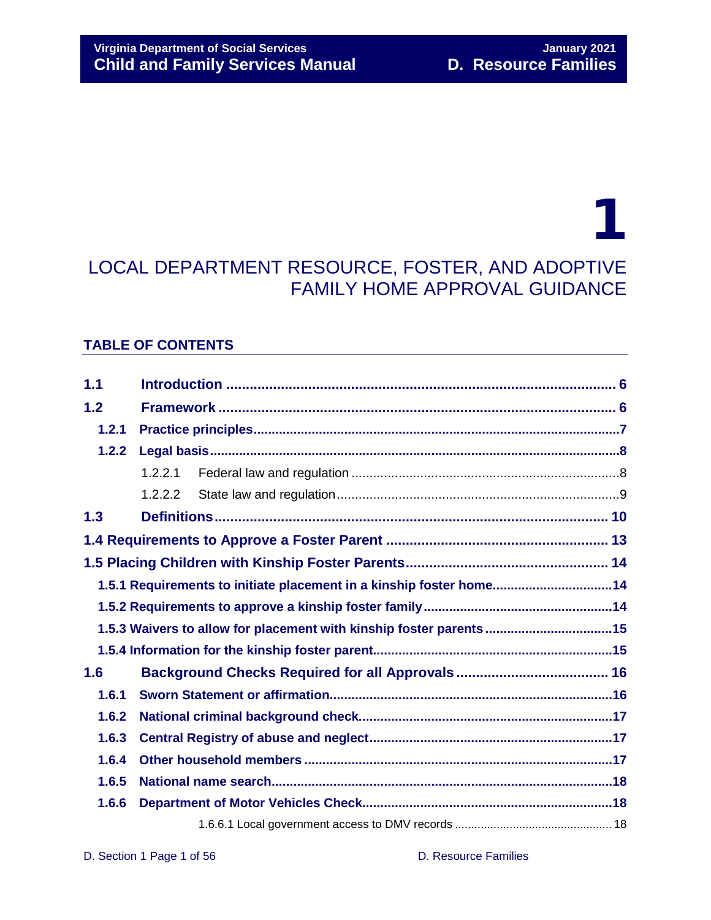# 1

# LOCAL DEPARTMENT RESOURCE, FOSTER, AND ADOPTIVE FAMILY HOME APPROVAL GUIDANCE

## TABLE OF CONTENTS

| | | |
|---|---|---|
| **1.1** | **Introduction** | **6** |
| **1.2** | **Framework** | **6** |
| **1.2.1** | **Practice principles** | **7** |
| **1.2.2** | **Legal basis** | **8** |
| 1.2.2.1 | Federal law and regulation | 8 |
| 1.2.2.2 | State law and regulation | 9 |
| **1.3** | **Definitions** | **10** |
| **1.4** | **Requirements to Approve a Foster Parent** | **13** |
| **1.5** | **Placing Children with Kinship Foster Parents** | **14** |
| **1.5.1** | **Requirements to initiate placement in a kinship foster home** | **14** |
| **1.5.2** | **Requirements to approve a kinship foster family** | **14** |
| **1.5.3** | **Waivers to allow for placement with kinship foster parents** | **15** |
| **1.5.4** | **Information for the kinship foster parent** | **15** |
| **1.6** | **Background Checks Required for all Approvals** | **16** |
| **1.6.1** | **Sworn Statement or affirmation** | **16** |
| **1.6.2** | **National criminal background check** | **17** |
| **1.6.3** | **Central Registry of abuse and neglect** | **17** |
| **1.6.4** | **Other household members** | **17** |
| **1.6.5** | **National name search** | **18** |
| **1.6.6** | **Department of Motor Vehicles Check** | **18** |
| 1.6.6.1 | Local government access to DMV records | 18 |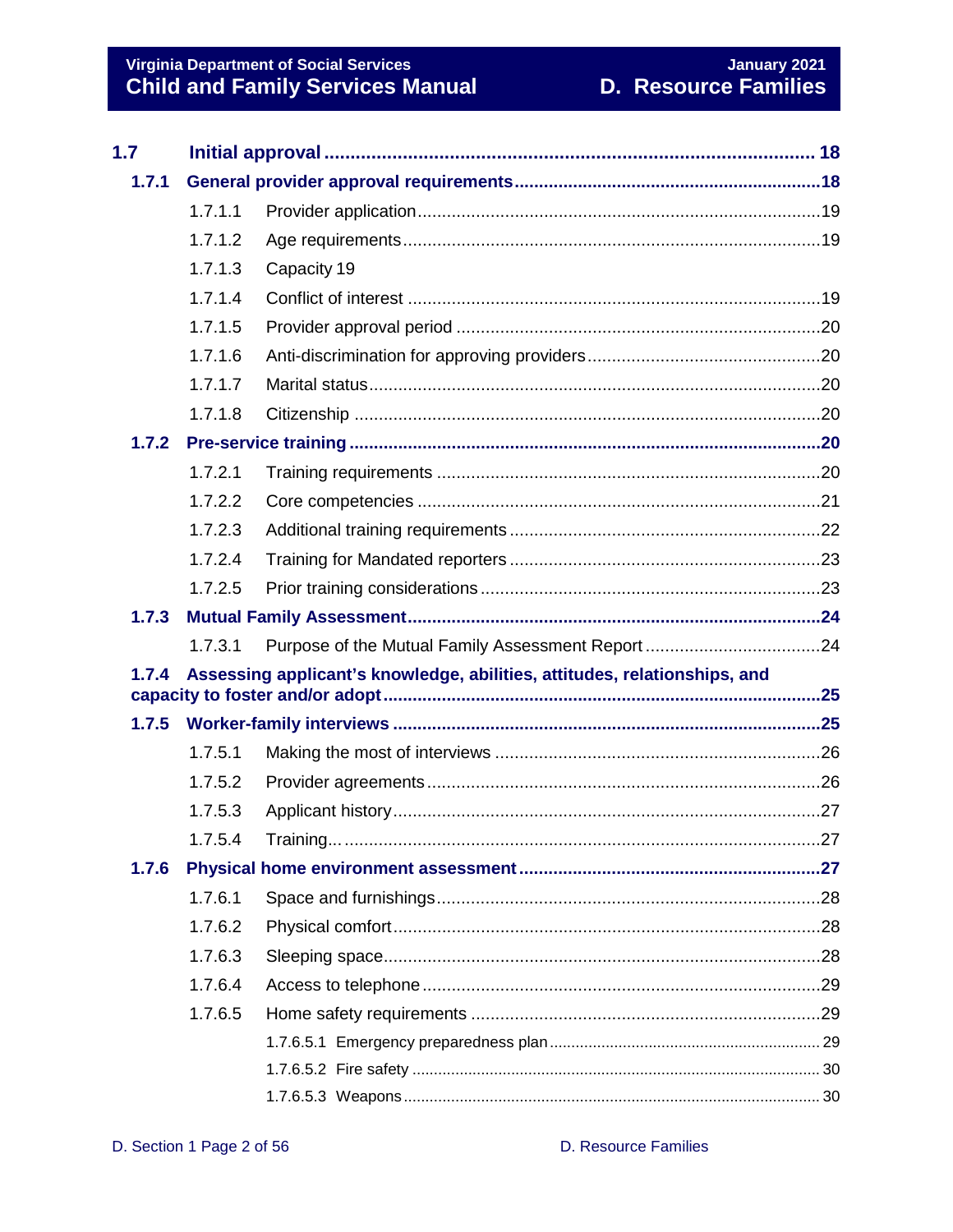**1.7 Initial approval** ........................................ 18

**1.7.1 General provider approval requirements** ........................................ 18

- 1.7.1.1 Provider application ........................................ 19
- 1.7.1.2 Age requirements ........................................ 19
- 1.7.1.3 Capacity 19
- 1.7.1.4 Conflict of interest ........................................ 19
- 1.7.1.5 Provider approval period ........................................ 20
- 1.7.1.6 Anti-discrimination for approving providers ........................................ 20
- 1.7.1.7 Marital status ........................................ 20
- 1.7.1.8 Citizenship ........................................ 20

**1.7.2 Pre-service training** ........................................ 20

- 1.7.2.1 Training requirements ........................................ 20
- 1.7.2.2 Core competencies ........................................ 21
- 1.7.2.3 Additional training requirements ........................................ 22
- 1.7.2.4 Training for Mandated reporters ........................................ 23
- 1.7.2.5 Prior training considerations ........................................ 23

**1.7.3 Mutual Family Assessment** ........................................ 24

- 1.7.3.1 Purpose of the Mutual Family Assessment Report ........................................ 24

**1.7.4 Assessing applicant's knowledge, abilities, attitudes, relationships, and capacity to foster and/or adopt** ........................................ 25

**1.7.5 Worker-family interviews** ........................................ 25

- 1.7.5.1 Making the most of interviews ........................................ 26
- 1.7.5.2 Provider agreements ........................................ 26
- 1.7.5.3 Applicant history ........................................ 27
- 1.7.5.4 Training... ........................................ 27

**1.7.6 Physical home environment assessment** ........................................ 27

- 1.7.6.1 Space and furnishings ........................................ 28
- 1.7.6.2 Physical comfort ........................................ 28
- 1.7.6.3 Sleeping space ........................................ 28
- 1.7.6.4 Access to telephone ........................................ 29
- 1.7.6.5 Home safety requirements ........................................ 29
  - 1.7.6.5.1 Emergency preparedness plan ........................................ 29
  - 1.7.6.5.2 Fire safety ........................................ 30
  - 1.7.6.5.3 Weapons ........................................ 30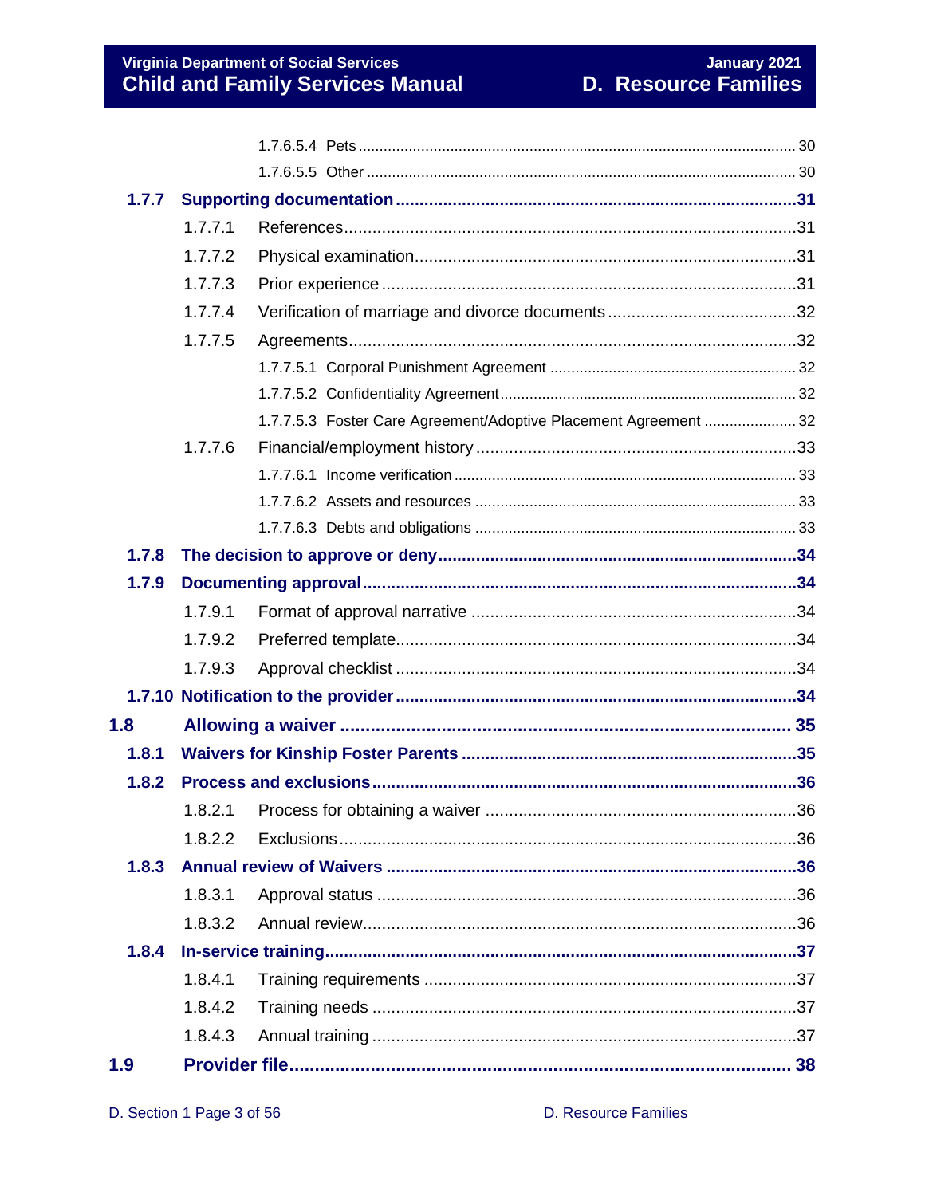1.7.6.5.4 Pets ........................................................................................................ 30

1.7.6.5.5 Other ...................................................................................................... 30

**1.7.7 Supporting documentation .................................................................................... 31**

1.7.7.1 References .................................................................................................. 31

1.7.7.2 Physical examination .................................................................................. 31

1.7.7.3 Prior experience .......................................................................................... 31

1.7.7.4 Verification of marriage and divorce documents ......................................... 32

1.7.7.5 Agreements .................................................................................................. 32

1.7.7.5.1 Corporal Punishment Agreement ........................................................... 32

1.7.7.5.2 Confidentiality Agreement ...................................................................... 32

1.7.7.5.3 Foster Care Agreement/Adoptive Placement Agreement ........................ 32

1.7.7.6 Financial/employment history ...................................................................... 33

1.7.7.6.1 Income verification .................................................................................. 33

1.7.7.6.2 Assets and resources ............................................................................. 33

1.7.7.6.3 Debts and obligations ............................................................................. 33

**1.7.8 The decision to approve or deny ........................................................................... 34**

**1.7.9 Documenting approval ........................................................................................... 34**

1.7.9.1 Format of approval narrative ....................................................................... 34

1.7.9.2 Preferred template ....................................................................................... 34

1.7.9.3 Approval checklist ....................................................................................... 34

**1.7.10 Notification to the provider .................................................................................... 34**

**1.8 Allowing a waiver ......................................................................................................... 35**

**1.8.1 Waivers for Kinship Foster Parents ...................................................................... 35**

**1.8.2 Process and exclusions ......................................................................................... 36**

1.8.2.1 Process for obtaining a waiver ................................................................... 36

1.8.2.2 Exclusions ................................................................................................... 36

**1.8.3 Annual review of Waivers ...................................................................................... 36**

1.8.3.1 Approval status ........................................................................................... 36

1.8.3.2 Annual review .............................................................................................. 36

**1.8.4 In-service training .................................................................................................. 37**

1.8.4.1 Training requirements ................................................................................. 37

1.8.4.2 Training needs ............................................................................................. 37

1.8.4.3 Annual training ............................................................................................ 37

**1.9 Provider file ................................................................................................................... 38**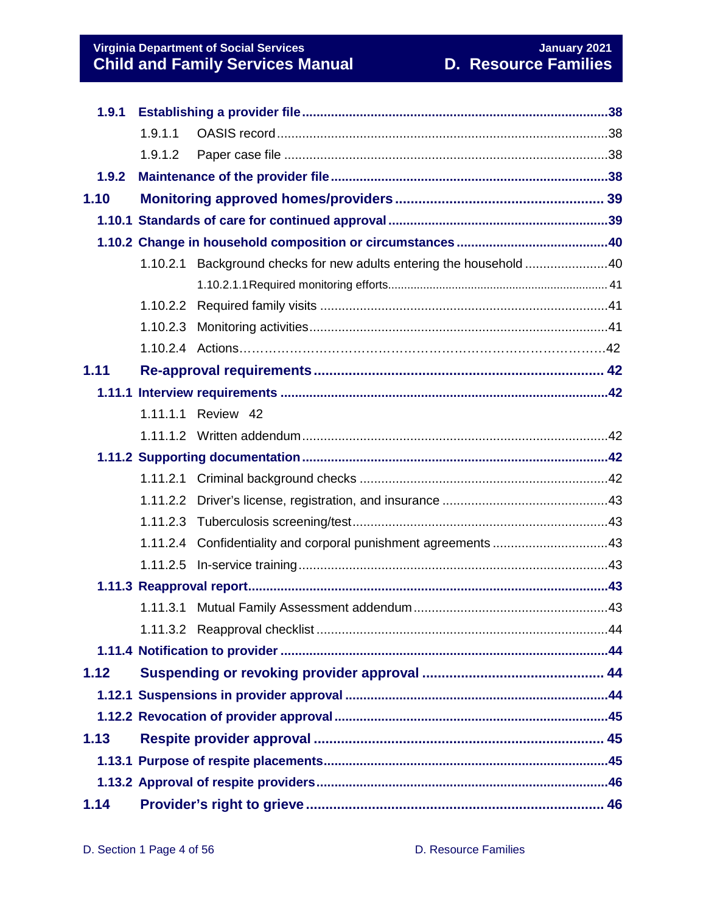1.9.1 Establishing a provider file ........ 38

1.9.1.1 OASIS record ........ 38

1.9.1.2 Paper case file ........ 38

1.9.2 Maintenance of the provider file ........ 38

1.10 Monitoring approved homes/providers ........ 39

1.10.1 Standards of care for continued approval ........ 39

1.10.2 Change in household composition or circumstances ........ 40

1.10.2.1 Background checks for new adults entering the household ........ 40

1.10.2.1.1 Required monitoring efforts ........ 41

1.10.2.2 Required family visits ........ 41

1.10.2.3 Monitoring activities ........ 41

1.10.2.4 Actions ........ 42

1.11 Re-approval requirements ........ 42

1.11.1 Interview requirements ........ 42

1.11.1.1 Review 42

1.11.1.2 Written addendum ........ 42

1.11.2 Supporting documentation ........ 42

1.11.2.1 Criminal background checks ........ 42

1.11.2.2 Driver's license, registration, and insurance ........ 43

1.11.2.3 Tuberculosis screening/test ........ 43

1.11.2.4 Confidentiality and corporal punishment agreements ........ 43

1.11.2.5 In-service training ........ 43

1.11.3 Reapproval report ........ 43

1.11.3.1 Mutual Family Assessment addendum ........ 43

1.11.3.2 Reapproval checklist ........ 44

1.11.4 Notification to provider ........ 44

1.12 Suspending or revoking provider approval ........ 44

1.12.1 Suspensions in provider approval ........ 44

1.12.2 Revocation of provider approval ........ 45

1.13 Respite provider approval ........ 45

1.13.1 Purpose of respite placements ........ 45

1.13.2 Approval of respite providers ........ 46

1.14 Provider's right to grieve ........ 46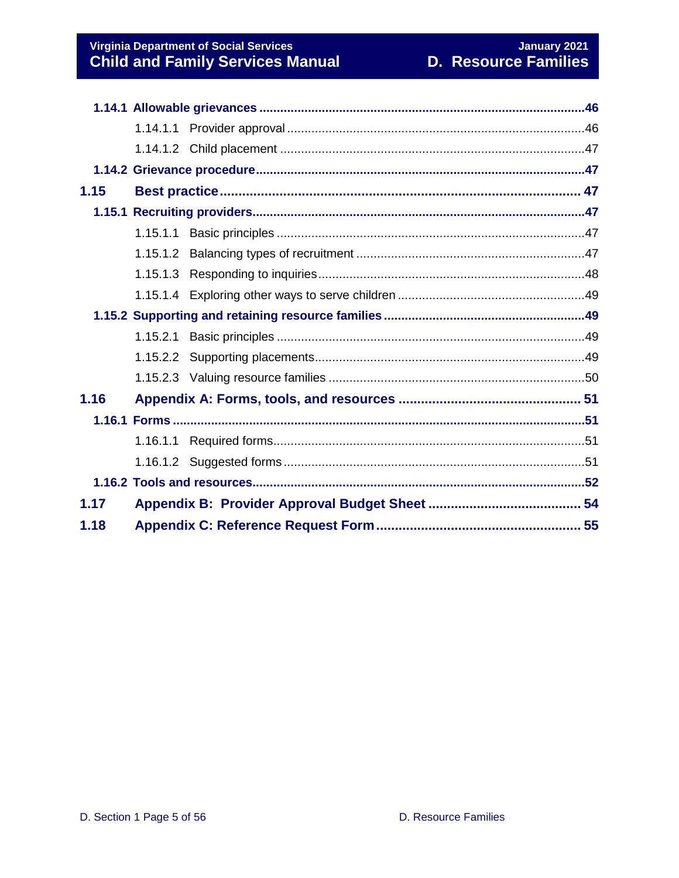1.14.1 Allowable grievances ........................................................................................46

1.14.1.1 Provider approval ...........................................................................................46

1.14.1.2 Child placement .............................................................................................47

1.14.2 Grievance procedure.........................................................................................47

1.15 Best practice ........................................................................................................ 47

1.15.1 Recruiting providers...........................................................................................47

1.15.1.1 Basic principles ...............................................................................................47

1.15.1.2 Balancing types of recruitment .......................................................................47

1.15.1.3 Responding to inquiries..................................................................................48

1.15.1.4 Exploring other ways to serve children ..........................................................49

1.15.2 Supporting and retaining resource families ....................................................49

1.15.2.1 Basic principles ..............................................................................................49

1.15.2.2 Supporting placements...................................................................................49

1.15.2.3 Valuing resource families ...............................................................................50

1.16 Appendix A: Forms, tools, and resources ....................................................... 51

1.16.1 Forms ..................................................................................................................51

1.16.1.1 Required forms...............................................................................................51

1.16.1.2 Suggested forms ............................................................................................51

1.16.2 Tools and resources...........................................................................................52

1.17 Appendix B: Provider Approval Budget Sheet ................................................ 54

1.18 Appendix C: Reference Request Form ............................................................. 55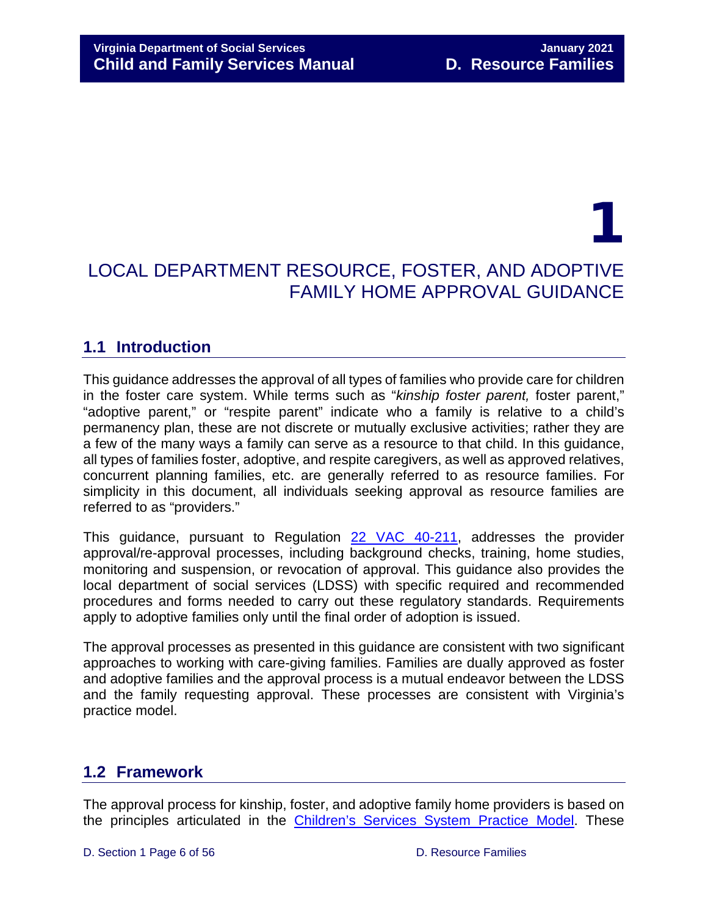# 1

# LOCAL DEPARTMENT RESOURCE, FOSTER, AND ADOPTIVE FAMILY HOME APPROVAL GUIDANCE

## 1.1 Introduction

This guidance addresses the approval of all types of families who provide care for children in the foster care system. While terms such as "*kinship foster parent,* foster parent," "adoptive parent," or "respite parent" indicate who a family is relative to a child's permanency plan, these are not discrete or mutually exclusive activities; rather they are a few of the many ways a family can serve as a resource to that child. In this guidance, all types of families foster, adoptive, and respite caregivers, as well as approved relatives, concurrent planning families, etc. are generally referred to as resource families. For simplicity in this document, all individuals seeking approval as resource families are referred to as "providers."

This guidance, pursuant to Regulation [22 VAC 40-211](), addresses the provider approval/re-approval processes, including background checks, training, home studies, monitoring and suspension, or revocation of approval. This guidance also provides the local department of social services (LDSS) with specific required and recommended procedures and forms needed to carry out these regulatory standards. Requirements apply to adoptive families only until the final order of adoption is issued.

The approval processes as presented in this guidance are consistent with two significant approaches to working with care-giving families. Families are dually approved as foster and adoptive families and the approval process is a mutual endeavor between the LDSS and the family requesting approval. These processes are consistent with Virginia's practice model.

## 1.2 Framework

The approval process for kinship, foster, and adoptive family home providers is based on the principles articulated in the [Children's Services System Practice Model](). These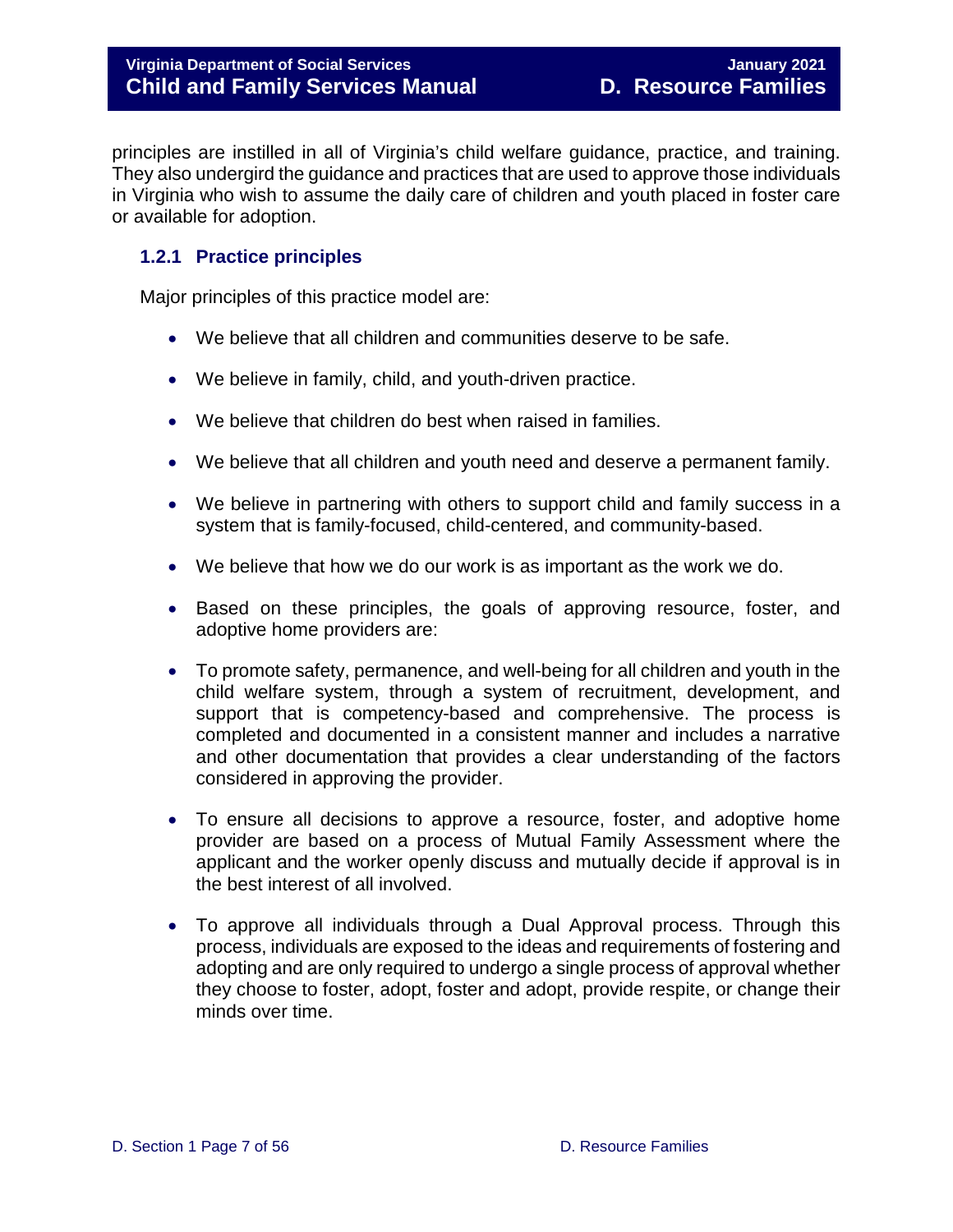principles are instilled in all of Virginia's child welfare guidance, practice, and training. They also undergird the guidance and practices that are used to approve those individuals in Virginia who wish to assume the daily care of children and youth placed in foster care or available for adoption.

### 1.2.1 Practice principles

Major principles of this practice model are:

- We believe that all children and communities deserve to be safe.
- We believe in family, child, and youth-driven practice.
- We believe that children do best when raised in families.
- We believe that all children and youth need and deserve a permanent family.
- We believe in partnering with others to support child and family success in a system that is family-focused, child-centered, and community-based.
- We believe that how we do our work is as important as the work we do.
- Based on these principles, the goals of approving resource, foster, and adoptive home providers are:
- To promote safety, permanence, and well-being for all children and youth in the child welfare system, through a system of recruitment, development, and support that is competency-based and comprehensive. The process is completed and documented in a consistent manner and includes a narrative and other documentation that provides a clear understanding of the factors considered in approving the provider.
- To ensure all decisions to approve a resource, foster, and adoptive home provider are based on a process of Mutual Family Assessment where the applicant and the worker openly discuss and mutually decide if approval is in the best interest of all involved.
- To approve all individuals through a Dual Approval process. Through this process, individuals are exposed to the ideas and requirements of fostering and adopting and are only required to undergo a single process of approval whether they choose to foster, adopt, foster and adopt, provide respite, or change their minds over time.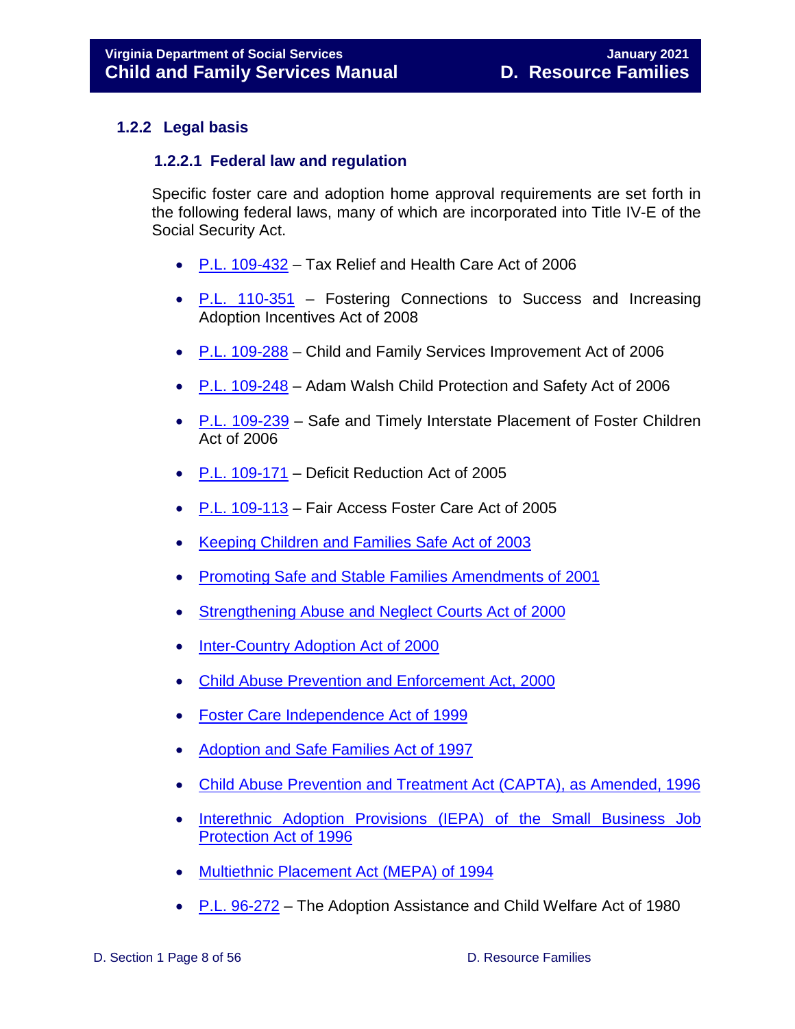### 1.2.2 Legal basis

#### 1.2.2.1 Federal law and regulation

Specific foster care and adoption home approval requirements are set forth in the following federal laws, many of which are incorporated into Title IV-E of the Social Security Act.

- P.L. 109-432 – Tax Relief and Health Care Act of 2006
- P.L. 110-351 – Fostering Connections to Success and Increasing Adoption Incentives Act of 2008
- P.L. 109-288 – Child and Family Services Improvement Act of 2006
- P.L. 109-248 – Adam Walsh Child Protection and Safety Act of 2006
- P.L. 109-239 – Safe and Timely Interstate Placement of Foster Children Act of 2006
- P.L. 109-171 – Deficit Reduction Act of 2005
- P.L. 109-113 – Fair Access Foster Care Act of 2005
- Keeping Children and Families Safe Act of 2003
- Promoting Safe and Stable Families Amendments of 2001
- Strengthening Abuse and Neglect Courts Act of 2000
- Inter-Country Adoption Act of 2000
- Child Abuse Prevention and Enforcement Act, 2000
- Foster Care Independence Act of 1999
- Adoption and Safe Families Act of 1997
- Child Abuse Prevention and Treatment Act (CAPTA), as Amended, 1996
- Interethnic Adoption Provisions (IEPA) of the Small Business Job Protection Act of 1996
- Multiethnic Placement Act (MEPA) of 1994
- P.L. 96-272 – The Adoption Assistance and Child Welfare Act of 1980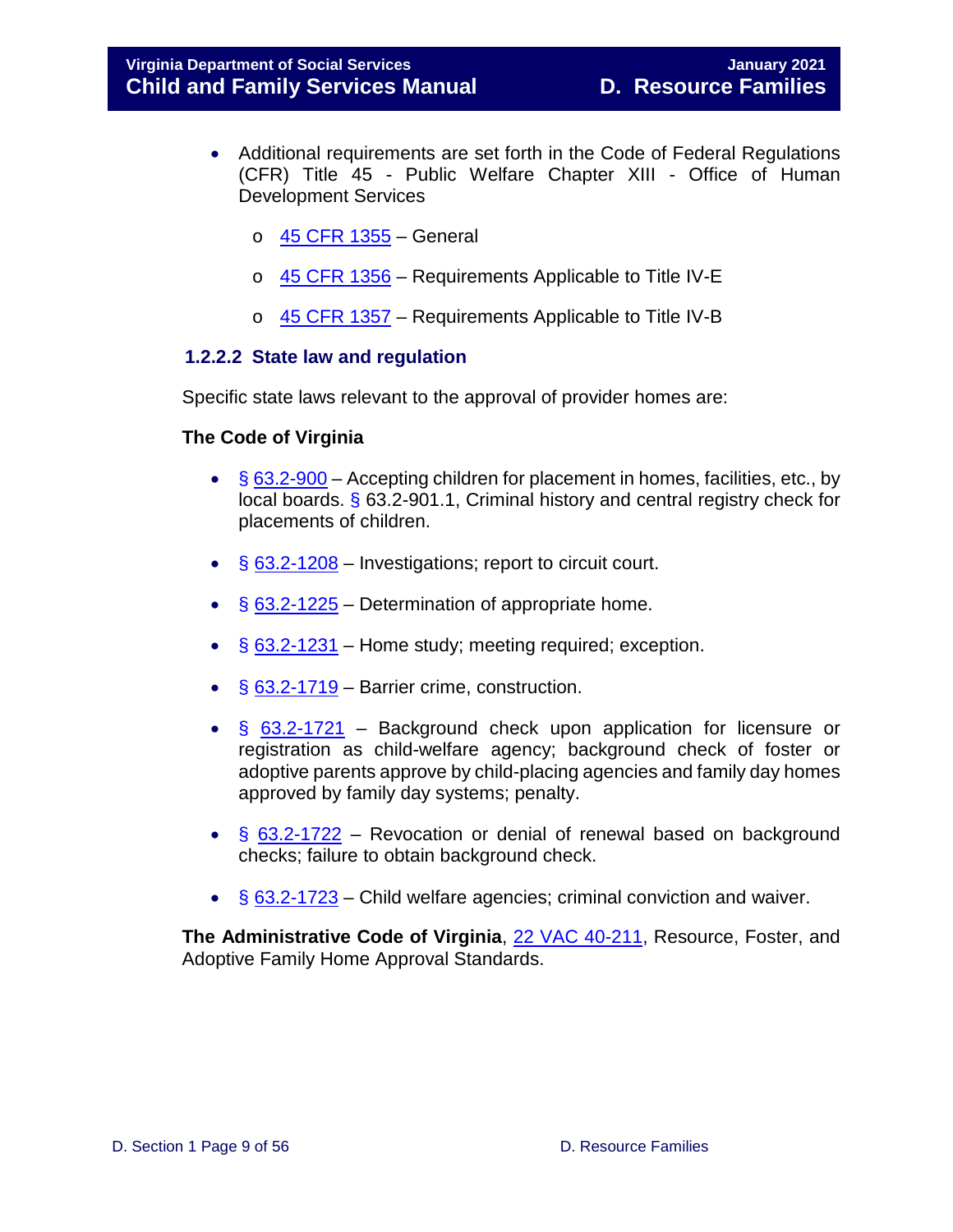- Additional requirements are set forth in the Code of Federal Regulations (CFR) Title 45 - Public Welfare Chapter XIII - Office of Human Development Services
  - 45 CFR 1355 – General
  - 45 CFR 1356 – Requirements Applicable to Title IV-E
  - 45 CFR 1357 – Requirements Applicable to Title IV-B

#### 1.2.2.2 State law and regulation

Specific state laws relevant to the approval of provider homes are:

**The Code of Virginia**

- § 63.2-900 – Accepting children for placement in homes, facilities, etc., by local boards. § 63.2-901.1, Criminal history and central registry check for placements of children.
- § 63.2-1208 – Investigations; report to circuit court.
- § 63.2-1225 – Determination of appropriate home.
- § 63.2-1231 – Home study; meeting required; exception.
- § 63.2-1719 – Barrier crime, construction.
- § 63.2-1721 – Background check upon application for licensure or registration as child-welfare agency; background check of foster or adoptive parents approve by child-placing agencies and family day homes approved by family day systems; penalty.
- § 63.2-1722 – Revocation or denial of renewal based on background checks; failure to obtain background check.
- § 63.2-1723 – Child welfare agencies; criminal conviction and waiver.

**The Administrative Code of Virginia**, 22 VAC 40-211, Resource, Foster, and Adoptive Family Home Approval Standards.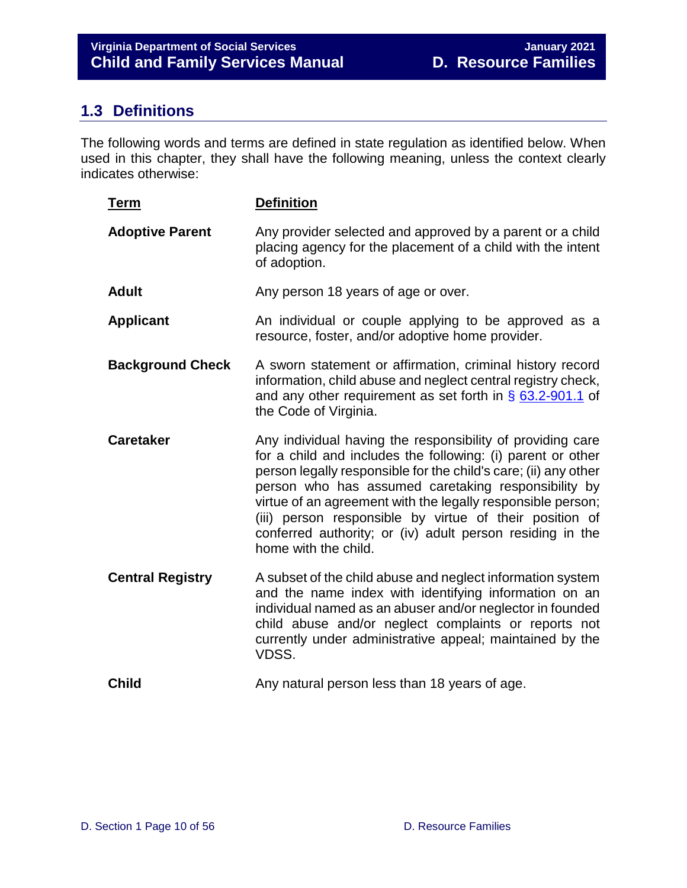## 1.3 Definitions

The following words and terms are defined in state regulation as identified below. When used in this chapter, they shall have the following meaning, unless the context clearly indicates otherwise:

| Term | Definition |
|---|---|
| **Adoptive Parent** | Any provider selected and approved by a parent or a child placing agency for the placement of a child with the intent of adoption. |
| **Adult** | Any person 18 years of age or over. |
| **Applicant** | An individual or couple applying to be approved as a resource, foster, and/or adoptive home provider. |
| **Background Check** | A sworn statement or affirmation, criminal history record information, child abuse and neglect central registry check, and any other requirement as set forth in § 63.2-901.1 of the Code of Virginia. |
| **Caretaker** | Any individual having the responsibility of providing care for a child and includes the following: (i) parent or other person legally responsible for the child's care; (ii) any other person who has assumed caretaking responsibility by virtue of an agreement with the legally responsible person; (iii) person responsible by virtue of their position of conferred authority; or (iv) adult person residing in the home with the child. |
| **Central Registry** | A subset of the child abuse and neglect information system and the name index with identifying information on an individual named as an abuser and/or neglector in founded child abuse and/or neglect complaints or reports not currently under administrative appeal; maintained by the VDSS. |
| **Child** | Any natural person less than 18 years of age. |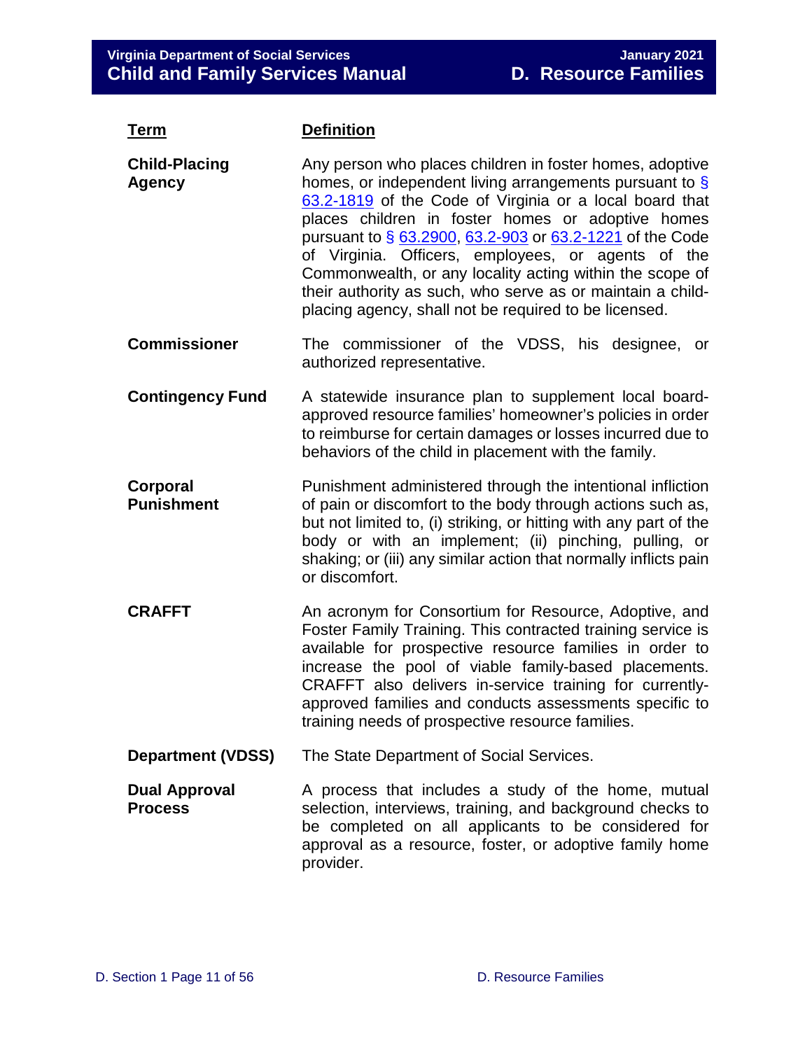| Term | Definition |
| --- | --- |
| **Child-Placing Agency** | Any person who places children in foster homes, adoptive homes, or independent living arrangements pursuant to § 63.2-1819 of the Code of Virginia or a local board that places children in foster homes or adoptive homes pursuant to § 63.2900, 63.2-903 or 63.2-1221 of the Code of Virginia. Officers, employees, or agents of the Commonwealth, or any locality acting within the scope of their authority as such, who serve as or maintain a child-placing agency, shall not be required to be licensed. |
| **Commissioner** | The commissioner of the VDSS, his designee, or authorized representative. |
| **Contingency Fund** | A statewide insurance plan to supplement local board-approved resource families' homeowner's policies in order to reimburse for certain damages or losses incurred due to behaviors of the child in placement with the family. |
| **Corporal Punishment** | Punishment administered through the intentional infliction of pain or discomfort to the body through actions such as, but not limited to, (i) striking, or hitting with any part of the body or with an implement; (ii) pinching, pulling, or shaking; or (iii) any similar action that normally inflicts pain or discomfort. |
| **CRAFFT** | An acronym for Consortium for Resource, Adoptive, and Foster Family Training. This contracted training service is available for prospective resource families in order to increase the pool of viable family-based placements. CRAFFT also delivers in-service training for currently-approved families and conducts assessments specific to training needs of prospective resource families. |
| **Department (VDSS)** | The State Department of Social Services. |
| **Dual Approval Process** | A process that includes a study of the home, mutual selection, interviews, training, and background checks to be completed on all applicants to be considered for approval as a resource, foster, or adoptive family home provider. |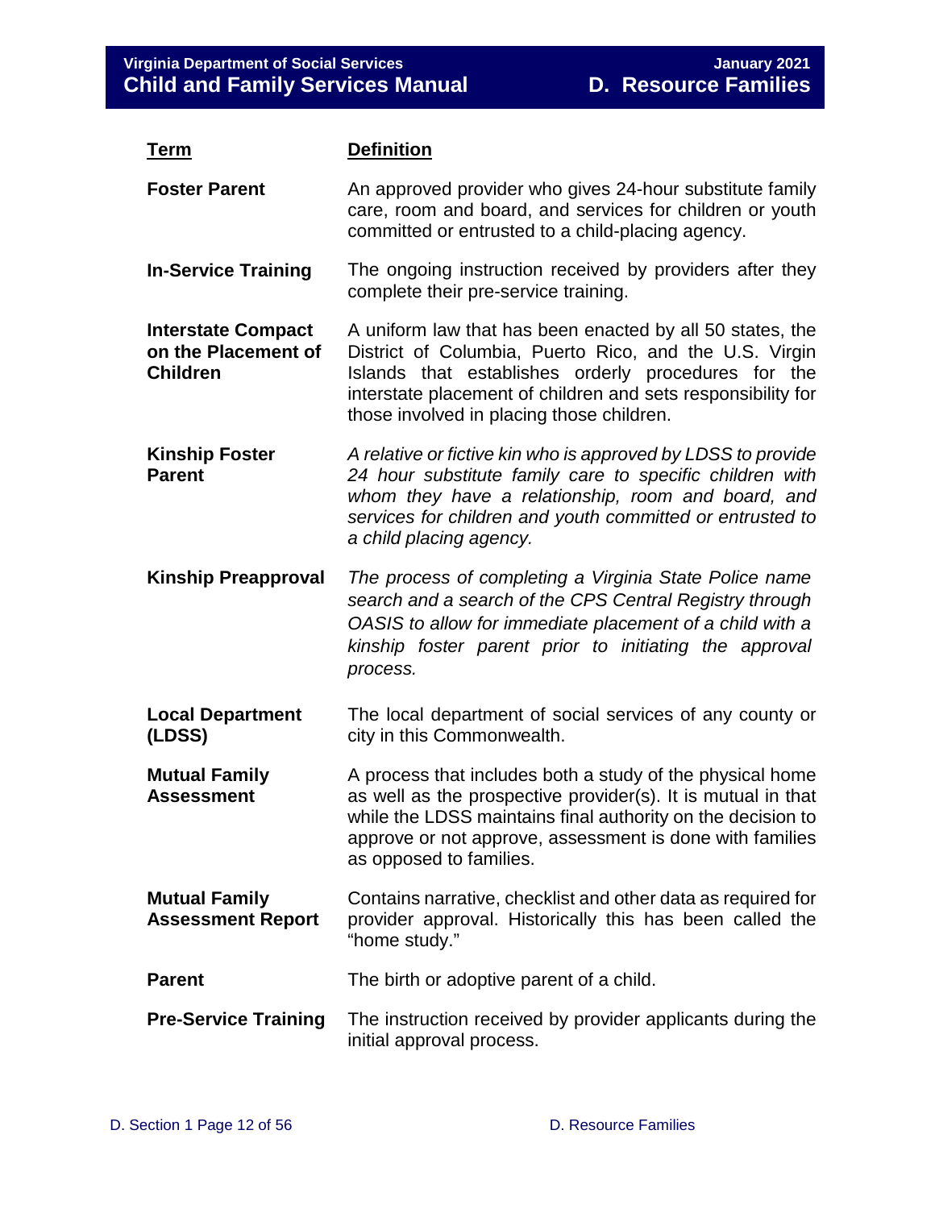| Term | Definition |
|---|---|
| **Foster Parent** | An approved provider who gives 24-hour substitute family care, room and board, and services for children or youth committed or entrusted to a child-placing agency. |
| **In-Service Training** | The ongoing instruction received by providers after they complete their pre-service training. |
| **Interstate Compact on the Placement of Children** | A uniform law that has been enacted by all 50 states, the District of Columbia, Puerto Rico, and the U.S. Virgin Islands that establishes orderly procedures for the interstate placement of children and sets responsibility for those involved in placing those children. |
| **Kinship Foster Parent** | *A relative or fictive kin who is approved by LDSS to provide 24 hour substitute family care to specific children with whom they have a relationship, room and board, and services for children and youth committed or entrusted to a child placing agency.* |
| **Kinship Preapproval** | *The process of completing a Virginia State Police name search and a search of the CPS Central Registry through OASIS to allow for immediate placement of a child with a kinship foster parent prior to initiating the approval process.* |
| **Local Department (LDSS)** | The local department of social services of any county or city in this Commonwealth. |
| **Mutual Family Assessment** | A process that includes both a study of the physical home as well as the prospective provider(s). It is mutual in that while the LDSS maintains final authority on the decision to approve or not approve, assessment is done with families as opposed to families. |
| **Mutual Family Assessment Report** | Contains narrative, checklist and other data as required for provider approval. Historically this has been called the "home study." |
| **Parent** | The birth or adoptive parent of a child. |
| **Pre-Service Training** | The instruction received by provider applicants during the initial approval process. |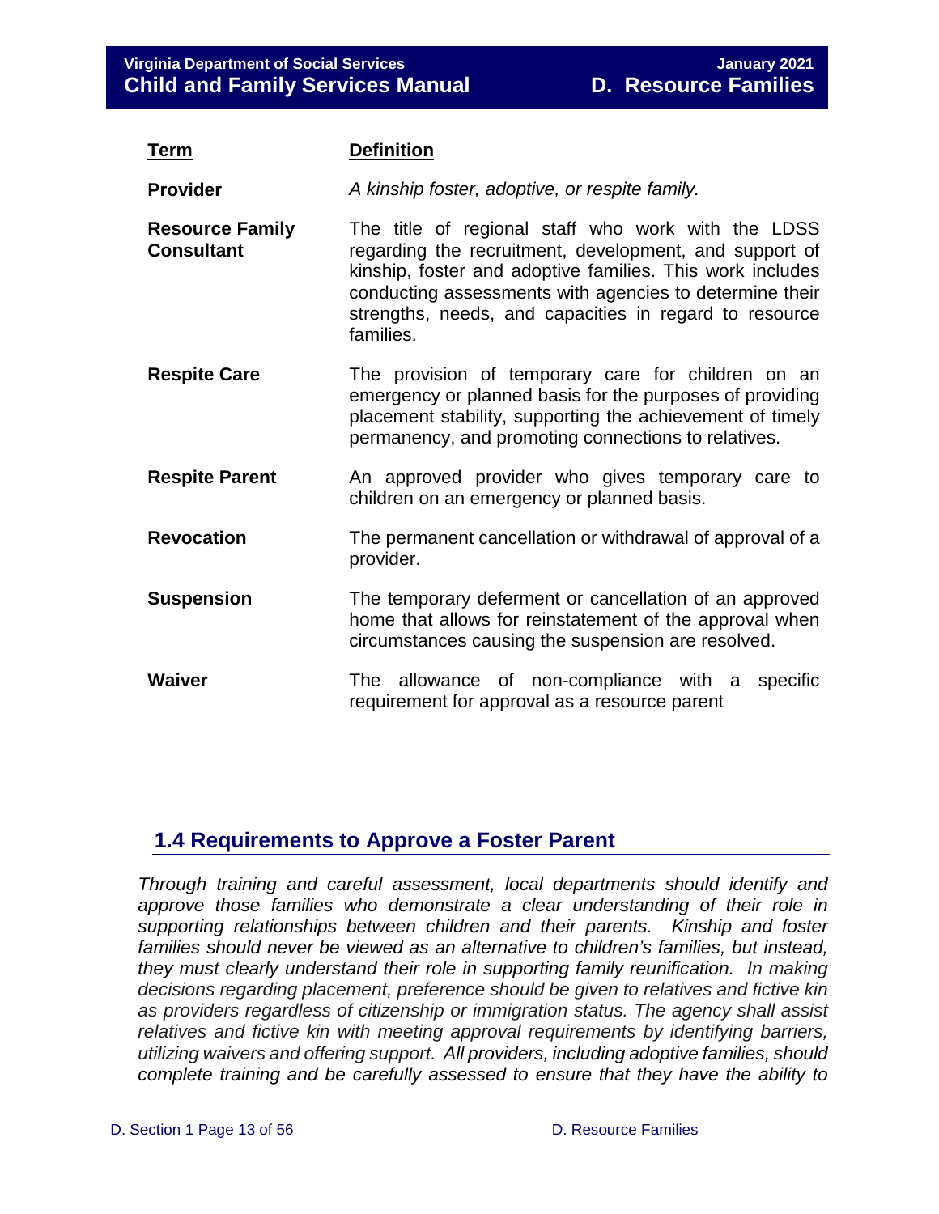| Term | Definition |
|---|---|
| **Provider** | *A kinship foster, adoptive, or respite family.* |
| **Resource Family Consultant** | The title of regional staff who work with the LDSS regarding the recruitment, development, and support of kinship, foster and adoptive families. This work includes conducting assessments with agencies to determine their strengths, needs, and capacities in regard to resource families. |
| **Respite Care** | The provision of temporary care for children on an emergency or planned basis for the purposes of providing placement stability, supporting the achievement of timely permanency, and promoting connections to relatives. |
| **Respite Parent** | An approved provider who gives temporary care to children on an emergency or planned basis. |
| **Revocation** | The permanent cancellation or withdrawal of approval of a provider. |
| **Suspension** | The temporary deferment or cancellation of an approved home that allows for reinstatement of the approval when circumstances causing the suspension are resolved. |
| **Waiver** | The allowance of non-compliance with a specific requirement for approval as a resource parent |

## 1.4 Requirements to Approve a Foster Parent

*Through training and careful assessment, local departments should identify and approve those families who demonstrate a clear understanding of their role in supporting relationships between children and their parents. Kinship and foster families should never be viewed as an alternative to children's families, but instead, they must clearly understand their role in supporting family reunification. In making decisions regarding placement, preference should be given to relatives and fictive kin as providers regardless of citizenship or immigration status. The agency shall assist relatives and fictive kin with meeting approval requirements by identifying barriers, utilizing waivers and offering support. All providers, including adoptive families, should complete training and be carefully assessed to ensure that they have the ability to*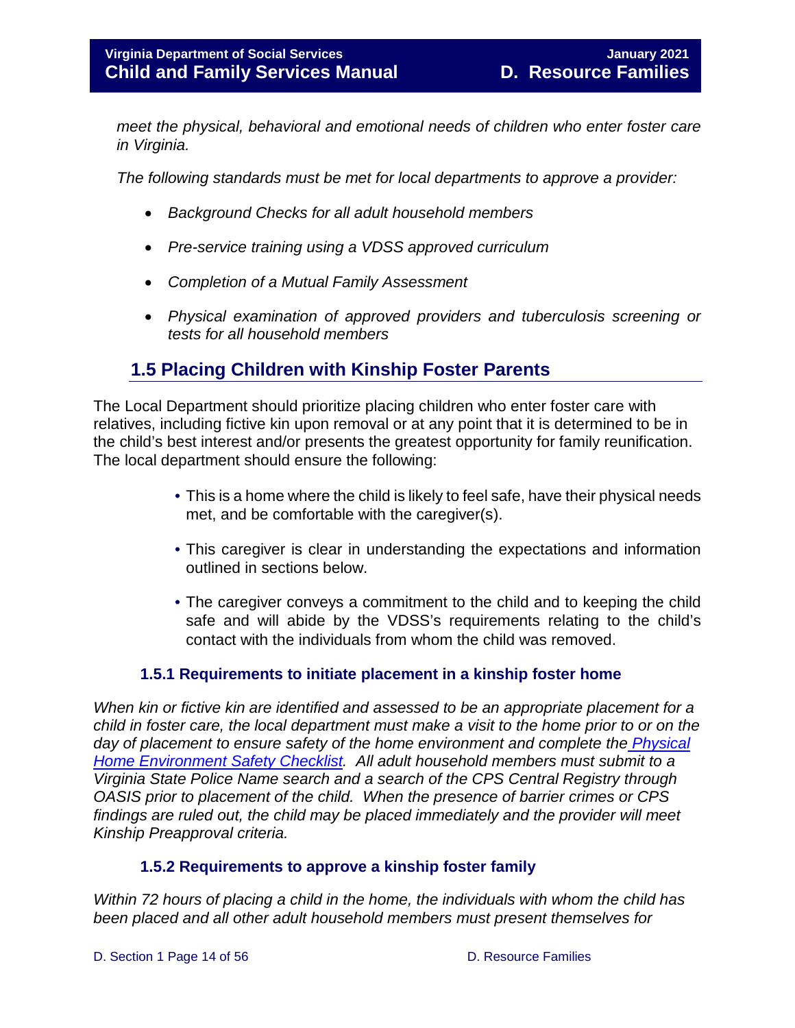*meet the physical, behavioral and emotional needs of children who enter foster care in Virginia.*

*The following standards must be met for local departments to approve a provider:*

- *Background Checks for all adult household members*
- *Pre-service training using a VDSS approved curriculum*
- *Completion of a Mutual Family Assessment*
- *Physical examination of approved providers and tuberculosis screening or tests for all household members*

## 1.5 Placing Children with Kinship Foster Parents

The Local Department should prioritize placing children who enter foster care with relatives, including fictive kin upon removal or at any point that it is determined to be in the child's best interest and/or presents the greatest opportunity for family reunification. The local department should ensure the following:

- This is a home where the child is likely to feel safe, have their physical needs met, and be comfortable with the caregiver(s).
- This caregiver is clear in understanding the expectations and information outlined in sections below.
- The caregiver conveys a commitment to the child and to keeping the child safe and will abide by the VDSS's requirements relating to the child's contact with the individuals from whom the child was removed.

### 1.5.1 Requirements to initiate placement in a kinship foster home

*When kin or fictive kin are identified and assessed to be an appropriate placement for a child in foster care, the local department must make a visit to the home prior to or on the day of placement to ensure safety of the home environment and complete the [Physical Home Environment Safety Checklist](). All adult household members must submit to a Virginia State Police Name search and a search of the CPS Central Registry through OASIS prior to placement of the child. When the presence of barrier crimes or CPS findings are ruled out, the child may be placed immediately and the provider will meet Kinship Preapproval criteria.*

### 1.5.2 Requirements to approve a kinship foster family

*Within 72 hours of placing a child in the home, the individuals with whom the child has been placed and all other adult household members must present themselves for*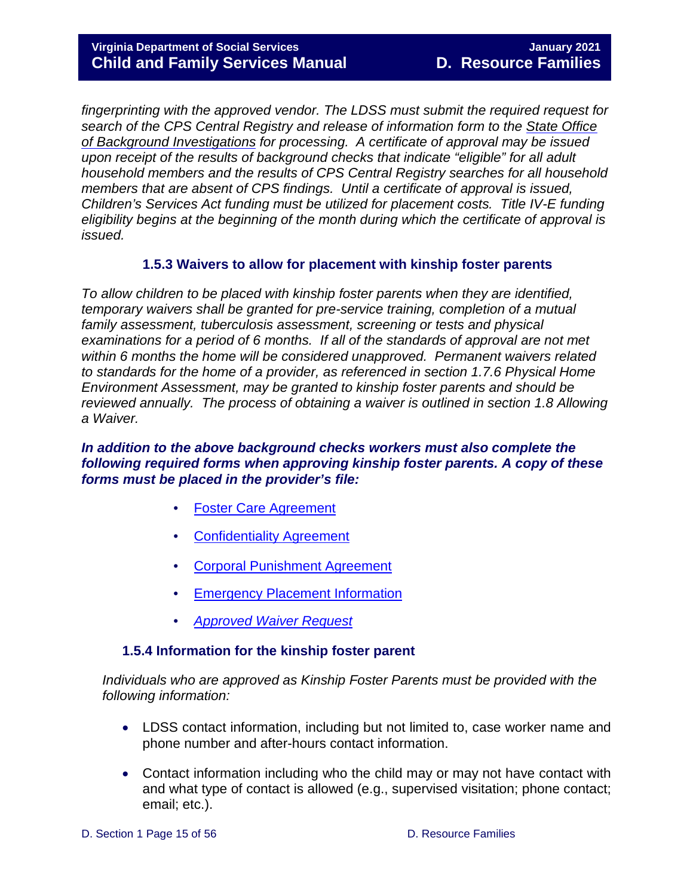*fingerprinting with the approved vendor. The LDSS must submit the required request for search of the CPS Central Registry and release of information form to the State Office of Background Investigations for processing. A certificate of approval may be issued upon receipt of the results of background checks that indicate "eligible" for all adult household members and the results of CPS Central Registry searches for all household members that are absent of CPS findings. Until a certificate of approval is issued, Children's Services Act funding must be utilized for placement costs. Title IV-E funding eligibility begins at the beginning of the month during which the certificate of approval is issued.*

### 1.5.3 Waivers to allow for placement with kinship foster parents

*To allow children to be placed with kinship foster parents when they are identified, temporary waivers shall be granted for pre-service training, completion of a mutual family assessment, tuberculosis assessment, screening or tests and physical examinations for a period of 6 months. If all of the standards of approval are not met within 6 months the home will be considered unapproved. Permanent waivers related to standards for the home of a provider, as referenced in section 1.7.6 Physical Home Environment Assessment, may be granted to kinship foster parents and should be reviewed annually. The process of obtaining a waiver is outlined in section 1.8 Allowing a Waiver.*

***In addition to the above background checks workers must also complete the following required forms when approving kinship foster parents. A copy of these forms must be placed in the provider's file:***

- Foster Care Agreement
- Confidentiality Agreement
- Corporal Punishment Agreement
- Emergency Placement Information
- *Approved Waiver Request*

### 1.5.4 Information for the kinship foster parent

*Individuals who are approved as Kinship Foster Parents must be provided with the following information:*

- LDSS contact information, including but not limited to, case worker name and phone number and after-hours contact information.
- Contact information including who the child may or may not have contact with and what type of contact is allowed (e.g., supervised visitation; phone contact; email; etc.).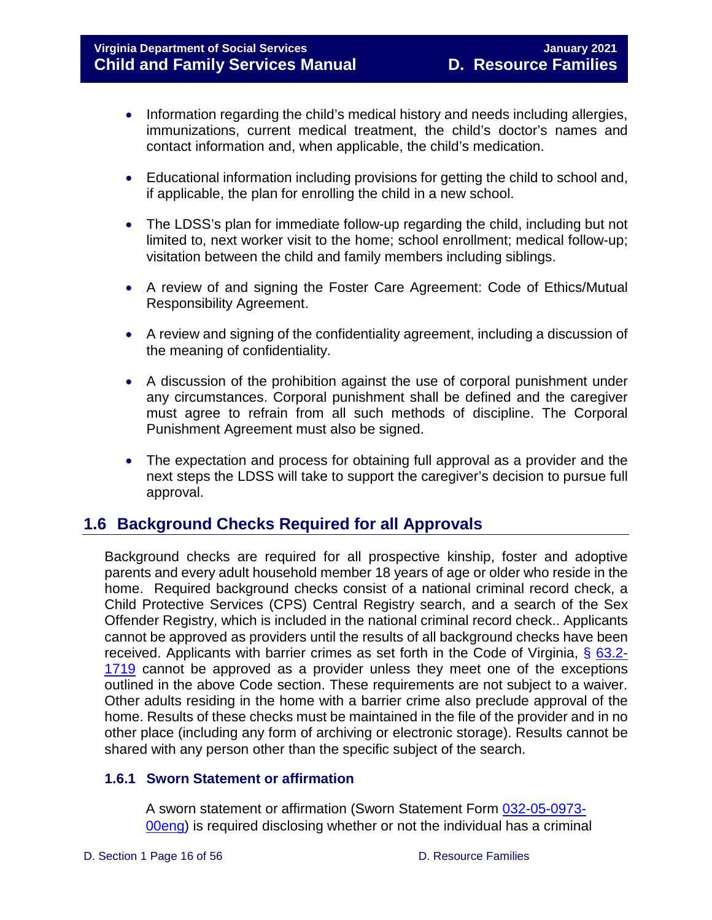- Information regarding the child's medical history and needs including allergies, immunizations, current medical treatment, the child's doctor's names and contact information and, when applicable, the child's medication.

- Educational information including provisions for getting the child to school and, if applicable, the plan for enrolling the child in a new school.

- The LDSS's plan for immediate follow-up regarding the child, including but not limited to, next worker visit to the home; school enrollment; medical follow-up; visitation between the child and family members including siblings.

- A review of and signing the Foster Care Agreement: Code of Ethics/Mutual Responsibility Agreement.

- A review and signing of the confidentiality agreement, including a discussion of the meaning of confidentiality.

- A discussion of the prohibition against the use of corporal punishment under any circumstances. Corporal punishment shall be defined and the caregiver must agree to refrain from all such methods of discipline. The Corporal Punishment Agreement must also be signed.

- The expectation and process for obtaining full approval as a provider and the next steps the LDSS will take to support the caregiver's decision to pursue full approval.

## 1.6 Background Checks Required for all Approvals

Background checks are required for all prospective kinship, foster and adoptive parents and every adult household member 18 years of age or older who reside in the home. Required background checks consist of a national criminal record check, a Child Protective Services (CPS) Central Registry search, and a search of the Sex Offender Registry, which is included in the national criminal record check.. Applicants cannot be approved as providers until the results of all background checks have been received. Applicants with barrier crimes as set forth in the Code of Virginia, § 63.2-1719 cannot be approved as a provider unless they meet one of the exceptions outlined in the above Code section. These requirements are not subject to a waiver. Other adults residing in the home with a barrier crime also preclude approval of the home. Results of these checks must be maintained in the file of the provider and in no other place (including any form of archiving or electronic storage). Results cannot be shared with any person other than the specific subject of the search.

### 1.6.1 Sworn Statement or affirmation

A sworn statement or affirmation (Sworn Statement Form 032-05-0973-00eng) is required disclosing whether or not the individual has a criminal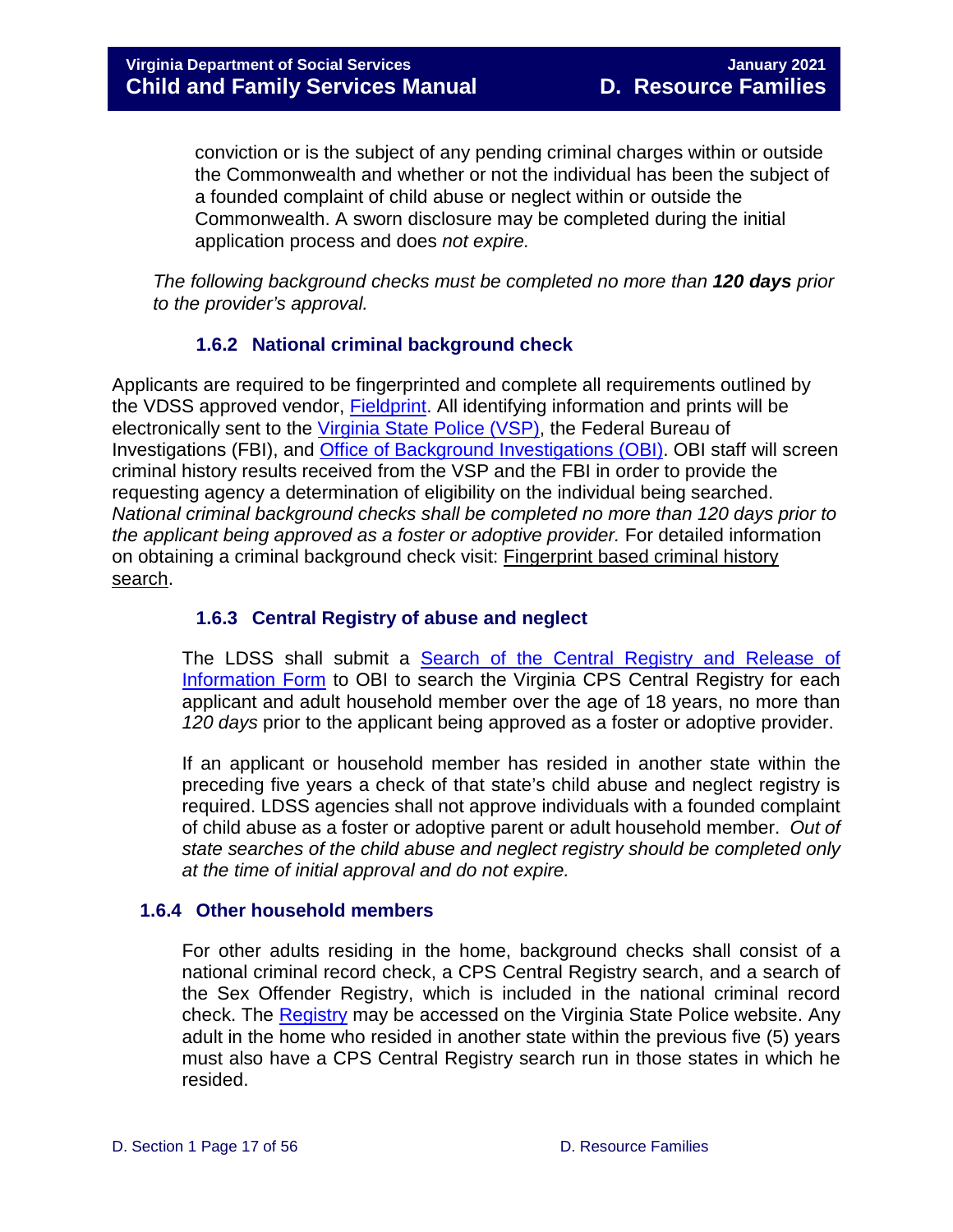conviction or is the subject of any pending criminal charges within or outside the Commonwealth and whether or not the individual has been the subject of a founded complaint of child abuse or neglect within or outside the Commonwealth. A sworn disclosure may be completed during the initial application process and does *not expire.*

*The following background checks must be completed no more than **120 days** prior to the provider's approval.*

### 1.6.2 National criminal background check

Applicants are required to be fingerprinted and complete all requirements outlined by the VDSS approved vendor, Fieldprint. All identifying information and prints will be electronically sent to the Virginia State Police (VSP), the Federal Bureau of Investigations (FBI), and Office of Background Investigations (OBI). OBI staff will screen criminal history results received from the VSP and the FBI in order to provide the requesting agency a determination of eligibility on the individual being searched. *National criminal background checks shall be completed no more than 120 days prior to the applicant being approved as a foster or adoptive provider.* For detailed information on obtaining a criminal background check visit: Fingerprint based criminal history search.

### 1.6.3 Central Registry of abuse and neglect

The LDSS shall submit a Search of the Central Registry and Release of Information Form to OBI to search the Virginia CPS Central Registry for each applicant and adult household member over the age of 18 years, no more than *120 days* prior to the applicant being approved as a foster or adoptive provider.

If an applicant or household member has resided in another state within the preceding five years a check of that state's child abuse and neglect registry is required. LDSS agencies shall not approve individuals with a founded complaint of child abuse as a foster or adoptive parent or adult household member. *Out of state searches of the child abuse and neglect registry should be completed only at the time of initial approval and do not expire.*

### 1.6.4 Other household members

For other adults residing in the home, background checks shall consist of a national criminal record check, a CPS Central Registry search, and a search of the Sex Offender Registry, which is included in the national criminal record check. The Registry may be accessed on the Virginia State Police website. Any adult in the home who resided in another state within the previous five (5) years must also have a CPS Central Registry search run in those states in which he resided.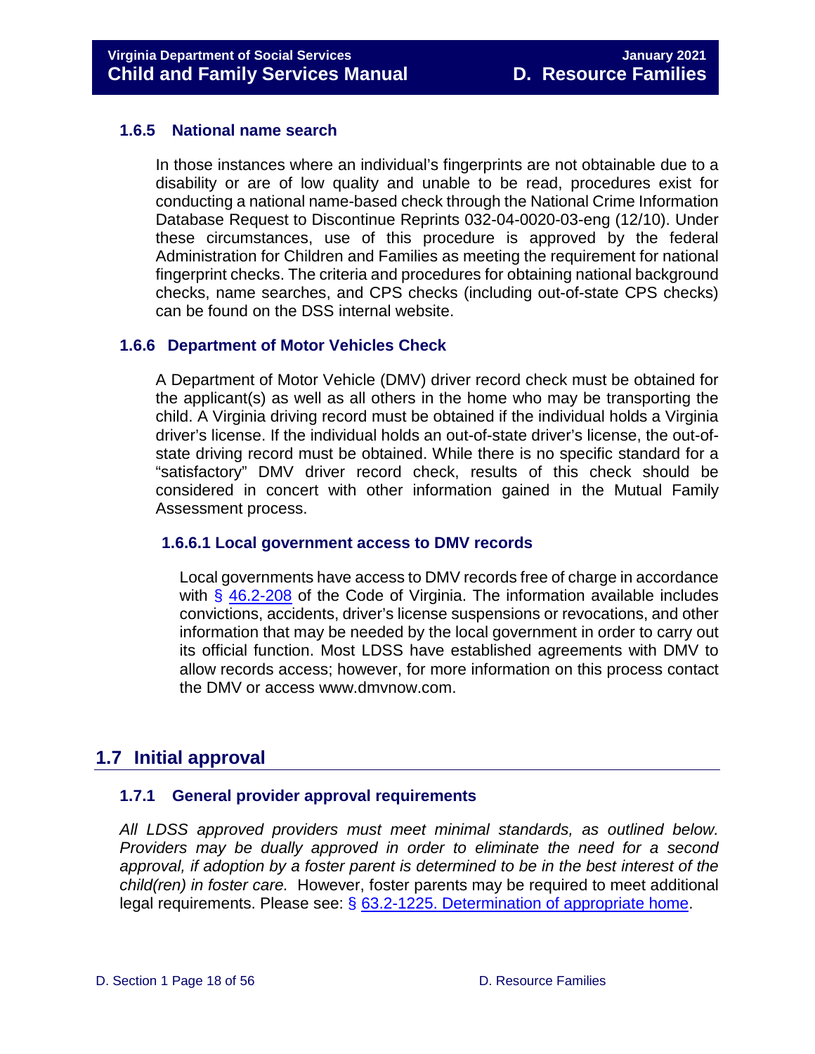### 1.6.5 National name search

In those instances where an individual's fingerprints are not obtainable due to a disability or are of low quality and unable to be read, procedures exist for conducting a national name-based check through the National Crime Information Database Request to Discontinue Reprints 032-04-0020-03-eng (12/10). Under these circumstances, use of this procedure is approved by the federal Administration for Children and Families as meeting the requirement for national fingerprint checks. The criteria and procedures for obtaining national background checks, name searches, and CPS checks (including out-of-state CPS checks) can be found on the DSS internal website.

### 1.6.6 Department of Motor Vehicles Check

A Department of Motor Vehicle (DMV) driver record check must be obtained for the applicant(s) as well as all others in the home who may be transporting the child. A Virginia driving record must be obtained if the individual holds a Virginia driver's license. If the individual holds an out-of-state driver's license, the out-of-state driving record must be obtained. While there is no specific standard for a "satisfactory" DMV driver record check, results of this check should be considered in concert with other information gained in the Mutual Family Assessment process.

#### 1.6.6.1 Local government access to DMV records

Local governments have access to DMV records free of charge in accordance with § 46.2-208 of the Code of Virginia. The information available includes convictions, accidents, driver's license suspensions or revocations, and other information that may be needed by the local government in order to carry out its official function. Most LDSS have established agreements with DMV to allow records access; however, for more information on this process contact the DMV or access www.dmvnow.com.

## 1.7 Initial approval

### 1.7.1 General provider approval requirements

*All LDSS approved providers must meet minimal standards, as outlined below. Providers may be dually approved in order to eliminate the need for a second approval, if adoption by a foster parent is determined to be in the best interest of the child(ren) in foster care.* However, foster parents may be required to meet additional legal requirements. Please see: § 63.2-1225. Determination of appropriate home.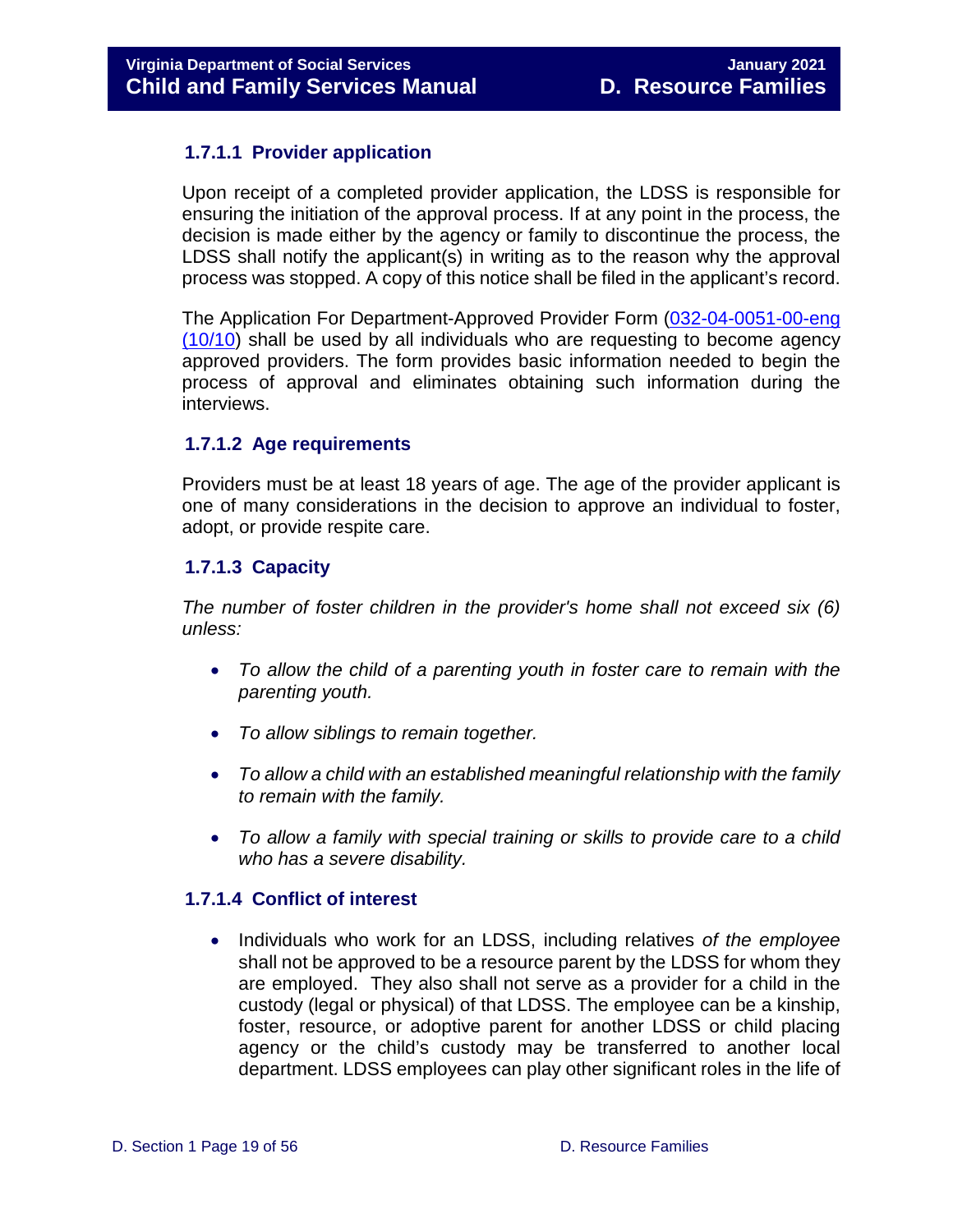### 1.7.1.1 Provider application

Upon receipt of a completed provider application, the LDSS is responsible for ensuring the initiation of the approval process. If at any point in the process, the decision is made either by the agency or family to discontinue the process, the LDSS shall notify the applicant(s) in writing as to the reason why the approval process was stopped. A copy of this notice shall be filed in the applicant's record.

The Application For Department-Approved Provider Form (032-04-0051-00-eng (10/10)) shall be used by all individuals who are requesting to become agency approved providers. The form provides basic information needed to begin the process of approval and eliminates obtaining such information during the interviews.

### 1.7.1.2 Age requirements

Providers must be at least 18 years of age. The age of the provider applicant is one of many considerations in the decision to approve an individual to foster, adopt, or provide respite care.

### 1.7.1.3 Capacity

*The number of foster children in the provider's home shall not exceed six (6) unless:*

- *To allow the child of a parenting youth in foster care to remain with the parenting youth.*
- *To allow siblings to remain together.*
- *To allow a child with an established meaningful relationship with the family to remain with the family.*
- *To allow a family with special training or skills to provide care to a child who has a severe disability.*

### 1.7.1.4 Conflict of interest

- Individuals who work for an LDSS, including relatives *of the employee* shall not be approved to be a resource parent by the LDSS for whom they are employed. They also shall not serve as a provider for a child in the custody (legal or physical) of that LDSS. The employee can be a kinship, foster, resource, or adoptive parent for another LDSS or child placing agency or the child's custody may be transferred to another local department. LDSS employees can play other significant roles in the life of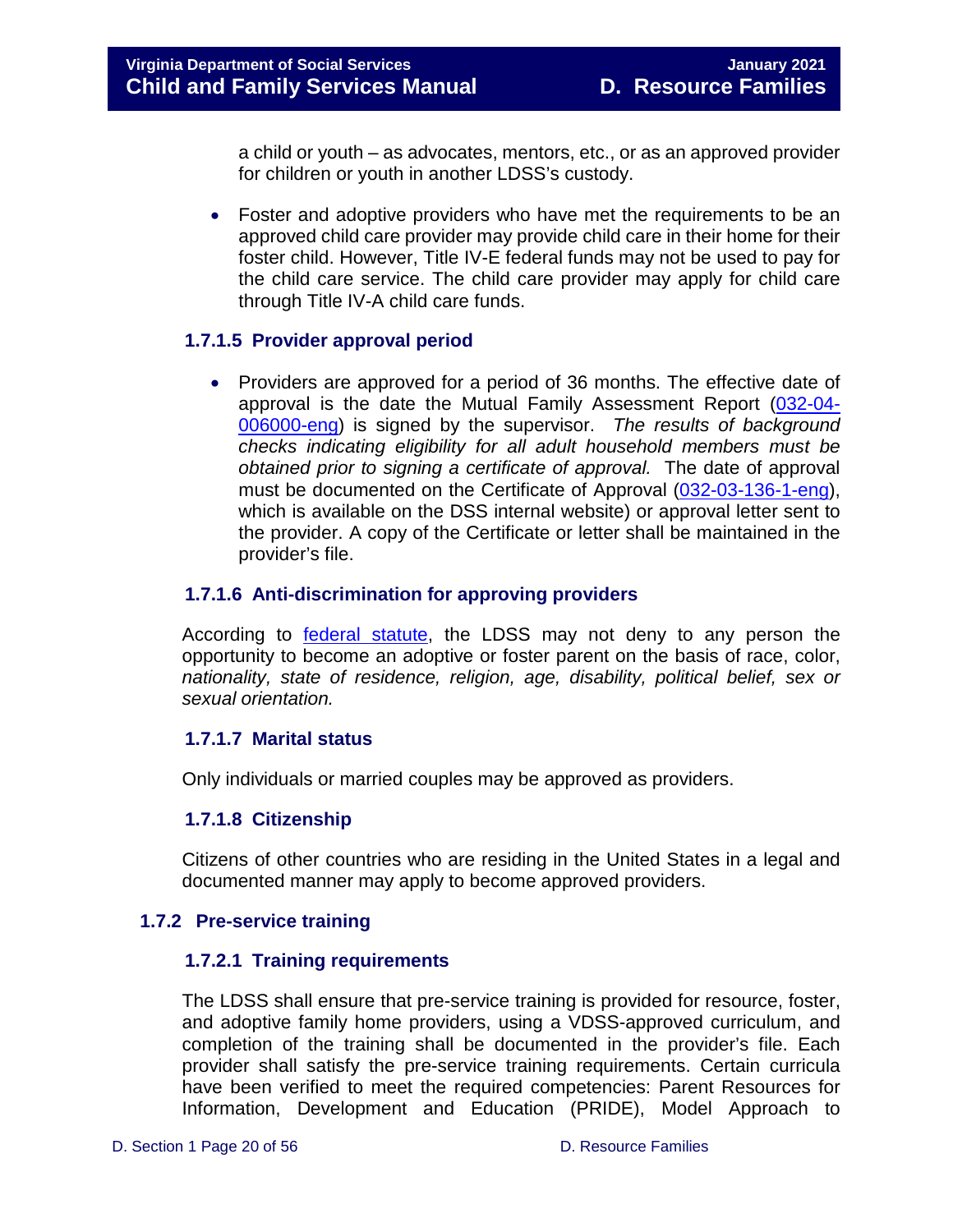a child or youth – as advocates, mentors, etc., or as an approved provider for children or youth in another LDSS's custody.

- Foster and adoptive providers who have met the requirements to be an approved child care provider may provide child care in their home for their foster child. However, Title IV-E federal funds may not be used to pay for the child care service. The child care provider may apply for child care through Title IV-A child care funds.

### 1.7.1.5 Provider approval period

- Providers are approved for a period of 36 months. The effective date of approval is the date the Mutual Family Assessment Report (032-04-006000-eng) is signed by the supervisor. *The results of background checks indicating eligibility for all adult household members must be obtained prior to signing a certificate of approval.* The date of approval must be documented on the Certificate of Approval (032-03-136-1-eng), which is available on the DSS internal website) or approval letter sent to the provider. A copy of the Certificate or letter shall be maintained in the provider's file.

### 1.7.1.6 Anti-discrimination for approving providers

According to federal statute, the LDSS may not deny to any person the opportunity to become an adoptive or foster parent on the basis of race, color, *nationality, state of residence, religion, age, disability, political belief, sex or sexual orientation.*

### 1.7.1.7 Marital status

Only individuals or married couples may be approved as providers.

### 1.7.1.8 Citizenship

Citizens of other countries who are residing in the United States in a legal and documented manner may apply to become approved providers.

## 1.7.2 Pre-service training

### 1.7.2.1 Training requirements

The LDSS shall ensure that pre-service training is provided for resource, foster, and adoptive family home providers, using a VDSS-approved curriculum, and completion of the training shall be documented in the provider's file. Each provider shall satisfy the pre-service training requirements. Certain curricula have been verified to meet the required competencies: Parent Resources for Information, Development and Education (PRIDE), Model Approach to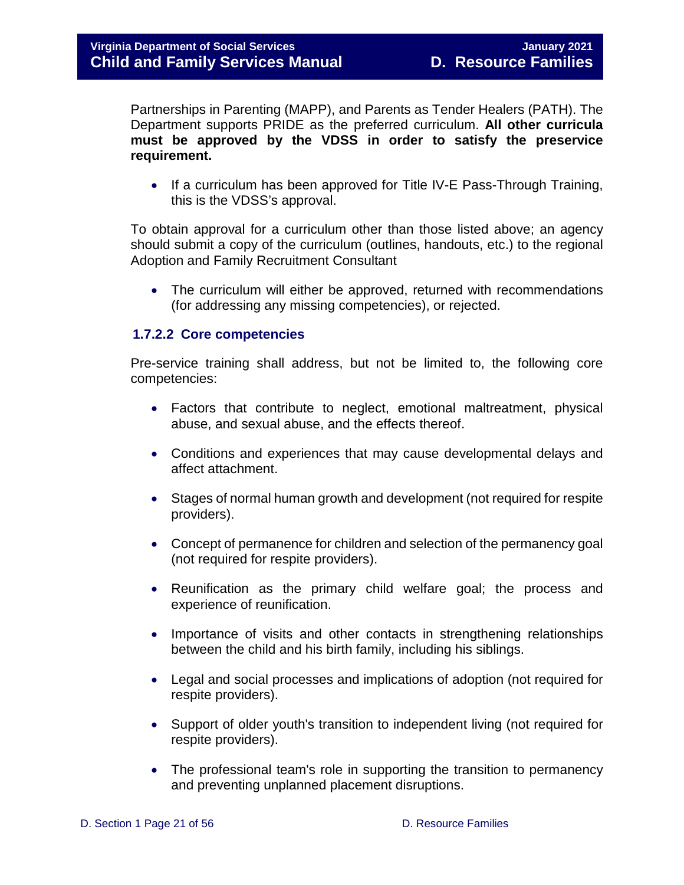Partnerships in Parenting (MAPP), and Parents as Tender Healers (PATH). The Department supports PRIDE as the preferred curriculum. **All other curricula must be approved by the VDSS in order to satisfy the preservice requirement.**

- If a curriculum has been approved for Title IV-E Pass-Through Training, this is the VDSS's approval.

To obtain approval for a curriculum other than those listed above; an agency should submit a copy of the curriculum (outlines, handouts, etc.) to the regional Adoption and Family Recruitment Consultant

- The curriculum will either be approved, returned with recommendations (for addressing any missing competencies), or rejected.

#### 1.7.2.2 Core competencies

Pre-service training shall address, but not be limited to, the following core competencies:

- Factors that contribute to neglect, emotional maltreatment, physical abuse, and sexual abuse, and the effects thereof.
- Conditions and experiences that may cause developmental delays and affect attachment.
- Stages of normal human growth and development (not required for respite providers).
- Concept of permanence for children and selection of the permanency goal (not required for respite providers).
- Reunification as the primary child welfare goal; the process and experience of reunification.
- Importance of visits and other contacts in strengthening relationships between the child and his birth family, including his siblings.
- Legal and social processes and implications of adoption (not required for respite providers).
- Support of older youth's transition to independent living (not required for respite providers).
- The professional team's role in supporting the transition to permanency and preventing unplanned placement disruptions.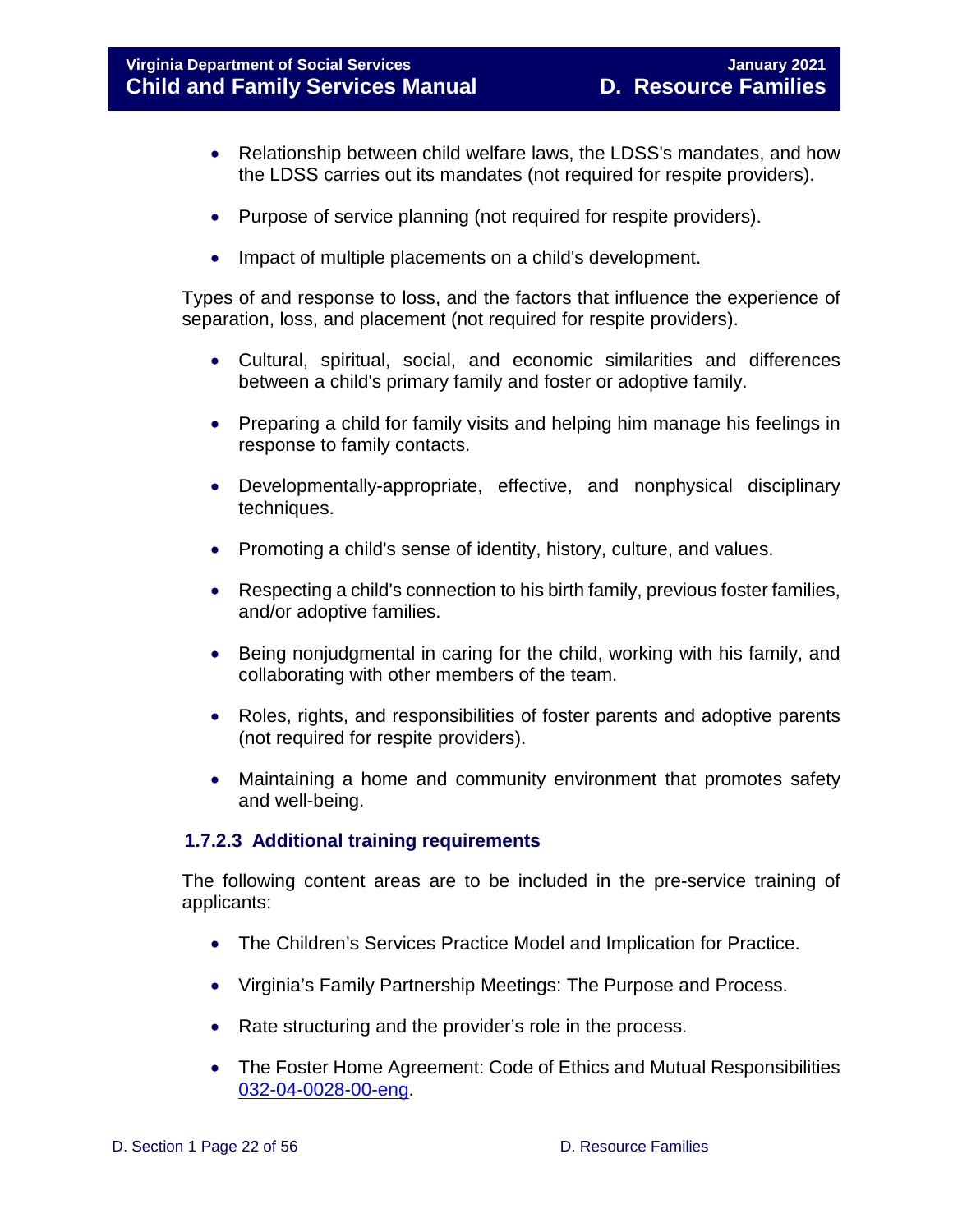- Relationship between child welfare laws, the LDSS's mandates, and how the LDSS carries out its mandates (not required for respite providers).

- Purpose of service planning (not required for respite providers).

- Impact of multiple placements on a child's development.

Types of and response to loss, and the factors that influence the experience of separation, loss, and placement (not required for respite providers).

- Cultural, spiritual, social, and economic similarities and differences between a child's primary family and foster or adoptive family.

- Preparing a child for family visits and helping him manage his feelings in response to family contacts.

- Developmentally-appropriate, effective, and nonphysical disciplinary techniques.

- Promoting a child's sense of identity, history, culture, and values.

- Respecting a child's connection to his birth family, previous foster families, and/or adoptive families.

- Being nonjudgmental in caring for the child, working with his family, and collaborating with other members of the team.

- Roles, rights, and responsibilities of foster parents and adoptive parents (not required for respite providers).

- Maintaining a home and community environment that promotes safety and well-being.

### 1.7.2.3 Additional training requirements

The following content areas are to be included in the pre-service training of applicants:

- The Children's Services Practice Model and Implication for Practice.

- Virginia's Family Partnership Meetings: The Purpose and Process.

- Rate structuring and the provider's role in the process.

- The Foster Home Agreement: Code of Ethics and Mutual Responsibilities 032-04-0028-00-eng.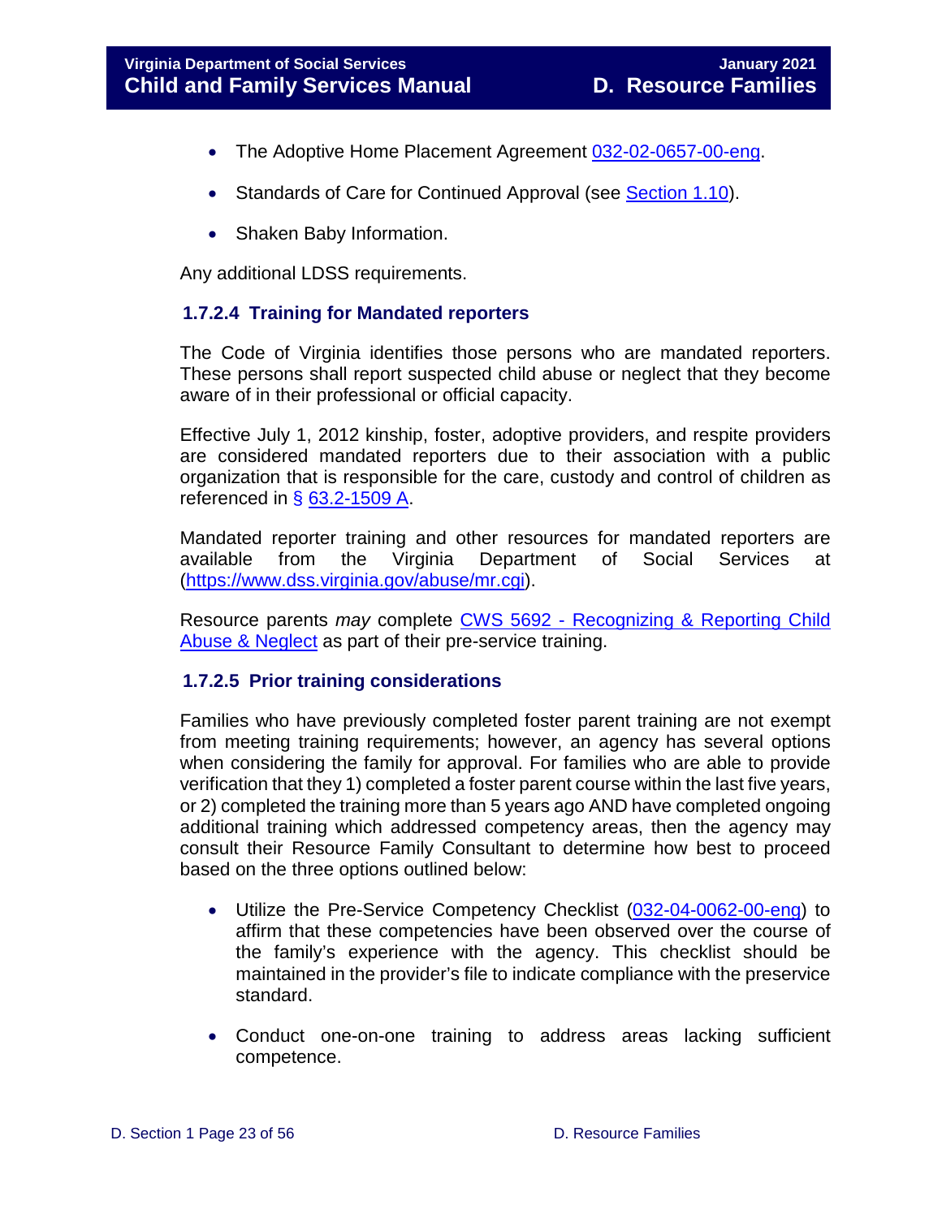- The Adoptive Home Placement Agreement [032-02-0657-00-eng](032-02-0657-00-eng).
- Standards of Care for Continued Approval (see Section 1.10).
- Shaken Baby Information.

Any additional LDSS requirements.

#### 1.7.2.4 Training for Mandated reporters

The Code of Virginia identifies those persons who are mandated reporters. These persons shall report suspected child abuse or neglect that they become aware of in their professional or official capacity.

Effective July 1, 2012 kinship, foster, adoptive providers, and respite providers are considered mandated reporters due to their association with a public organization that is responsible for the care, custody and control of children as referenced in § 63.2-1509 A.

Mandated reporter training and other resources for mandated reporters are available from the Virginia Department of Social Services at (https://www.dss.virginia.gov/abuse/mr.cgi).

Resource parents *may* complete CWS 5692 - Recognizing & Reporting Child Abuse & Neglect as part of their pre-service training.

#### 1.7.2.5 Prior training considerations

Families who have previously completed foster parent training are not exempt from meeting training requirements; however, an agency has several options when considering the family for approval. For families who are able to provide verification that they 1) completed a foster parent course within the last five years, or 2) completed the training more than 5 years ago AND have completed ongoing additional training which addressed competency areas, then the agency may consult their Resource Family Consultant to determine how best to proceed based on the three options outlined below:

- Utilize the Pre-Service Competency Checklist (032-04-0062-00-eng) to affirm that these competencies have been observed over the course of the family's experience with the agency. This checklist should be maintained in the provider's file to indicate compliance with the preservice standard.
- Conduct one-on-one training to address areas lacking sufficient competence.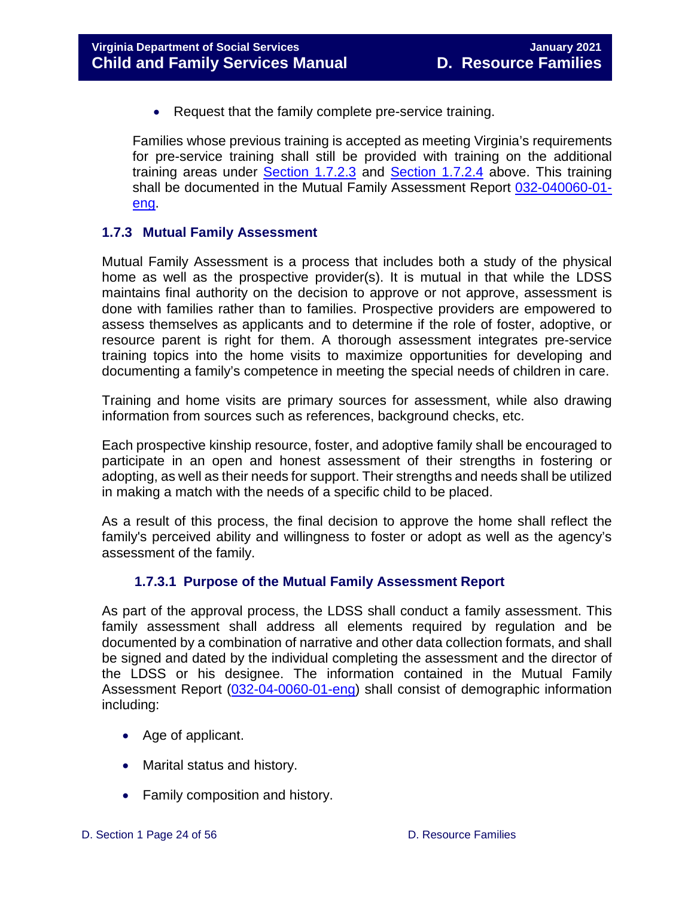- Request that the family complete pre-service training.

Families whose previous training is accepted as meeting Virginia's requirements for pre-service training shall still be provided with training on the additional training areas under Section 1.7.2.3 and Section 1.7.2.4 above. This training shall be documented in the Mutual Family Assessment Report 032-040060-01-eng.

### 1.7.3 Mutual Family Assessment

Mutual Family Assessment is a process that includes both a study of the physical home as well as the prospective provider(s). It is mutual in that while the LDSS maintains final authority on the decision to approve or not approve, assessment is done with families rather than to families. Prospective providers are empowered to assess themselves as applicants and to determine if the role of foster, adoptive, or resource parent is right for them. A thorough assessment integrates pre-service training topics into the home visits to maximize opportunities for developing and documenting a family's competence in meeting the special needs of children in care.

Training and home visits are primary sources for assessment, while also drawing information from sources such as references, background checks, etc.

Each prospective kinship resource, foster, and adoptive family shall be encouraged to participate in an open and honest assessment of their strengths in fostering or adopting, as well as their needs for support. Their strengths and needs shall be utilized in making a match with the needs of a specific child to be placed.

As a result of this process, the final decision to approve the home shall reflect the family's perceived ability and willingness to foster or adopt as well as the agency's assessment of the family.

#### 1.7.3.1 Purpose of the Mutual Family Assessment Report

As part of the approval process, the LDSS shall conduct a family assessment. This family assessment shall address all elements required by regulation and be documented by a combination of narrative and other data collection formats, and shall be signed and dated by the individual completing the assessment and the director of the LDSS or his designee. The information contained in the Mutual Family Assessment Report (032-04-0060-01-eng) shall consist of demographic information including:

- Age of applicant.
- Marital status and history.
- Family composition and history.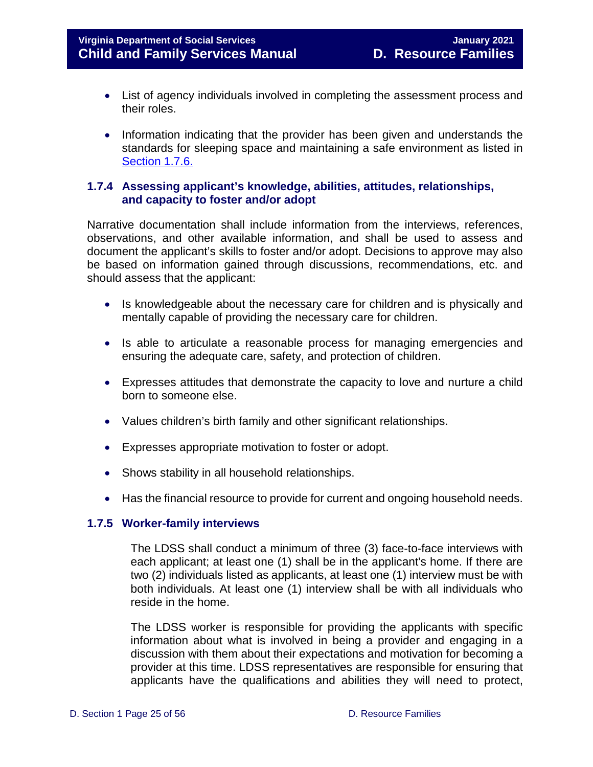- List of agency individuals involved in completing the assessment process and their roles.
- Information indicating that the provider has been given and understands the standards for sleeping space and maintaining a safe environment as listed in [Section 1.7.6.](#)

### 1.7.4 Assessing applicant's knowledge, abilities, attitudes, relationships, and capacity to foster and/or adopt

Narrative documentation shall include information from the interviews, references, observations, and other available information, and shall be used to assess and document the applicant's skills to foster and/or adopt. Decisions to approve may also be based on information gained through discussions, recommendations, etc. and should assess that the applicant:

- Is knowledgeable about the necessary care for children and is physically and mentally capable of providing the necessary care for children.
- Is able to articulate a reasonable process for managing emergencies and ensuring the adequate care, safety, and protection of children.
- Expresses attitudes that demonstrate the capacity to love and nurture a child born to someone else.
- Values children's birth family and other significant relationships.
- Expresses appropriate motivation to foster or adopt.
- Shows stability in all household relationships.
- Has the financial resource to provide for current and ongoing household needs.

### 1.7.5 Worker-family interviews

The LDSS shall conduct a minimum of three (3) face-to-face interviews with each applicant; at least one (1) shall be in the applicant's home. If there are two (2) individuals listed as applicants, at least one (1) interview must be with both individuals. At least one (1) interview shall be with all individuals who reside in the home.

The LDSS worker is responsible for providing the applicants with specific information about what is involved in being a provider and engaging in a discussion with them about their expectations and motivation for becoming a provider at this time. LDSS representatives are responsible for ensuring that applicants have the qualifications and abilities they will need to protect,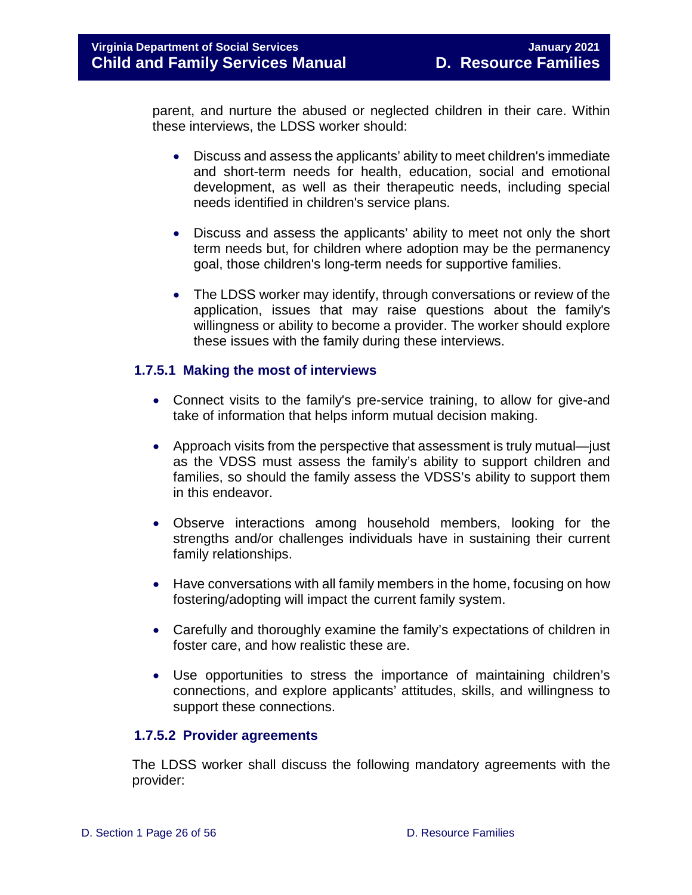parent, and nurture the abused or neglected children in their care. Within these interviews, the LDSS worker should:

- Discuss and assess the applicants' ability to meet children's immediate and short-term needs for health, education, social and emotional development, as well as their therapeutic needs, including special needs identified in children's service plans.

- Discuss and assess the applicants' ability to meet not only the short term needs but, for children where adoption may be the permanency goal, those children's long-term needs for supportive families.

- The LDSS worker may identify, through conversations or review of the application, issues that may raise questions about the family's willingness or ability to become a provider. The worker should explore these issues with the family during these interviews.

### 1.7.5.1 Making the most of interviews

- Connect visits to the family's pre-service training, to allow for give-and take of information that helps inform mutual decision making.

- Approach visits from the perspective that assessment is truly mutual—just as the VDSS must assess the family's ability to support children and families, so should the family assess the VDSS's ability to support them in this endeavor.

- Observe interactions among household members, looking for the strengths and/or challenges individuals have in sustaining their current family relationships.

- Have conversations with all family members in the home, focusing on how fostering/adopting will impact the current family system.

- Carefully and thoroughly examine the family's expectations of children in foster care, and how realistic these are.

- Use opportunities to stress the importance of maintaining children's connections, and explore applicants' attitudes, skills, and willingness to support these connections.

### 1.7.5.2 Provider agreements

The LDSS worker shall discuss the following mandatory agreements with the provider: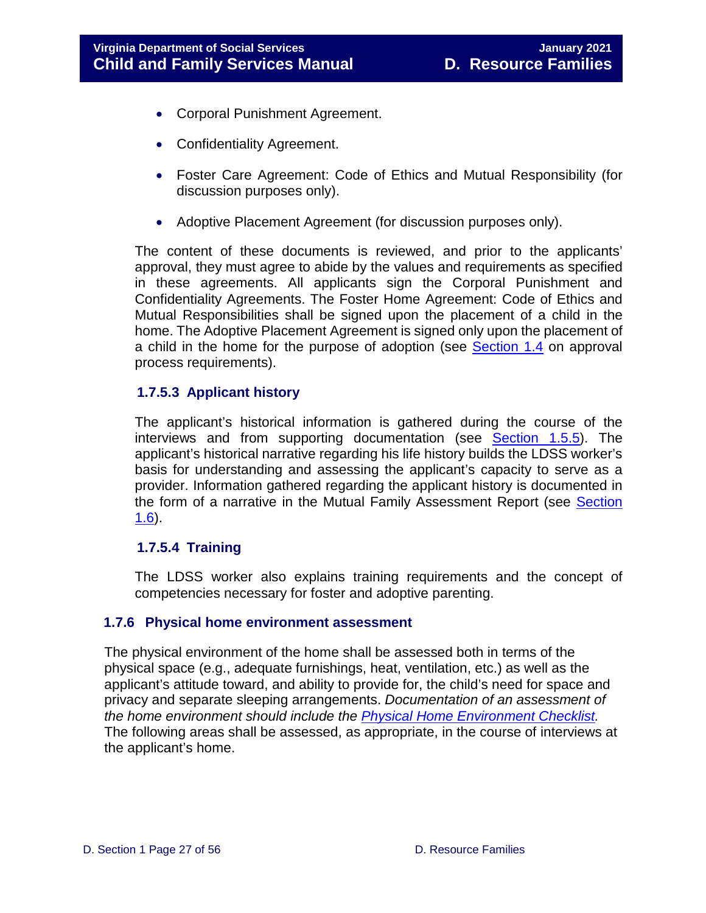- Corporal Punishment Agreement.
- Confidentiality Agreement.
- Foster Care Agreement: Code of Ethics and Mutual Responsibility (for discussion purposes only).
- Adoptive Placement Agreement (for discussion purposes only).

The content of these documents is reviewed, and prior to the applicants' approval, they must agree to abide by the values and requirements as specified in these agreements. All applicants sign the Corporal Punishment and Confidentiality Agreements. The Foster Home Agreement: Code of Ethics and Mutual Responsibilities shall be signed upon the placement of a child in the home. The Adoptive Placement Agreement is signed only upon the placement of a child in the home for the purpose of adoption (see Section 1.4 on approval process requirements).

#### 1.7.5.3 Applicant history

The applicant's historical information is gathered during the course of the interviews and from supporting documentation (see Section 1.5.5). The applicant's historical narrative regarding his life history builds the LDSS worker's basis for understanding and assessing the applicant's capacity to serve as a provider. Information gathered regarding the applicant history is documented in the form of a narrative in the Mutual Family Assessment Report (see Section 1.6).

#### 1.7.5.4 Training

The LDSS worker also explains training requirements and the concept of competencies necessary for foster and adoptive parenting.

### 1.7.6 Physical home environment assessment

The physical environment of the home shall be assessed both in terms of the physical space (e.g., adequate furnishings, heat, ventilation, etc.) as well as the applicant's attitude toward, and ability to provide for, the child's need for space and privacy and separate sleeping arrangements. *Documentation of an assessment of the home environment should include the Physical Home Environment Checklist.* The following areas shall be assessed, as appropriate, in the course of interviews at the applicant's home.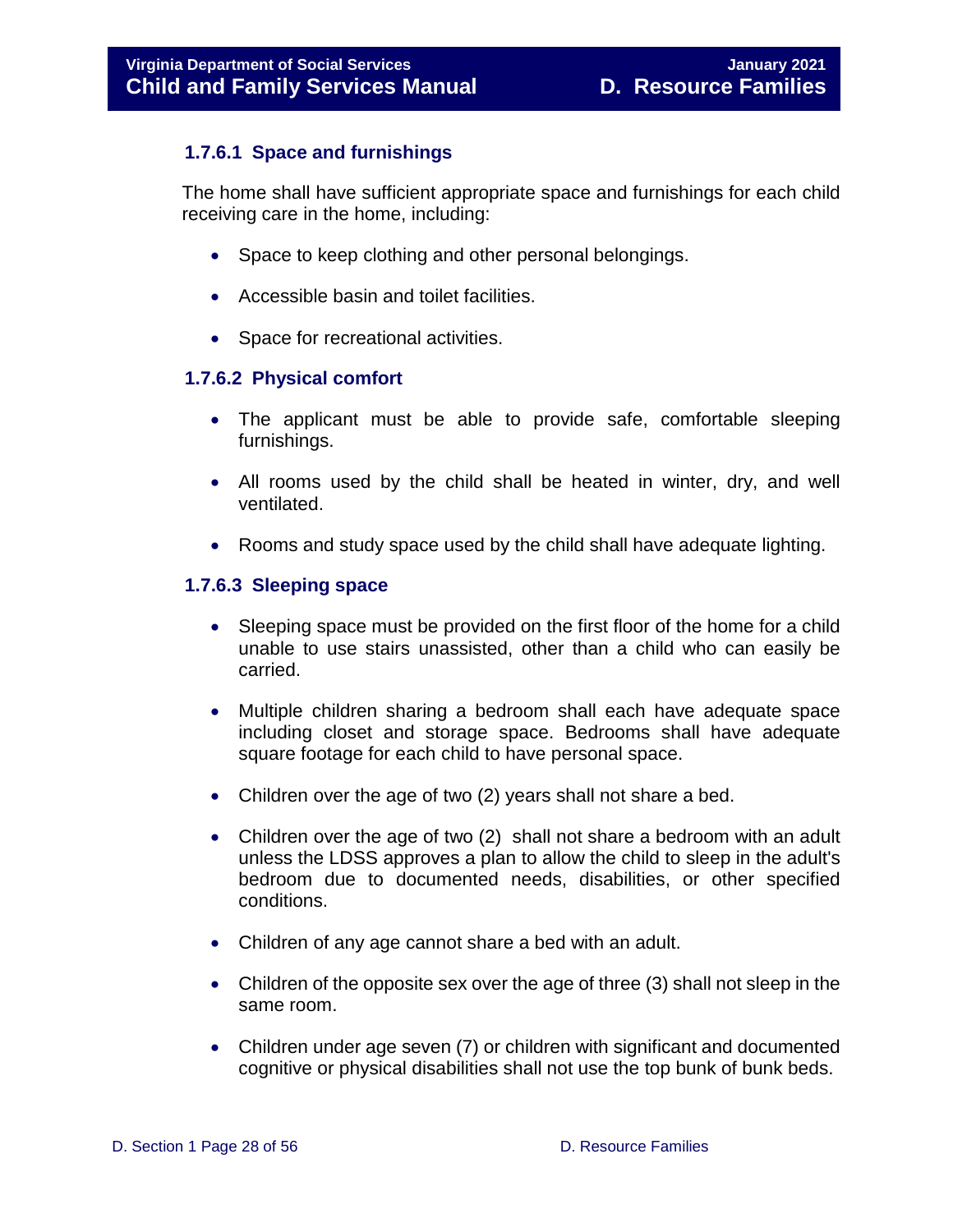#### 1.7.6.1 Space and furnishings

The home shall have sufficient appropriate space and furnishings for each child receiving care in the home, including:

- Space to keep clothing and other personal belongings.
- Accessible basin and toilet facilities.
- Space for recreational activities.

#### 1.7.6.2 Physical comfort

- The applicant must be able to provide safe, comfortable sleeping furnishings.
- All rooms used by the child shall be heated in winter, dry, and well ventilated.
- Rooms and study space used by the child shall have adequate lighting.

#### 1.7.6.3 Sleeping space

- Sleeping space must be provided on the first floor of the home for a child unable to use stairs unassisted, other than a child who can easily be carried.
- Multiple children sharing a bedroom shall each have adequate space including closet and storage space. Bedrooms shall have adequate square footage for each child to have personal space.
- Children over the age of two (2) years shall not share a bed.
- Children over the age of two (2) shall not share a bedroom with an adult unless the LDSS approves a plan to allow the child to sleep in the adult's bedroom due to documented needs, disabilities, or other specified conditions.
- Children of any age cannot share a bed with an adult.
- Children of the opposite sex over the age of three (3) shall not sleep in the same room.
- Children under age seven (7) or children with significant and documented cognitive or physical disabilities shall not use the top bunk of bunk beds.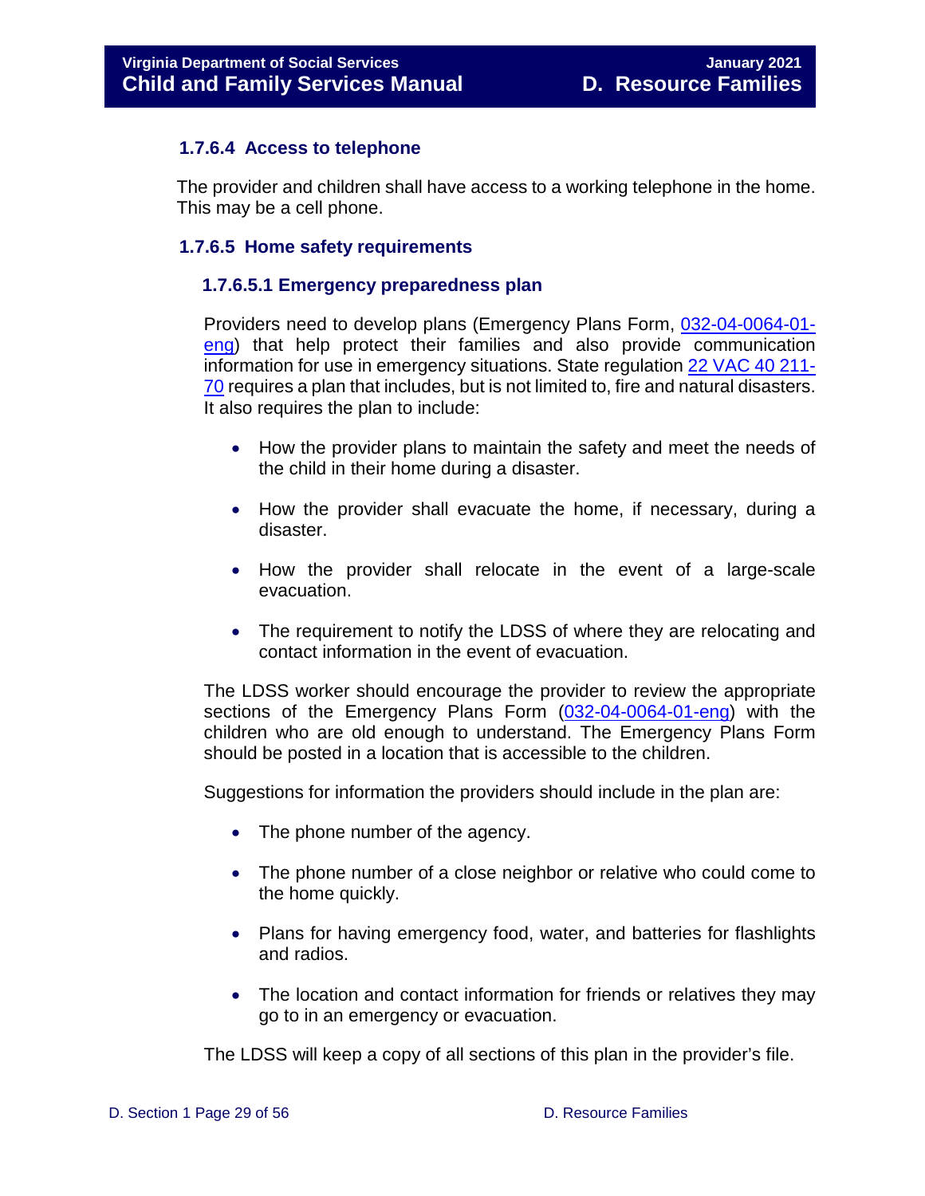### 1.7.6.4 Access to telephone

The provider and children shall have access to a working telephone in the home. This may be a cell phone.

### 1.7.6.5 Home safety requirements

#### 1.7.6.5.1 Emergency preparedness plan

Providers need to develop plans (Emergency Plans Form, 032-04-0064-01-eng) that help protect their families and also provide communication information for use in emergency situations. State regulation 22 VAC 40 211-70 requires a plan that includes, but is not limited to, fire and natural disasters. It also requires the plan to include:

- How the provider plans to maintain the safety and meet the needs of the child in their home during a disaster.
- How the provider shall evacuate the home, if necessary, during a disaster.
- How the provider shall relocate in the event of a large-scale evacuation.
- The requirement to notify the LDSS of where they are relocating and contact information in the event of evacuation.

The LDSS worker should encourage the provider to review the appropriate sections of the Emergency Plans Form (032-04-0064-01-eng) with the children who are old enough to understand. The Emergency Plans Form should be posted in a location that is accessible to the children.

Suggestions for information the providers should include in the plan are:

- The phone number of the agency.
- The phone number of a close neighbor or relative who could come to the home quickly.
- Plans for having emergency food, water, and batteries for flashlights and radios.
- The location and contact information for friends or relatives they may go to in an emergency or evacuation.

The LDSS will keep a copy of all sections of this plan in the provider's file.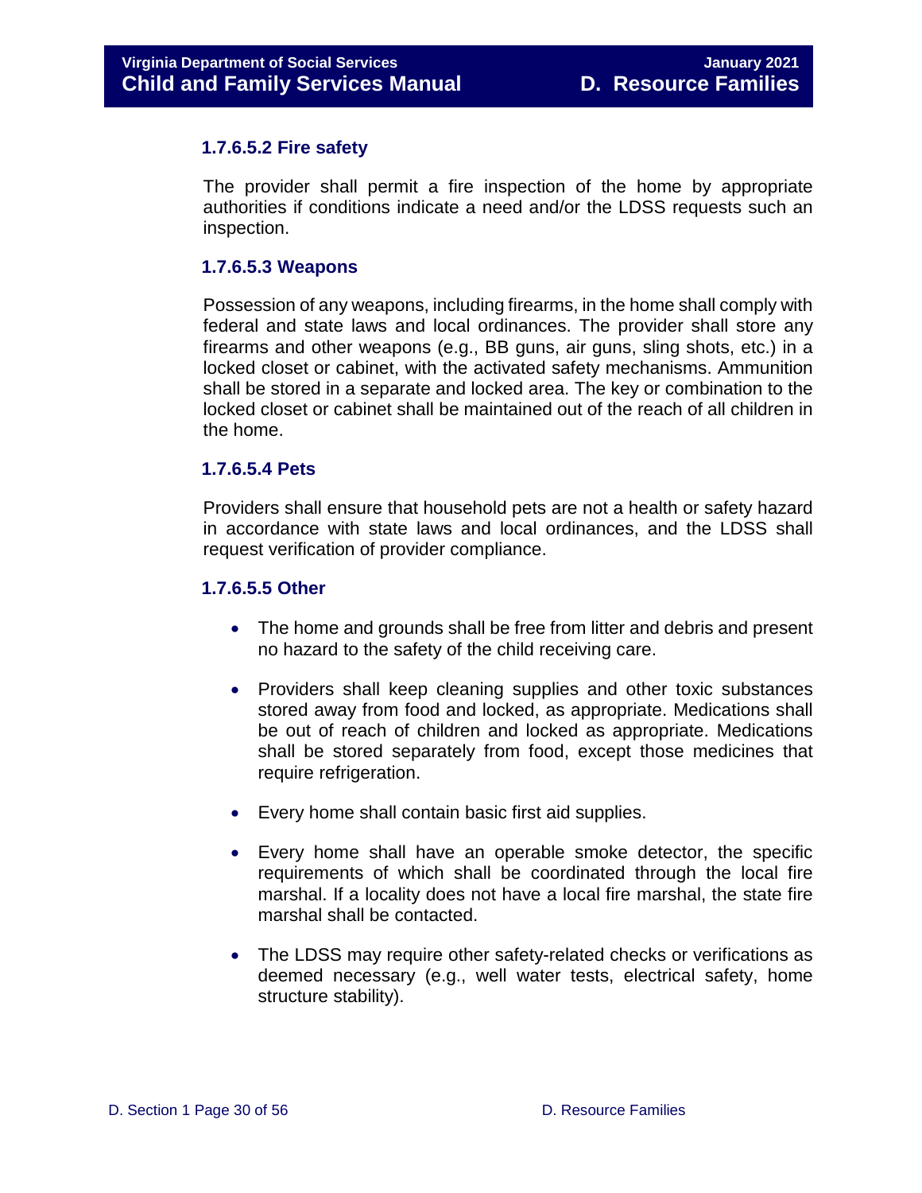#### 1.7.6.5.2 Fire safety

The provider shall permit a fire inspection of the home by appropriate authorities if conditions indicate a need and/or the LDSS requests such an inspection.

#### 1.7.6.5.3 Weapons

Possession of any weapons, including firearms, in the home shall comply with federal and state laws and local ordinances. The provider shall store any firearms and other weapons (e.g., BB guns, air guns, sling shots, etc.) in a locked closet or cabinet, with the activated safety mechanisms. Ammunition shall be stored in a separate and locked area. The key or combination to the locked closet or cabinet shall be maintained out of the reach of all children in the home.

#### 1.7.6.5.4 Pets

Providers shall ensure that household pets are not a health or safety hazard in accordance with state laws and local ordinances, and the LDSS shall request verification of provider compliance.

#### 1.7.6.5.5 Other

- The home and grounds shall be free from litter and debris and present no hazard to the safety of the child receiving care.
- Providers shall keep cleaning supplies and other toxic substances stored away from food and locked, as appropriate. Medications shall be out of reach of children and locked as appropriate. Medications shall be stored separately from food, except those medicines that require refrigeration.
- Every home shall contain basic first aid supplies.
- Every home shall have an operable smoke detector, the specific requirements of which shall be coordinated through the local fire marshal. If a locality does not have a local fire marshal, the state fire marshal shall be contacted.
- The LDSS may require other safety-related checks or verifications as deemed necessary (e.g., well water tests, electrical safety, home structure stability).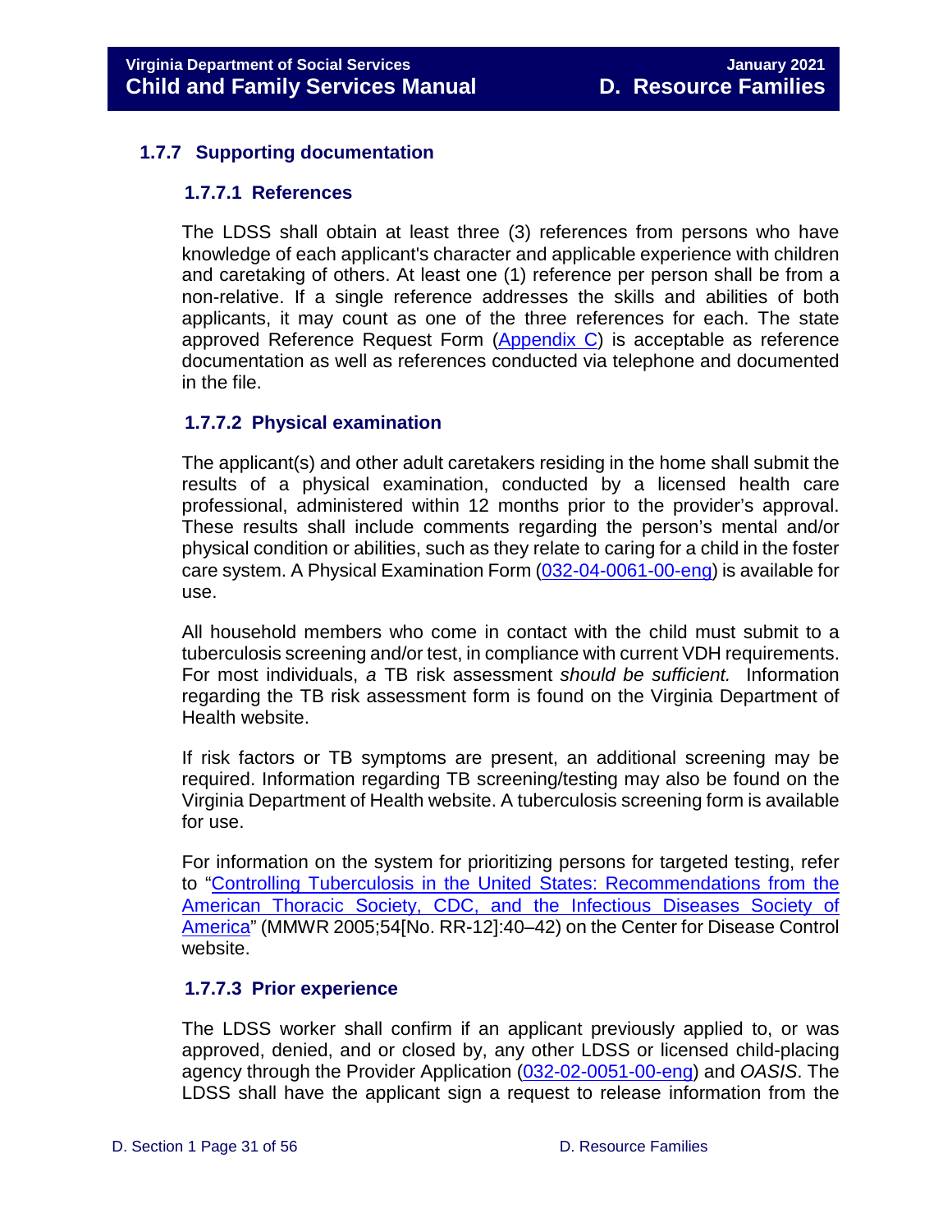### 1.7.7 Supporting documentation

#### 1.7.7.1 References

The LDSS shall obtain at least three (3) references from persons who have knowledge of each applicant's character and applicable experience with children and caretaking of others. At least one (1) reference per person shall be from a non-relative. If a single reference addresses the skills and abilities of both applicants, it may count as one of the three references for each. The state approved Reference Request Form (Appendix C) is acceptable as reference documentation as well as references conducted via telephone and documented in the file.

#### 1.7.7.2 Physical examination

The applicant(s) and other adult caretakers residing in the home shall submit the results of a physical examination, conducted by a licensed health care professional, administered within 12 months prior to the provider's approval. These results shall include comments regarding the person's mental and/or physical condition or abilities, such as they relate to caring for a child in the foster care system. A Physical Examination Form (032-04-0061-00-eng) is available for use.

All household members who come in contact with the child must submit to a tuberculosis screening and/or test, in compliance with current VDH requirements. For most individuals, *a* TB risk assessment *should be sufficient.* Information regarding the TB risk assessment form is found on the Virginia Department of Health website.

If risk factors or TB symptoms are present, an additional screening may be required. Information regarding TB screening/testing may also be found on the Virginia Department of Health website. A tuberculosis screening form is available for use.

For information on the system for prioritizing persons for targeted testing, refer to "Controlling Tuberculosis in the United States: Recommendations from the American Thoracic Society, CDC, and the Infectious Diseases Society of America" (MMWR 2005;54[No. RR-12]:40–42) on the Center for Disease Control website.

#### 1.7.7.3 Prior experience

The LDSS worker shall confirm if an applicant previously applied to, or was approved, denied, and or closed by, any other LDSS or licensed child-placing agency through the Provider Application (032-02-0051-00-eng) and *OASIS*. The LDSS shall have the applicant sign a request to release information from the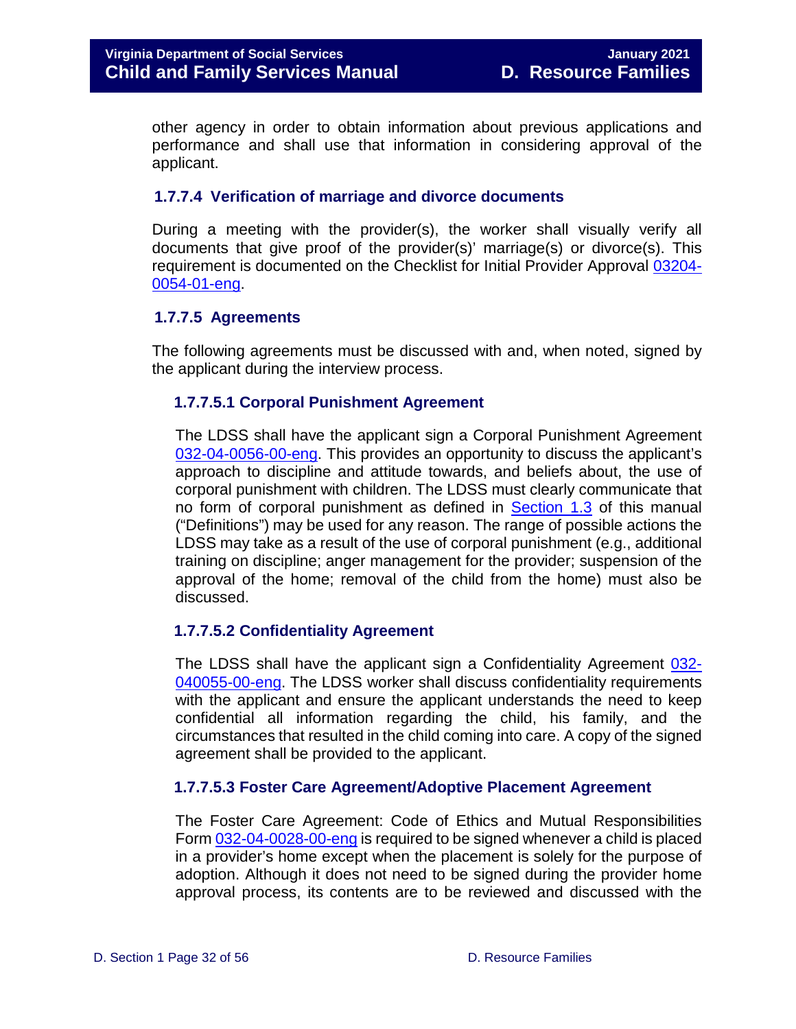other agency in order to obtain information about previous applications and performance and shall use that information in considering approval of the applicant.

### 1.7.7.4 Verification of marriage and divorce documents

During a meeting with the provider(s), the worker shall visually verify all documents that give proof of the provider(s)' marriage(s) or divorce(s). This requirement is documented on the Checklist for Initial Provider Approval [03204-0054-01-eng](03204-0054-01-eng).

### 1.7.7.5 Agreements

The following agreements must be discussed with and, when noted, signed by the applicant during the interview process.

#### 1.7.7.5.1 Corporal Punishment Agreement

The LDSS shall have the applicant sign a Corporal Punishment Agreement [032-04-0056-00-eng](032-04-0056-00-eng). This provides an opportunity to discuss the applicant's approach to discipline and attitude towards, and beliefs about, the use of corporal punishment with children. The LDSS must clearly communicate that no form of corporal punishment as defined in [Section 1.3](Section 1.3) of this manual ("Definitions") may be used for any reason. The range of possible actions the LDSS may take as a result of the use of corporal punishment (e.g., additional training on discipline; anger management for the provider; suspension of the approval of the home; removal of the child from the home) must also be discussed.

#### 1.7.7.5.2 Confidentiality Agreement

The LDSS shall have the applicant sign a Confidentiality Agreement [032-040055-00-eng](032-040055-00-eng). The LDSS worker shall discuss confidentiality requirements with the applicant and ensure the applicant understands the need to keep confidential all information regarding the child, his family, and the circumstances that resulted in the child coming into care. A copy of the signed agreement shall be provided to the applicant.

#### 1.7.7.5.3 Foster Care Agreement/Adoptive Placement Agreement

The Foster Care Agreement: Code of Ethics and Mutual Responsibilities Form [032-04-0028-00-eng](032-04-0028-00-eng) is required to be signed whenever a child is placed in a provider's home except when the placement is solely for the purpose of adoption. Although it does not need to be signed during the provider home approval process, its contents are to be reviewed and discussed with the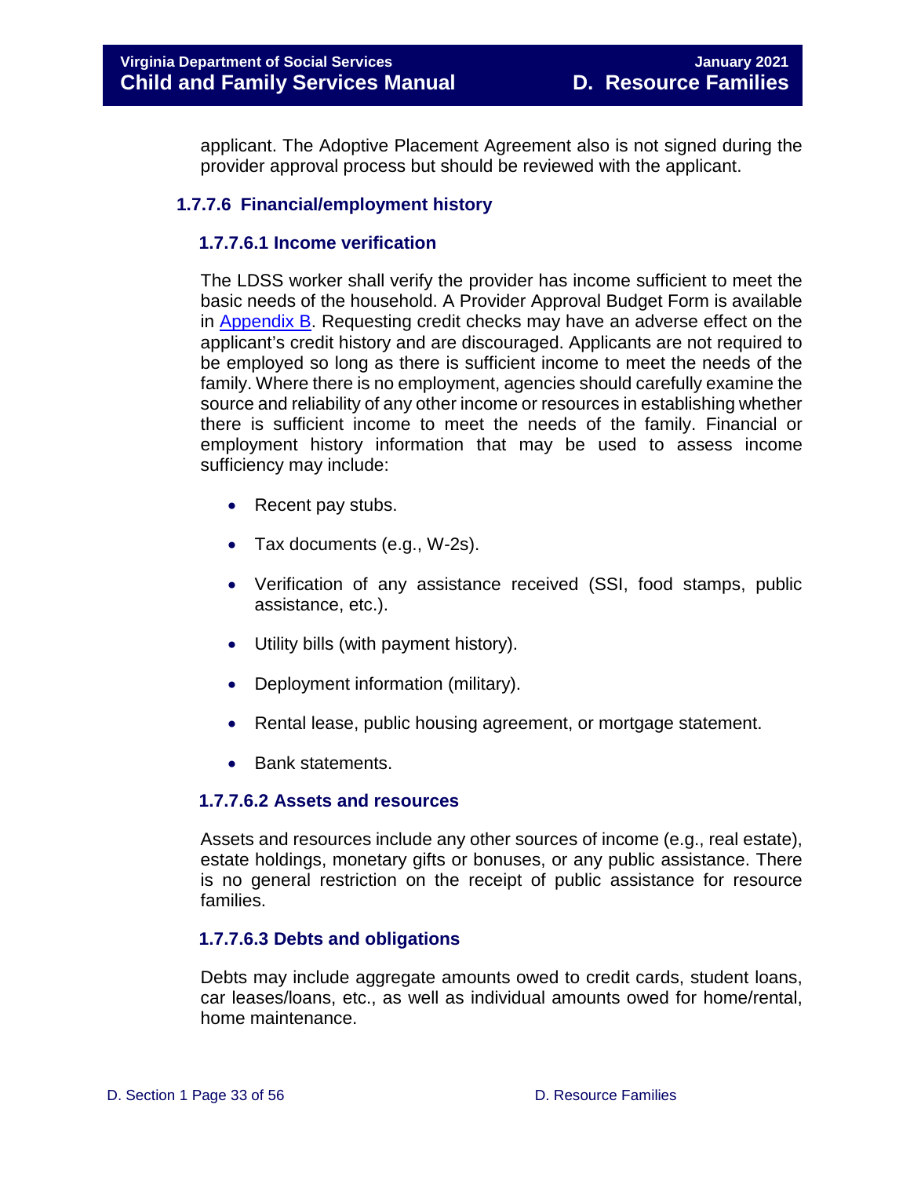applicant. The Adoptive Placement Agreement also is not signed during the provider approval process but should be reviewed with the applicant.

### 1.7.7.6 Financial/employment history

#### 1.7.7.6.1 Income verification

The LDSS worker shall verify the provider has income sufficient to meet the basic needs of the household. A Provider Approval Budget Form is available in Appendix B. Requesting credit checks may have an adverse effect on the applicant's credit history and are discouraged. Applicants are not required to be employed so long as there is sufficient income to meet the needs of the family. Where there is no employment, agencies should carefully examine the source and reliability of any other income or resources in establishing whether there is sufficient income to meet the needs of the family. Financial or employment history information that may be used to assess income sufficiency may include:

- Recent pay stubs.
- Tax documents (e.g., W-2s).
- Verification of any assistance received (SSI, food stamps, public assistance, etc.).
- Utility bills (with payment history).
- Deployment information (military).
- Rental lease, public housing agreement, or mortgage statement.
- Bank statements.

#### 1.7.7.6.2 Assets and resources

Assets and resources include any other sources of income (e.g., real estate), estate holdings, monetary gifts or bonuses, or any public assistance. There is no general restriction on the receipt of public assistance for resource families.

#### 1.7.7.6.3 Debts and obligations

Debts may include aggregate amounts owed to credit cards, student loans, car leases/loans, etc., as well as individual amounts owed for home/rental, home maintenance.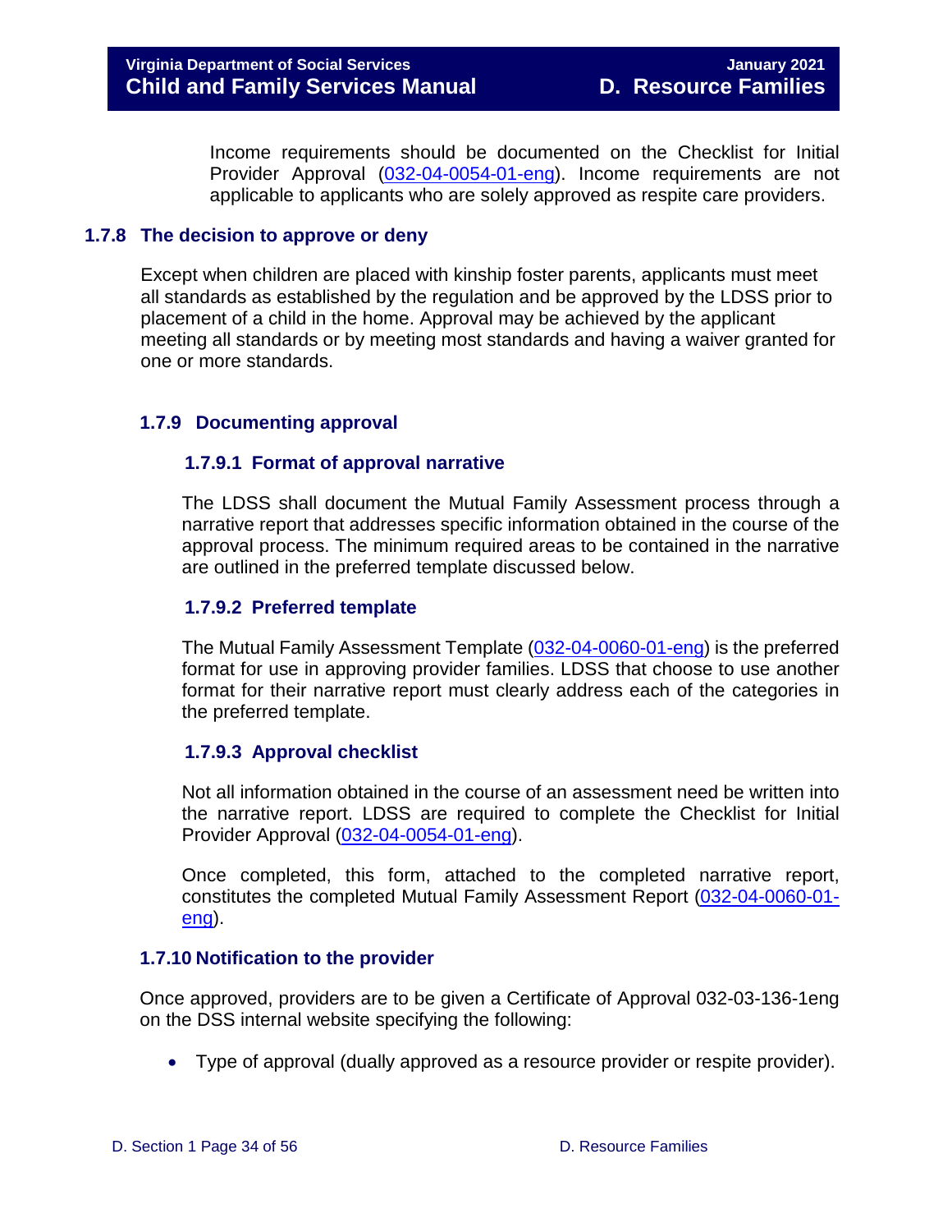Income requirements should be documented on the Checklist for Initial Provider Approval (032-04-0054-01-eng). Income requirements are not applicable to applicants who are solely approved as respite care providers.

### 1.7.8 The decision to approve or deny

Except when children are placed with kinship foster parents, applicants must meet all standards as established by the regulation and be approved by the LDSS prior to placement of a child in the home. Approval may be achieved by the applicant meeting all standards or by meeting most standards and having a waiver granted for one or more standards.

### 1.7.9 Documenting approval

#### 1.7.9.1 Format of approval narrative

The LDSS shall document the Mutual Family Assessment process through a narrative report that addresses specific information obtained in the course of the approval process. The minimum required areas to be contained in the narrative are outlined in the preferred template discussed below.

#### 1.7.9.2 Preferred template

The Mutual Family Assessment Template (032-04-0060-01-eng) is the preferred format for use in approving provider families. LDSS that choose to use another format for their narrative report must clearly address each of the categories in the preferred template.

#### 1.7.9.3 Approval checklist

Not all information obtained in the course of an assessment need be written into the narrative report. LDSS are required to complete the Checklist for Initial Provider Approval (032-04-0054-01-eng).

Once completed, this form, attached to the completed narrative report, constitutes the completed Mutual Family Assessment Report (032-04-0060-01-eng).

### 1.7.10 Notification to the provider

Once approved, providers are to be given a Certificate of Approval 032-03-136-1eng on the DSS internal website specifying the following:

- Type of approval (dually approved as a resource provider or respite provider).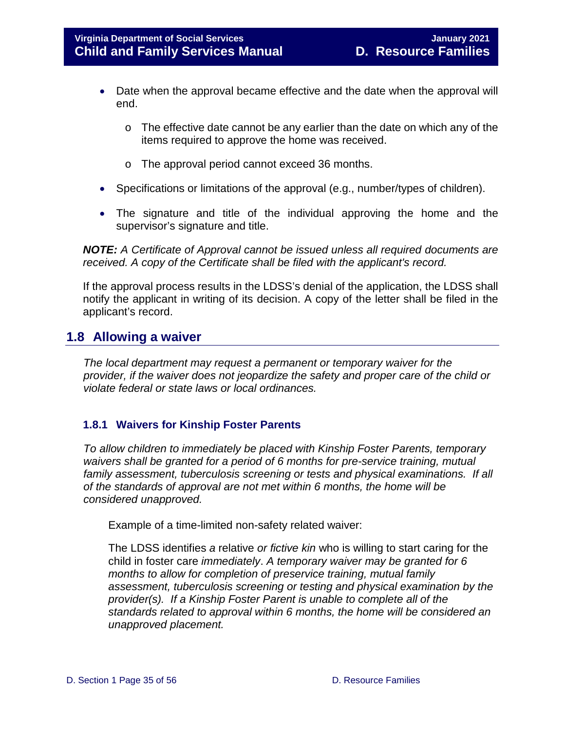- Date when the approval became effective and the date when the approval will end.
    - The effective date cannot be any earlier than the date on which any of the items required to approve the home was received.
    - The approval period cannot exceed 36 months.
- Specifications or limitations of the approval (e.g., number/types of children).
- The signature and title of the individual approving the home and the supervisor's signature and title.

***NOTE:*** *A Certificate of Approval cannot be issued unless all required documents are received. A copy of the Certificate shall be filed with the applicant's record.*

If the approval process results in the LDSS's denial of the application, the LDSS shall notify the applicant in writing of its decision. A copy of the letter shall be filed in the applicant's record.

## 1.8 Allowing a waiver

*The local department may request a permanent or temporary waiver for the provider, if the waiver does not jeopardize the safety and proper care of the child or violate federal or state laws or local ordinances.*

### 1.8.1 Waivers for Kinship Foster Parents

*To allow children to immediately be placed with Kinship Foster Parents, temporary waivers shall be granted for a period of 6 months for pre-service training, mutual family assessment, tuberculosis screening or tests and physical examinations. If all of the standards of approval are not met within 6 months, the home will be considered unapproved.*

Example of a time-limited non-safety related waiver:

The LDSS identifies *a* relative *or fictive kin* who is willing to start caring for the child in foster care *immediately*. *A temporary waiver may be granted for 6 months to allow for completion of preservice training, mutual family assessment, tuberculosis screening or testing and physical examination by the provider(s). If a Kinship Foster Parent is unable to complete all of the standards related to approval within 6 months, the home will be considered an unapproved placement.*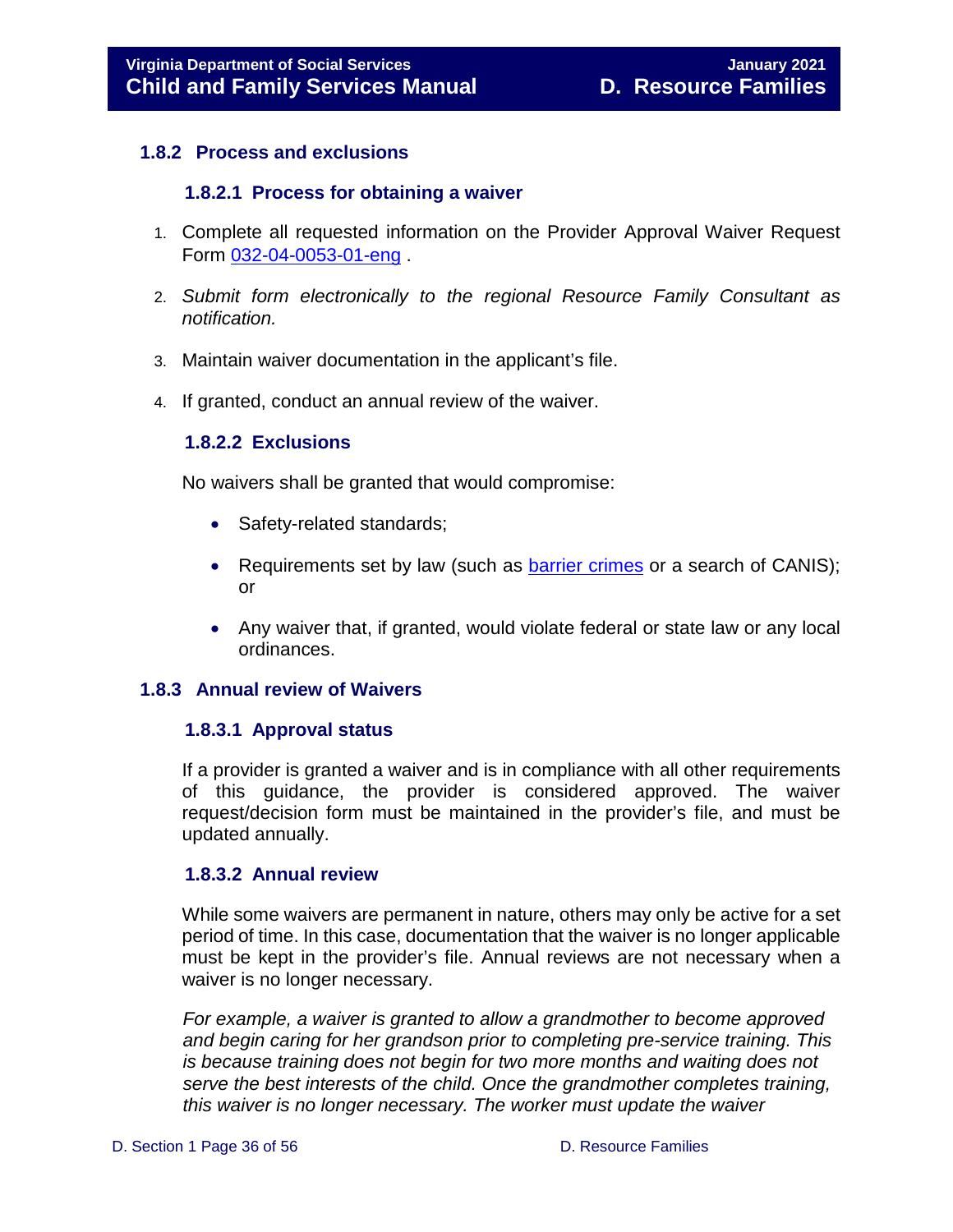### 1.8.2 Process and exclusions

#### 1.8.2.1 Process for obtaining a waiver

1. Complete all requested information on the Provider Approval Waiver Request Form [032-04-0053-01-eng](032-04-0053-01-eng) .
2. *Submit form electronically to the regional Resource Family Consultant as notification.*
3. Maintain waiver documentation in the applicant's file.
4. If granted, conduct an annual review of the waiver.

#### 1.8.2.2 Exclusions

No waivers shall be granted that would compromise:

- Safety-related standards;
- Requirements set by law (such as [barrier crimes](barrier crimes) or a search of CANIS); or
- Any waiver that, if granted, would violate federal or state law or any local ordinances.

### 1.8.3 Annual review of Waivers

#### 1.8.3.1 Approval status

If a provider is granted a waiver and is in compliance with all other requirements of this guidance, the provider is considered approved. The waiver request/decision form must be maintained in the provider's file, and must be updated annually.

#### 1.8.3.2 Annual review

While some waivers are permanent in nature, others may only be active for a set period of time. In this case, documentation that the waiver is no longer applicable must be kept in the provider's file. Annual reviews are not necessary when a waiver is no longer necessary.

*For example, a waiver is granted to allow a grandmother to become approved and begin caring for her grandson prior to completing pre-service training. This is because training does not begin for two more months and waiting does not serve the best interests of the child. Once the grandmother completes training, this waiver is no longer necessary. The worker must update the waiver*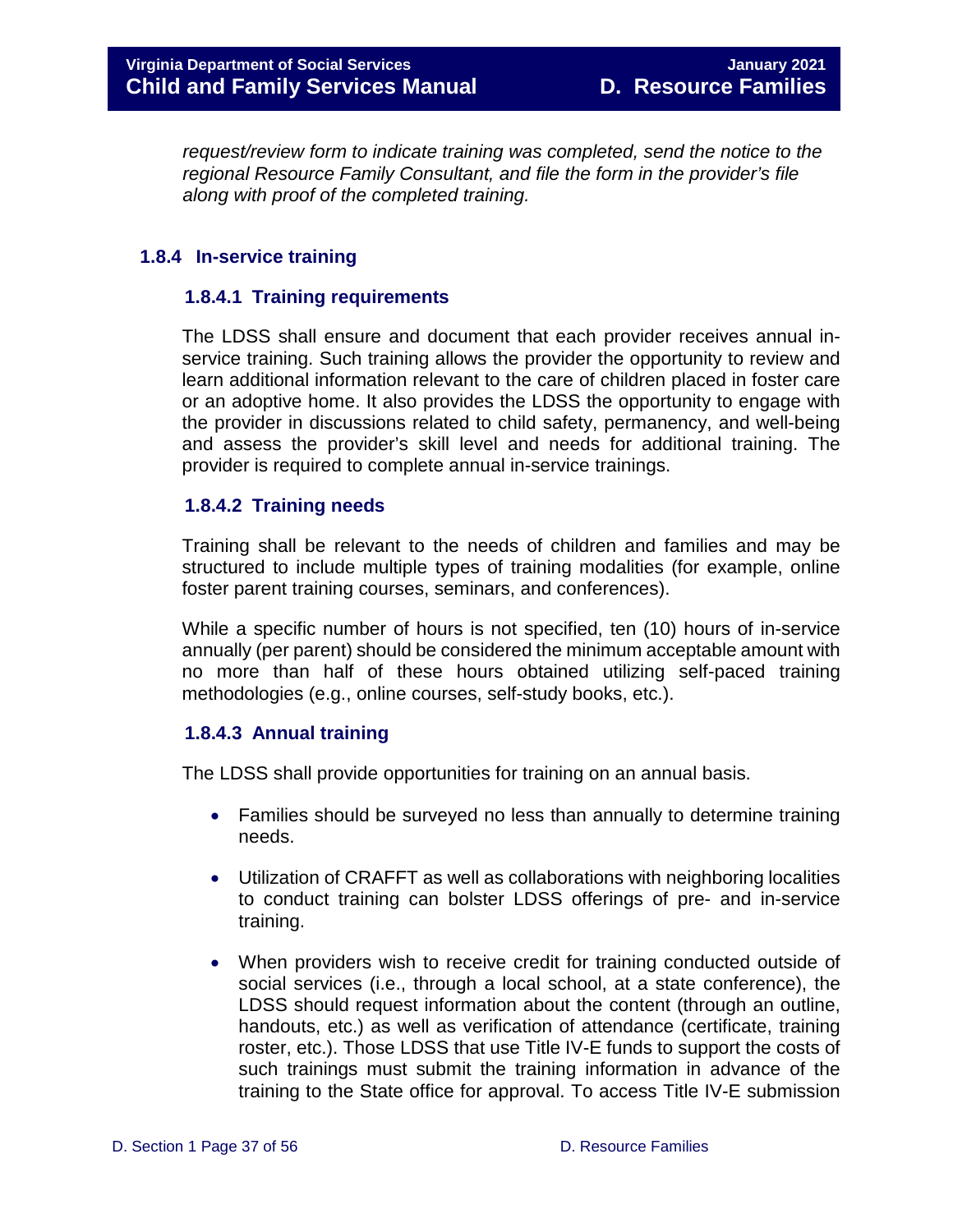*request/review form to indicate training was completed, send the notice to the regional Resource Family Consultant, and file the form in the provider's file along with proof of the completed training.*

## 1.8.4 In-service training

### 1.8.4.1 Training requirements

The LDSS shall ensure and document that each provider receives annual in-service training. Such training allows the provider the opportunity to review and learn additional information relevant to the care of children placed in foster care or an adoptive home. It also provides the LDSS the opportunity to engage with the provider in discussions related to child safety, permanency, and well-being and assess the provider's skill level and needs for additional training. The provider is required to complete annual in-service trainings.

### 1.8.4.2 Training needs

Training shall be relevant to the needs of children and families and may be structured to include multiple types of training modalities (for example, online foster parent training courses, seminars, and conferences).

While a specific number of hours is not specified, ten (10) hours of in-service annually (per parent) should be considered the minimum acceptable amount with no more than half of these hours obtained utilizing self-paced training methodologies (e.g., online courses, self-study books, etc.).

### 1.8.4.3 Annual training

The LDSS shall provide opportunities for training on an annual basis.

- Families should be surveyed no less than annually to determine training needs.
- Utilization of CRAFFT as well as collaborations with neighboring localities to conduct training can bolster LDSS offerings of pre- and in-service training.
- When providers wish to receive credit for training conducted outside of social services (i.e., through a local school, at a state conference), the LDSS should request information about the content (through an outline, handouts, etc.) as well as verification of attendance (certificate, training roster, etc.). Those LDSS that use Title IV-E funds to support the costs of such trainings must submit the training information in advance of the training to the State office for approval. To access Title IV-E submission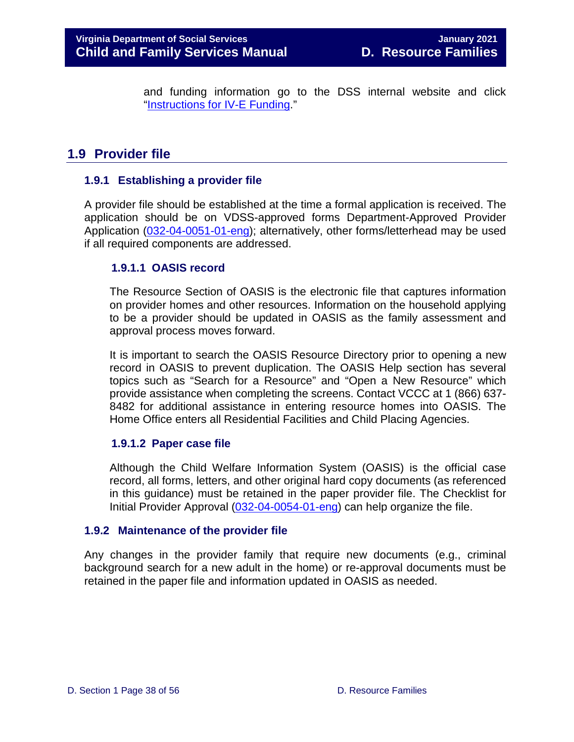and funding information go to the DSS internal website and click "Instructions for IV-E Funding."

## 1.9 Provider file

### 1.9.1 Establishing a provider file

A provider file should be established at the time a formal application is received. The application should be on VDSS-approved forms Department-Approved Provider Application (032-04-0051-01-eng); alternatively, other forms/letterhead may be used if all required components are addressed.

#### 1.9.1.1 OASIS record

The Resource Section of OASIS is the electronic file that captures information on provider homes and other resources. Information on the household applying to be a provider should be updated in OASIS as the family assessment and approval process moves forward.

It is important to search the OASIS Resource Directory prior to opening a new record in OASIS to prevent duplication. The OASIS Help section has several topics such as "Search for a Resource" and "Open a New Resource" which provide assistance when completing the screens. Contact VCCC at 1 (866) 637-8482 for additional assistance in entering resource homes into OASIS. The Home Office enters all Residential Facilities and Child Placing Agencies.

#### 1.9.1.2 Paper case file

Although the Child Welfare Information System (OASIS) is the official case record, all forms, letters, and other original hard copy documents (as referenced in this guidance) must be retained in the paper provider file. The Checklist for Initial Provider Approval (032-04-0054-01-eng) can help organize the file.

### 1.9.2 Maintenance of the provider file

Any changes in the provider family that require new documents (e.g., criminal background search for a new adult in the home) or re-approval documents must be retained in the paper file and information updated in OASIS as needed.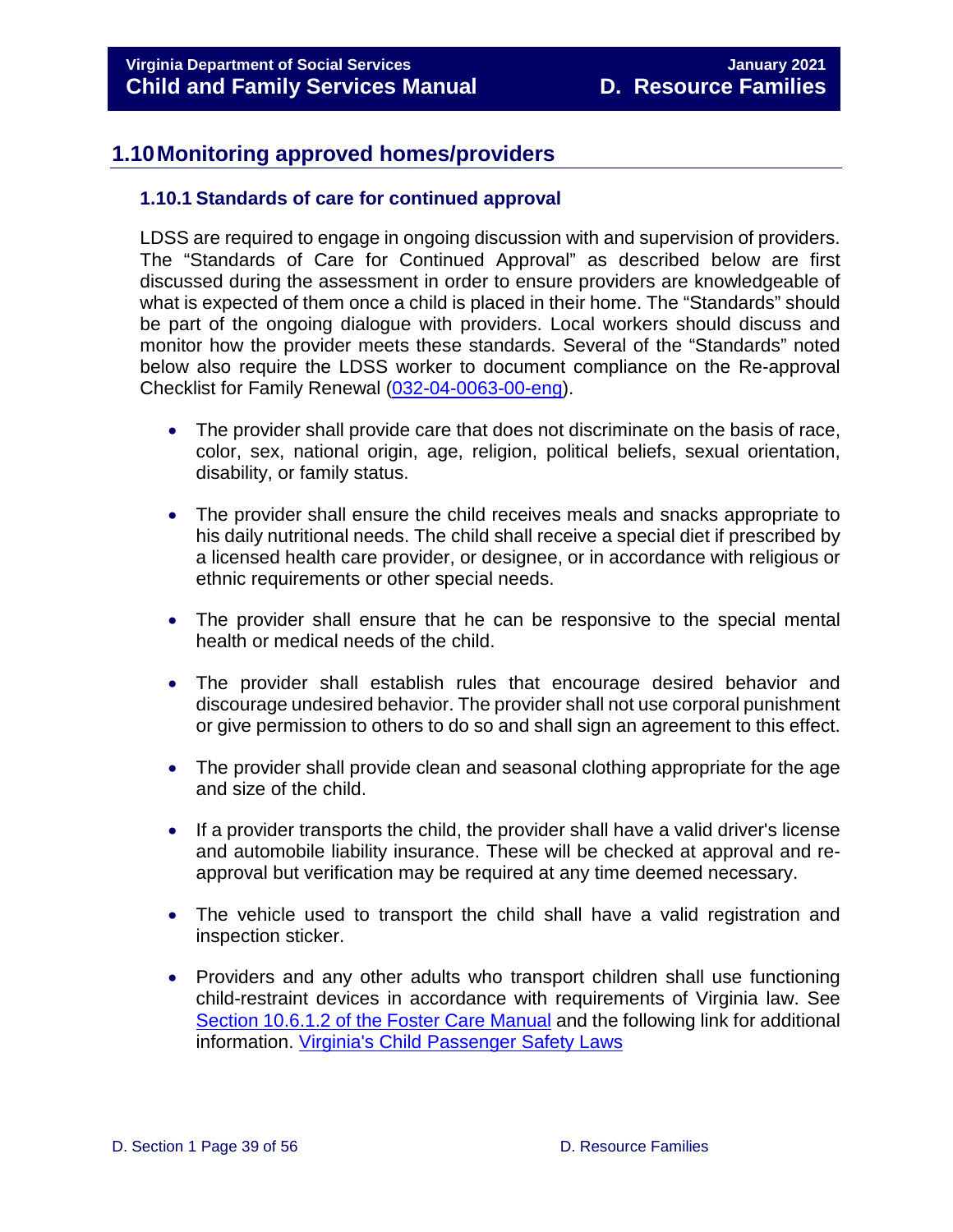## 1.10 Monitoring approved homes/providers

### 1.10.1 Standards of care for continued approval

LDSS are required to engage in ongoing discussion with and supervision of providers. The "Standards of Care for Continued Approval" as described below are first discussed during the assessment in order to ensure providers are knowledgeable of what is expected of them once a child is placed in their home. The "Standards" should be part of the ongoing dialogue with providers. Local workers should discuss and monitor how the provider meets these standards. Several of the "Standards" noted below also require the LDSS worker to document compliance on the Re-approval Checklist for Family Renewal (032-04-0063-00-eng).

- The provider shall provide care that does not discriminate on the basis of race, color, sex, national origin, age, religion, political beliefs, sexual orientation, disability, or family status.
- The provider shall ensure the child receives meals and snacks appropriate to his daily nutritional needs. The child shall receive a special diet if prescribed by a licensed health care provider, or designee, or in accordance with religious or ethnic requirements or other special needs.
- The provider shall ensure that he can be responsive to the special mental health or medical needs of the child.
- The provider shall establish rules that encourage desired behavior and discourage undesired behavior. The provider shall not use corporal punishment or give permission to others to do so and shall sign an agreement to this effect.
- The provider shall provide clean and seasonal clothing appropriate for the age and size of the child.
- If a provider transports the child, the provider shall have a valid driver's license and automobile liability insurance. These will be checked at approval and re-approval but verification may be required at any time deemed necessary.
- The vehicle used to transport the child shall have a valid registration and inspection sticker.
- Providers and any other adults who transport children shall use functioning child-restraint devices in accordance with requirements of Virginia law. See Section 10.6.1.2 of the Foster Care Manual and the following link for additional information. Virginia's Child Passenger Safety Laws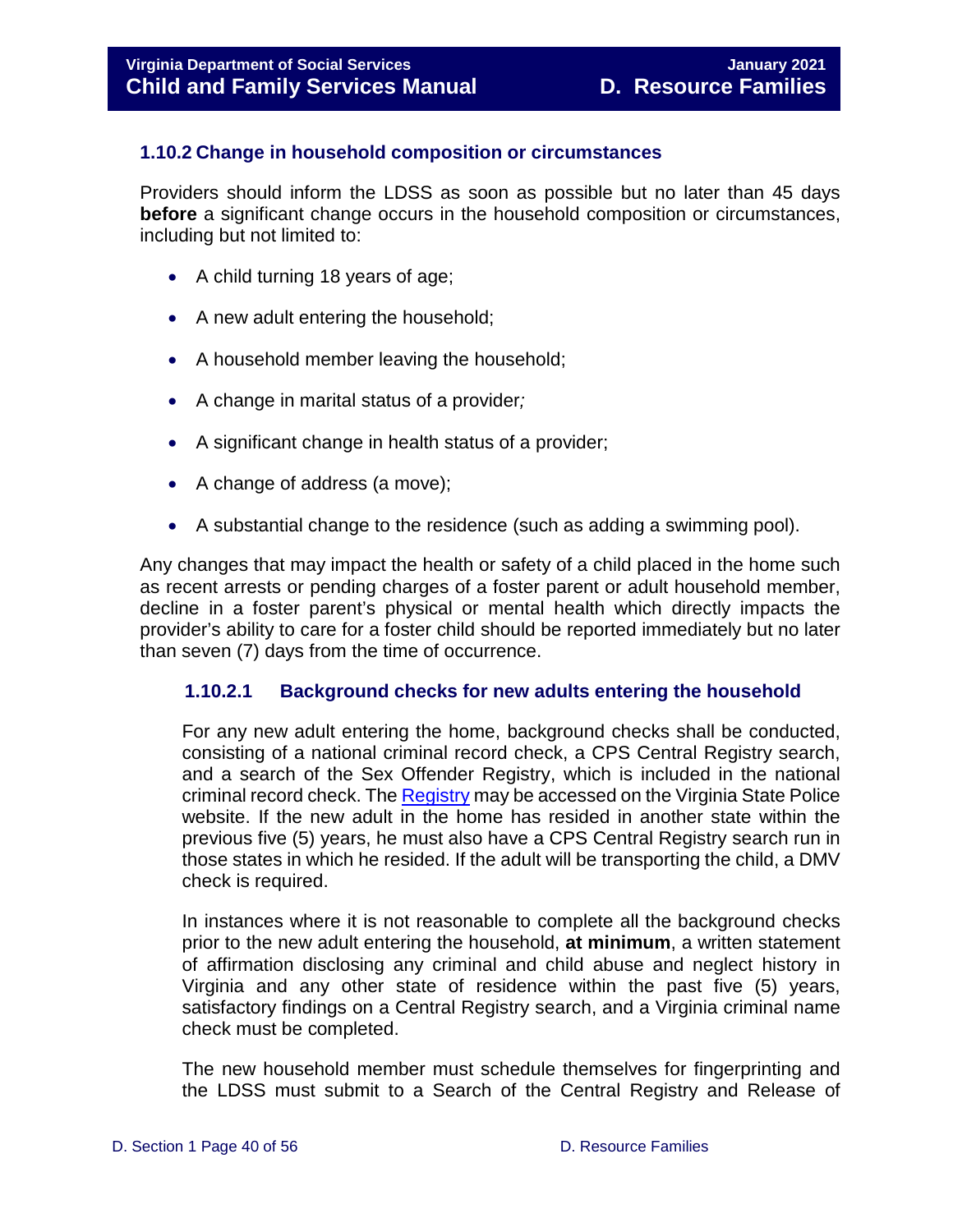### 1.10.2 Change in household composition or circumstances

Providers should inform the LDSS as soon as possible but no later than 45 days **before** a significant change occurs in the household composition or circumstances, including but not limited to:

- A child turning 18 years of age;
- A new adult entering the household;
- A household member leaving the household;
- A change in marital status of a provider*;*
- A significant change in health status of a provider;
- A change of address (a move);
- A substantial change to the residence (such as adding a swimming pool).

Any changes that may impact the health or safety of a child placed in the home such as recent arrests or pending charges of a foster parent or adult household member, decline in a foster parent's physical or mental health which directly impacts the provider's ability to care for a foster child should be reported immediately but no later than seven (7) days from the time of occurrence.

#### 1.10.2.1 Background checks for new adults entering the household

For any new adult entering the home, background checks shall be conducted, consisting of a national criminal record check, a CPS Central Registry search, and a search of the Sex Offender Registry, which is included in the national criminal record check. The Registry may be accessed on the Virginia State Police website. If the new adult in the home has resided in another state within the previous five (5) years, he must also have a CPS Central Registry search run in those states in which he resided. If the adult will be transporting the child, a DMV check is required.

In instances where it is not reasonable to complete all the background checks prior to the new adult entering the household, **at minimum**, a written statement of affirmation disclosing any criminal and child abuse and neglect history in Virginia and any other state of residence within the past five (5) years, satisfactory findings on a Central Registry search, and a Virginia criminal name check must be completed.

The new household member must schedule themselves for fingerprinting and the LDSS must submit to a Search of the Central Registry and Release of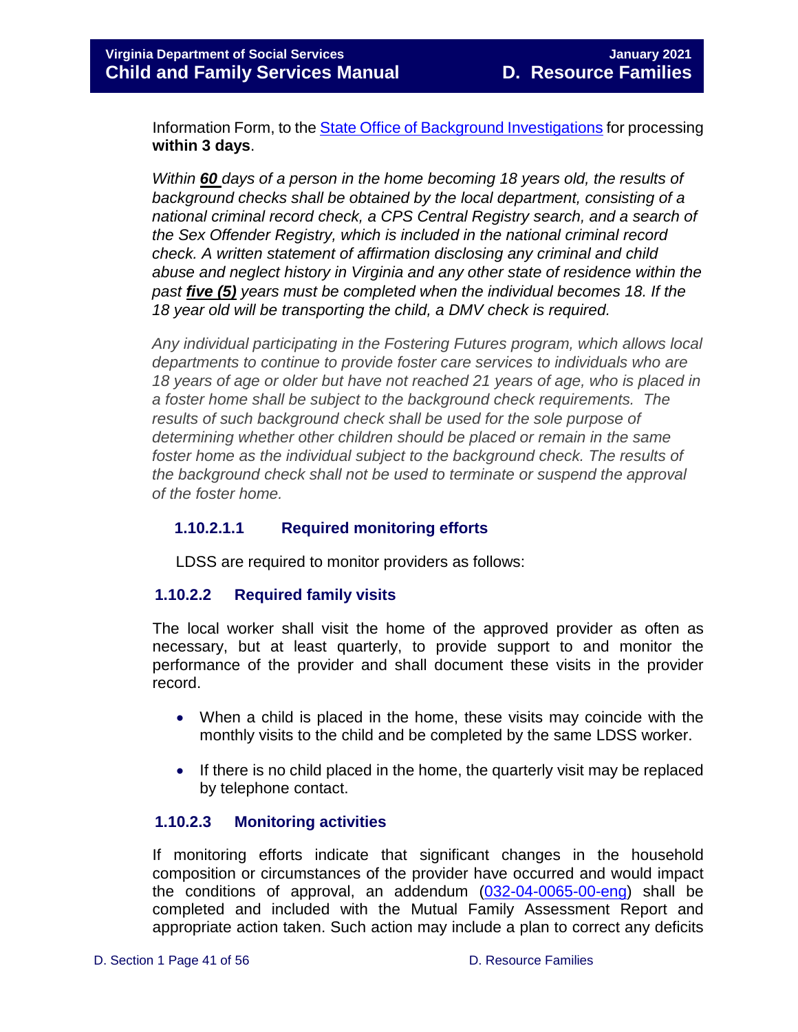Information Form, to the [State Office of Background Investigations](#) for processing **within 3 days**.

*Within **60** days of a person in the home becoming 18 years old, the results of background checks shall be obtained by the local department, consisting of a national criminal record check, a CPS Central Registry search, and a search of the Sex Offender Registry, which is included in the national criminal record check. A written statement of affirmation disclosing any criminal and child abuse and neglect history in Virginia and any other state of residence within the past **five (5)** years must be completed when the individual becomes 18. If the 18 year old will be transporting the child, a DMV check is required.*

*Any individual participating in the Fostering Futures program, which allows local departments to continue to provide foster care services to individuals who are 18 years of age or older but have not reached 21 years of age, who is placed in a foster home shall be subject to the background check requirements. The results of such background check shall be used for the sole purpose of determining whether other children should be placed or remain in the same foster home as the individual subject to the background check. The results of the background check shall not be used to terminate or suspend the approval of the foster home.*

#### 1.10.2.1.1 Required monitoring efforts

LDSS are required to monitor providers as follows:

### 1.10.2.2 Required family visits

The local worker shall visit the home of the approved provider as often as necessary, but at least quarterly, to provide support to and monitor the performance of the provider and shall document these visits in the provider record.

- When a child is placed in the home, these visits may coincide with the monthly visits to the child and be completed by the same LDSS worker.
- If there is no child placed in the home, the quarterly visit may be replaced by telephone contact.

### 1.10.2.3 Monitoring activities

If monitoring efforts indicate that significant changes in the household composition or circumstances of the provider have occurred and would impact the conditions of approval, an addendum ([032-04-0065-00-eng](#)) shall be completed and included with the Mutual Family Assessment Report and appropriate action taken. Such action may include a plan to correct any deficits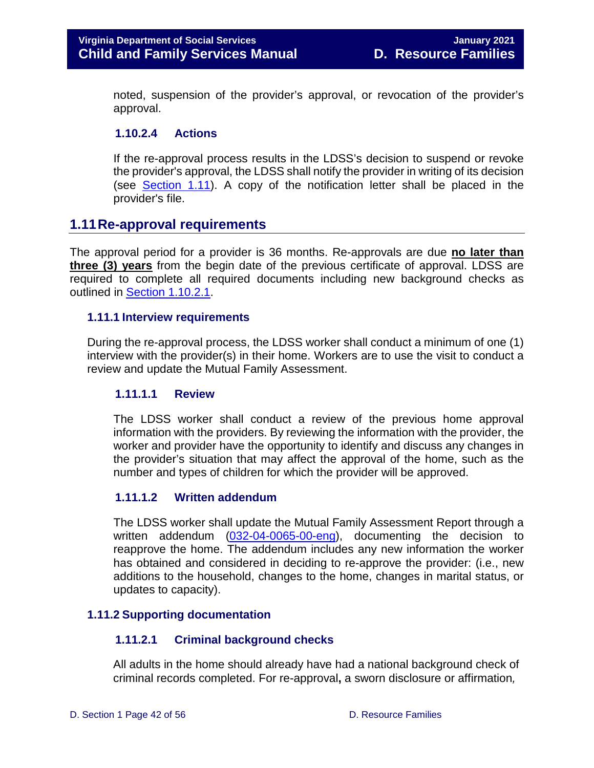noted, suspension of the provider's approval, or revocation of the provider's approval.

#### 1.10.2.4 Actions

If the re-approval process results in the LDSS's decision to suspend or revoke the provider's approval, the LDSS shall notify the provider in writing of its decision (see [Section 1.11](#)). A copy of the notification letter shall be placed in the provider's file.

## 1.11 Re-approval requirements

The approval period for a provider is 36 months. Re-approvals are due **no later than three (3) years** from the begin date of the previous certificate of approval. LDSS are required to complete all required documents including new background checks as outlined in [Section 1.10.2.1](#).

### 1.11.1 Interview requirements

During the re-approval process, the LDSS worker shall conduct a minimum of one (1) interview with the provider(s) in their home. Workers are to use the visit to conduct a review and update the Mutual Family Assessment.

#### 1.11.1.1 Review

The LDSS worker shall conduct a review of the previous home approval information with the providers. By reviewing the information with the provider, the worker and provider have the opportunity to identify and discuss any changes in the provider's situation that may affect the approval of the home, such as the number and types of children for which the provider will be approved.

#### 1.11.1.2 Written addendum

The LDSS worker shall update the Mutual Family Assessment Report through a written addendum ([032-04-0065-00-eng](#)), documenting the decision to reapprove the home. The addendum includes any new information the worker has obtained and considered in deciding to re-approve the provider: (i.e., new additions to the household, changes to the home, changes in marital status, or updates to capacity).

### 1.11.2 Supporting documentation

#### 1.11.2.1 Criminal background checks

All adults in the home should already have had a national background check of criminal records completed. For re-approval**,** a sworn disclosure or affirmation*,*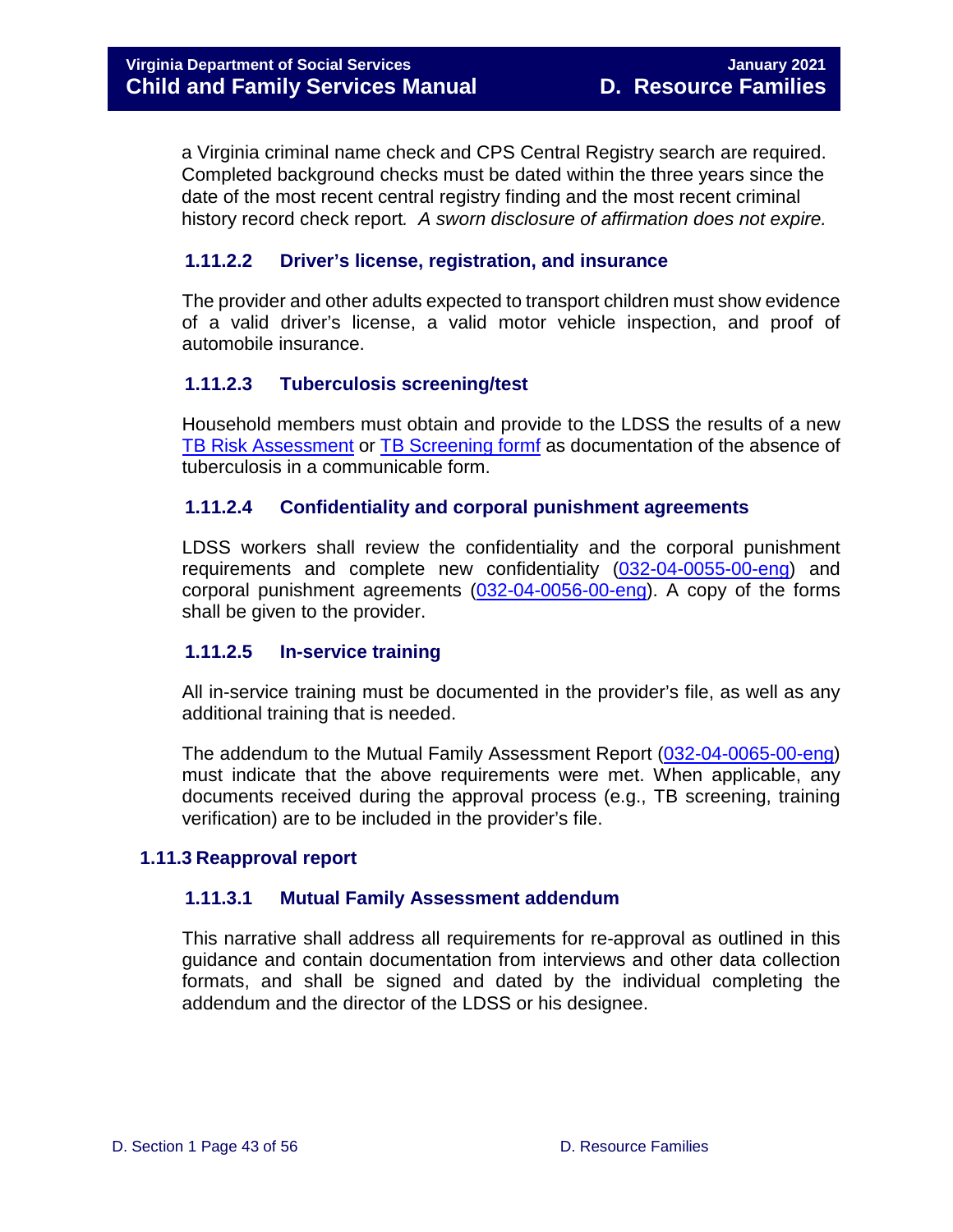a Virginia criminal name check and CPS Central Registry search are required. Completed background checks must be dated within the three years since the date of the most recent central registry finding and the most recent criminal history record check report*. A sworn disclosure of affirmation does not expire.*

#### 1.11.2.2 Driver's license, registration, and insurance

The provider and other adults expected to transport children must show evidence of a valid driver's license, a valid motor vehicle inspection, and proof of automobile insurance.

#### 1.11.2.3 Tuberculosis screening/test

Household members must obtain and provide to the LDSS the results of a new [TB Risk Assessment](#) or [TB Screening formf](#) as documentation of the absence of tuberculosis in a communicable form.

#### 1.11.2.4 Confidentiality and corporal punishment agreements

LDSS workers shall review the confidentiality and the corporal punishment requirements and complete new confidentiality ([032-04-0055-00-eng](#)) and corporal punishment agreements ([032-04-0056-00-eng](#)). A copy of the forms shall be given to the provider.

#### 1.11.2.5 In-service training

All in-service training must be documented in the provider's file, as well as any additional training that is needed.

The addendum to the Mutual Family Assessment Report ([032-04-0065-00-eng](#)) must indicate that the above requirements were met. When applicable, any documents received during the approval process (e.g., TB screening, training verification) are to be included in the provider's file.

### 1.11.3 Reapproval report

#### 1.11.3.1 Mutual Family Assessment addendum

This narrative shall address all requirements for re-approval as outlined in this guidance and contain documentation from interviews and other data collection formats, and shall be signed and dated by the individual completing the addendum and the director of the LDSS or his designee.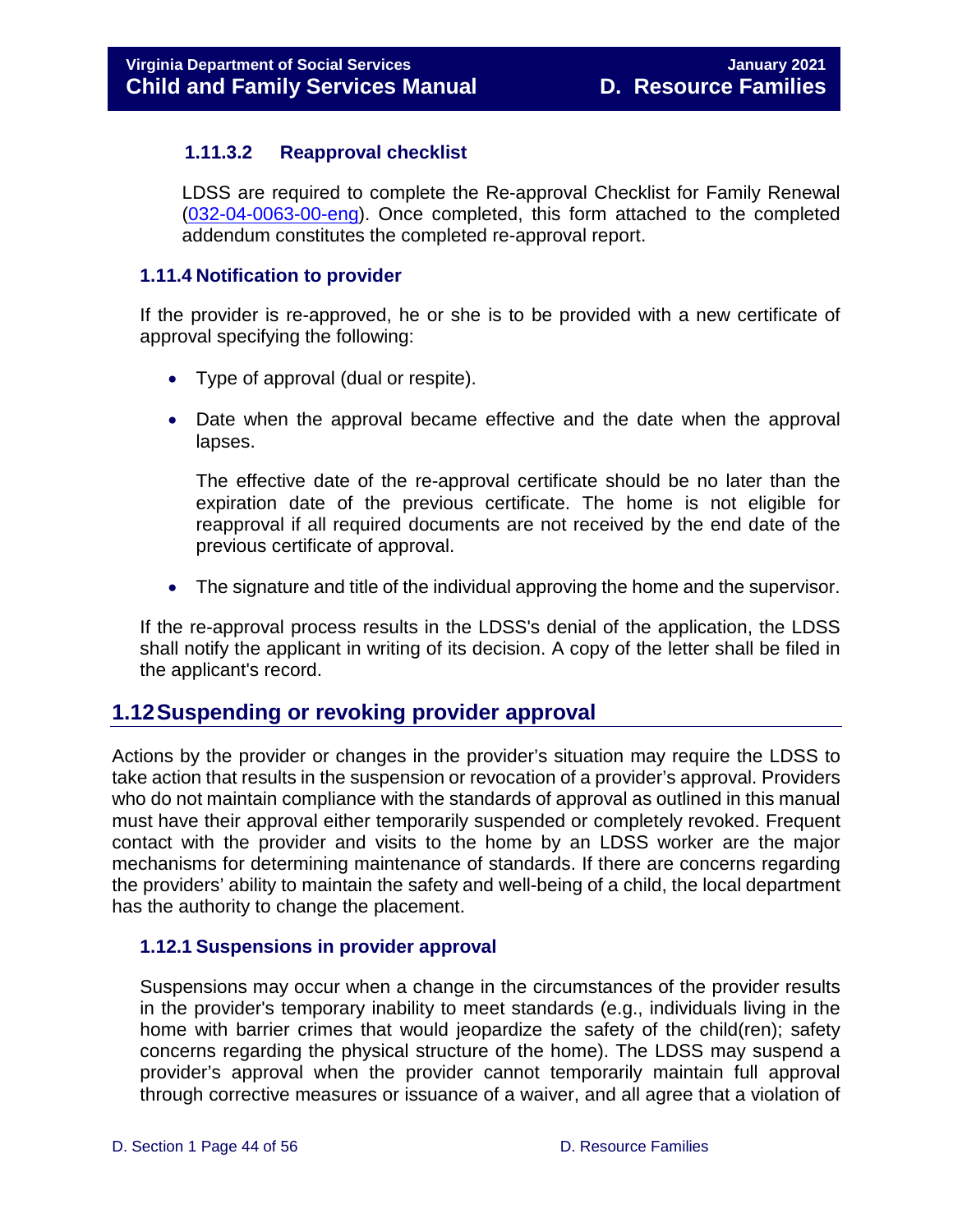#### 1.11.3.2 Reapproval checklist

LDSS are required to complete the Re-approval Checklist for Family Renewal (032-04-0063-00-eng). Once completed, this form attached to the completed addendum constitutes the completed re-approval report.

### 1.11.4 Notification to provider

If the provider is re-approved, he or she is to be provided with a new certificate of approval specifying the following:

- Type of approval (dual or respite).
- Date when the approval became effective and the date when the approval lapses.

  The effective date of the re-approval certificate should be no later than the expiration date of the previous certificate. The home is not eligible for reapproval if all required documents are not received by the end date of the previous certificate of approval.

- The signature and title of the individual approving the home and the supervisor.

If the re-approval process results in the LDSS's denial of the application, the LDSS shall notify the applicant in writing of its decision. A copy of the letter shall be filed in the applicant's record.

## 1.12 Suspending or revoking provider approval

Actions by the provider or changes in the provider's situation may require the LDSS to take action that results in the suspension or revocation of a provider's approval. Providers who do not maintain compliance with the standards of approval as outlined in this manual must have their approval either temporarily suspended or completely revoked. Frequent contact with the provider and visits to the home by an LDSS worker are the major mechanisms for determining maintenance of standards. If there are concerns regarding the providers' ability to maintain the safety and well-being of a child, the local department has the authority to change the placement.

### 1.12.1 Suspensions in provider approval

Suspensions may occur when a change in the circumstances of the provider results in the provider's temporary inability to meet standards (e.g., individuals living in the home with barrier crimes that would jeopardize the safety of the child(ren); safety concerns regarding the physical structure of the home). The LDSS may suspend a provider's approval when the provider cannot temporarily maintain full approval through corrective measures or issuance of a waiver, and all agree that a violation of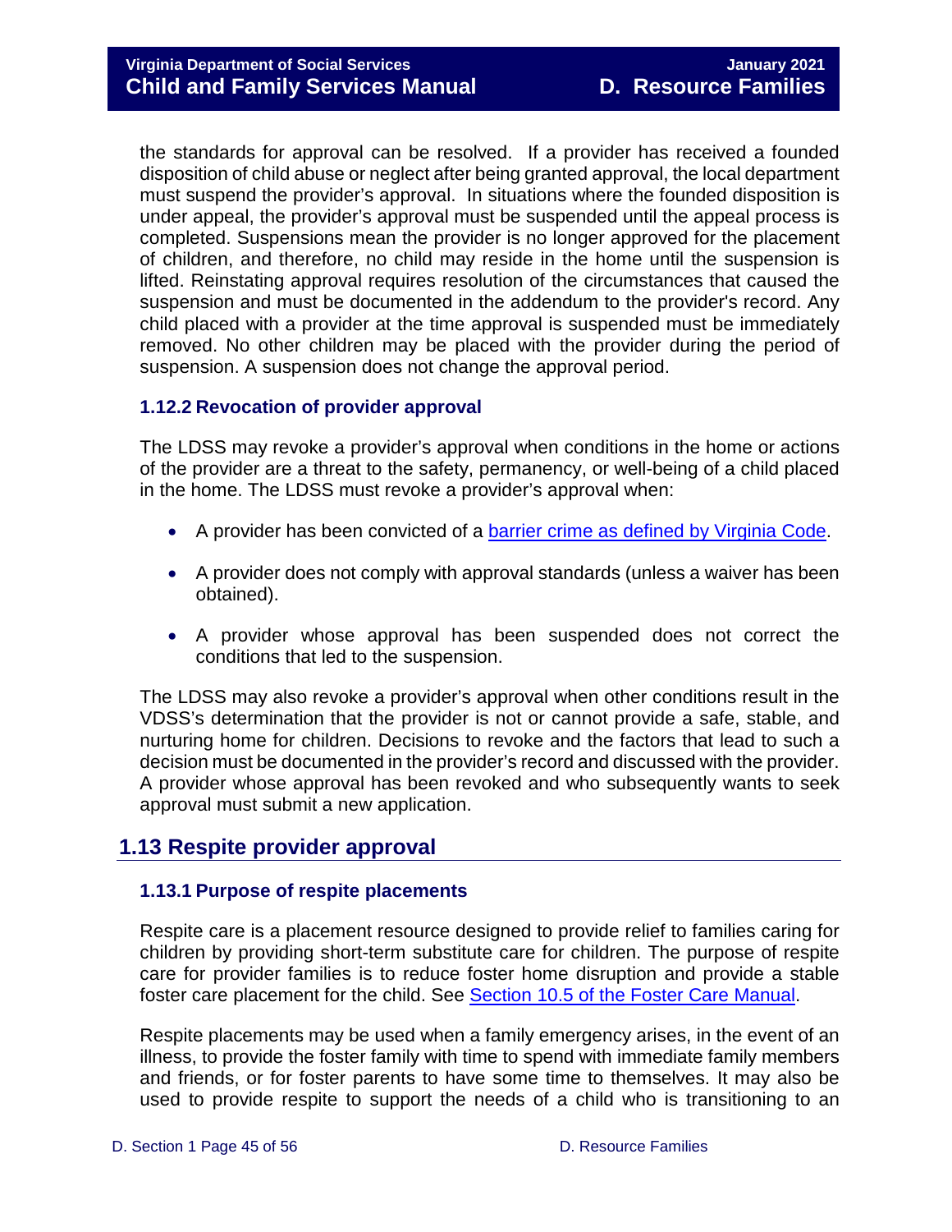the standards for approval can be resolved. If a provider has received a founded disposition of child abuse or neglect after being granted approval, the local department must suspend the provider's approval. In situations where the founded disposition is under appeal, the provider's approval must be suspended until the appeal process is completed. Suspensions mean the provider is no longer approved for the placement of children, and therefore, no child may reside in the home until the suspension is lifted. Reinstating approval requires resolution of the circumstances that caused the suspension and must be documented in the addendum to the provider's record. Any child placed with a provider at the time approval is suspended must be immediately removed. No other children may be placed with the provider during the period of suspension. A suspension does not change the approval period.

### 1.12.2 Revocation of provider approval

The LDSS may revoke a provider's approval when conditions in the home or actions of the provider are a threat to the safety, permanency, or well-being of a child placed in the home. The LDSS must revoke a provider's approval when:

- A provider has been convicted of a barrier crime as defined by Virginia Code.
- A provider does not comply with approval standards (unless a waiver has been obtained).
- A provider whose approval has been suspended does not correct the conditions that led to the suspension.

The LDSS may also revoke a provider's approval when other conditions result in the VDSS's determination that the provider is not or cannot provide a safe, stable, and nurturing home for children. Decisions to revoke and the factors that lead to such a decision must be documented in the provider's record and discussed with the provider. A provider whose approval has been revoked and who subsequently wants to seek approval must submit a new application.

## 1.13 Respite provider approval

### 1.13.1 Purpose of respite placements

Respite care is a placement resource designed to provide relief to families caring for children by providing short-term substitute care for children. The purpose of respite care for provider families is to reduce foster home disruption and provide a stable foster care placement for the child. See Section 10.5 of the Foster Care Manual.

Respite placements may be used when a family emergency arises, in the event of an illness, to provide the foster family with time to spend with immediate family members and friends, or for foster parents to have some time to themselves. It may also be used to provide respite to support the needs of a child who is transitioning to an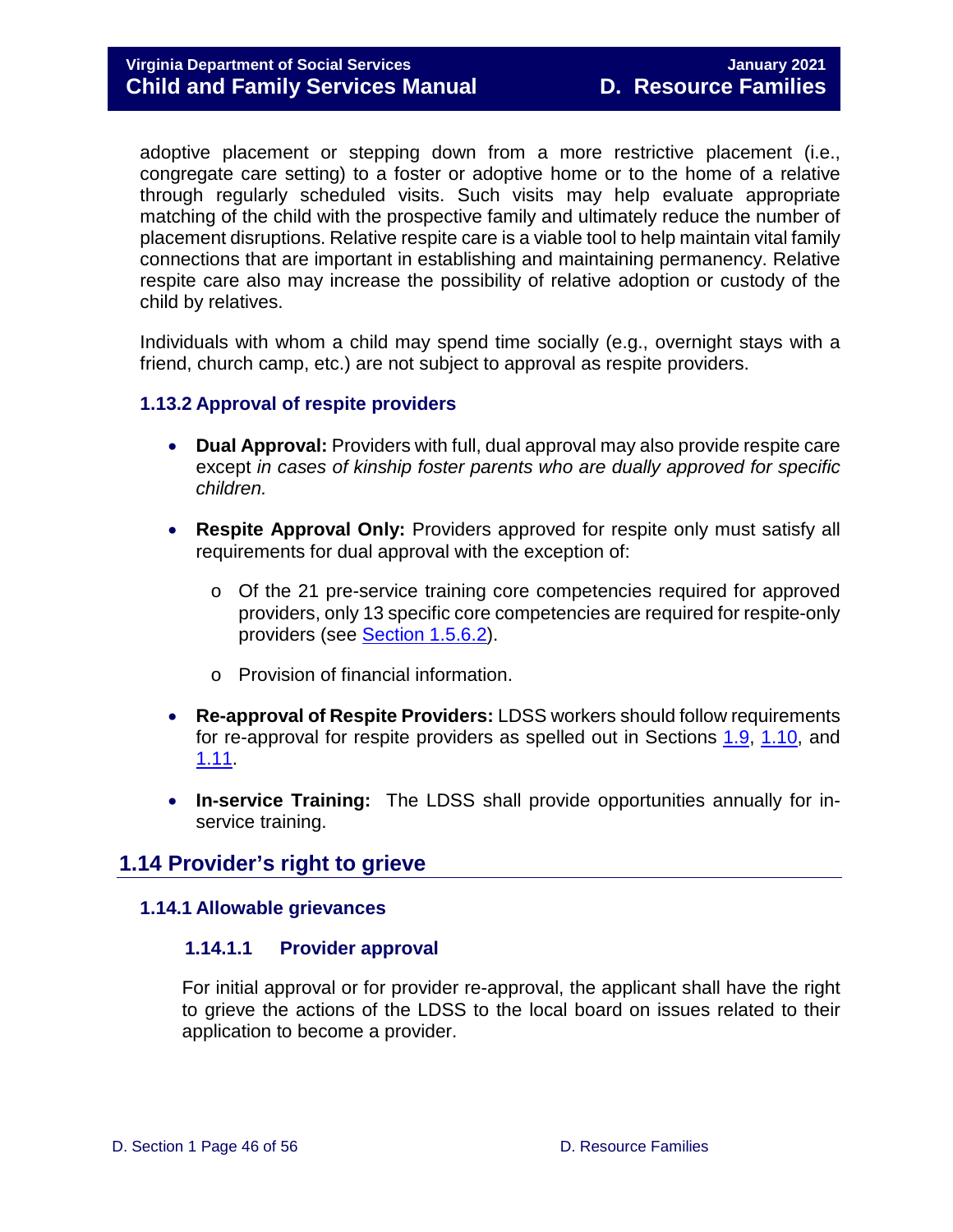adoptive placement or stepping down from a more restrictive placement (i.e., congregate care setting) to a foster or adoptive home or to the home of a relative through regularly scheduled visits. Such visits may help evaluate appropriate matching of the child with the prospective family and ultimately reduce the number of placement disruptions. Relative respite care is a viable tool to help maintain vital family connections that are important in establishing and maintaining permanency. Relative respite care also may increase the possibility of relative adoption or custody of the child by relatives.

Individuals with whom a child may spend time socially (e.g., overnight stays with a friend, church camp, etc.) are not subject to approval as respite providers.

### 1.13.2 Approval of respite providers

- **Dual Approval:** Providers with full, dual approval may also provide respite care except *in cases of kinship foster parents who are dually approved for specific children.*

- **Respite Approval Only:** Providers approved for respite only must satisfy all requirements for dual approval with the exception of:
  - Of the 21 pre-service training core competencies required for approved providers, only 13 specific core competencies are required for respite-only providers (see Section 1.5.6.2).
  - Provision of financial information.

- **Re-approval of Respite Providers:** LDSS workers should follow requirements for re-approval for respite providers as spelled out in Sections 1.9, 1.10, and 1.11.

- **In-service Training:** The LDSS shall provide opportunities annually for in-service training.

## 1.14 Provider's right to grieve

### 1.14.1 Allowable grievances

#### 1.14.1.1 Provider approval

For initial approval or for provider re-approval, the applicant shall have the right to grieve the actions of the LDSS to the local board on issues related to their application to become a provider.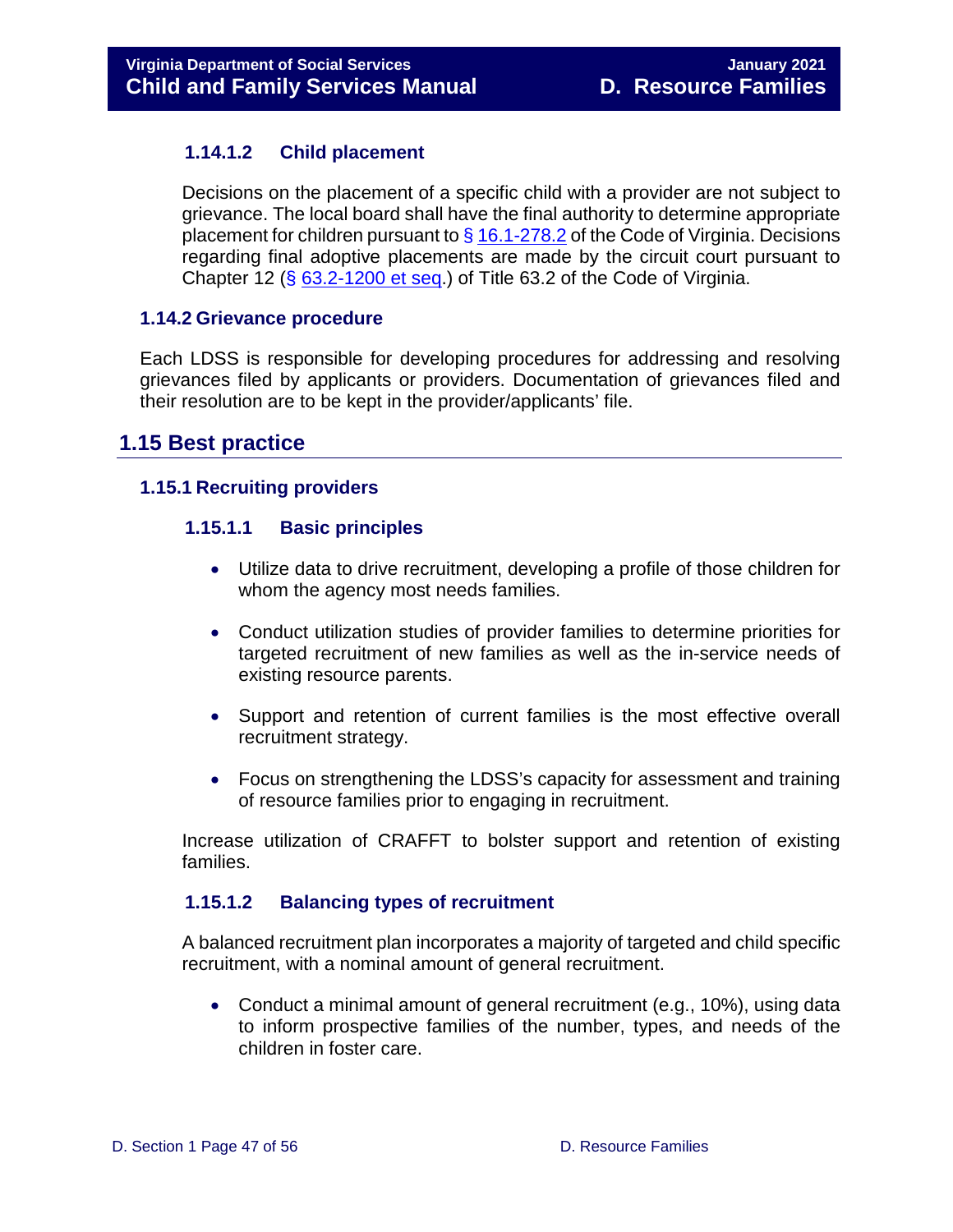#### 1.14.1.2 Child placement

Decisions on the placement of a specific child with a provider are not subject to grievance. The local board shall have the final authority to determine appropriate placement for children pursuant to § 16.1-278.2 of the Code of Virginia. Decisions regarding final adoptive placements are made by the circuit court pursuant to Chapter 12 (§ 63.2-1200 et seq.) of Title 63.2 of the Code of Virginia.

### 1.14.2 Grievance procedure

Each LDSS is responsible for developing procedures for addressing and resolving grievances filed by applicants or providers. Documentation of grievances filed and their resolution are to be kept in the provider/applicants' file.

## 1.15 Best practice

### 1.15.1 Recruiting providers

#### 1.15.1.1 Basic principles

- Utilize data to drive recruitment, developing a profile of those children for whom the agency most needs families.
- Conduct utilization studies of provider families to determine priorities for targeted recruitment of new families as well as the in-service needs of existing resource parents.
- Support and retention of current families is the most effective overall recruitment strategy.
- Focus on strengthening the LDSS's capacity for assessment and training of resource families prior to engaging in recruitment.

Increase utilization of CRAFFT to bolster support and retention of existing families.

#### 1.15.1.2 Balancing types of recruitment

A balanced recruitment plan incorporates a majority of targeted and child specific recruitment, with a nominal amount of general recruitment.

- Conduct a minimal amount of general recruitment (e.g., 10%), using data to inform prospective families of the number, types, and needs of the children in foster care.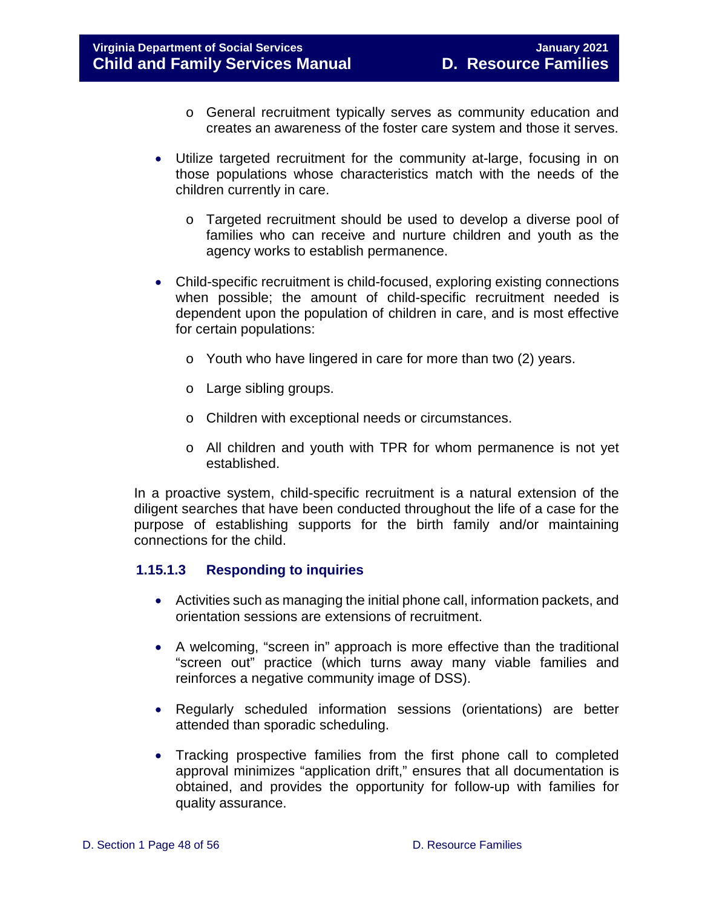- General recruitment typically serves as community education and creates an awareness of the foster care system and those it serves.

- Utilize targeted recruitment for the community at-large, focusing in on those populations whose characteristics match with the needs of the children currently in care.

    - Targeted recruitment should be used to develop a diverse pool of families who can receive and nurture children and youth as the agency works to establish permanence.

- Child-specific recruitment is child-focused, exploring existing connections when possible; the amount of child-specific recruitment needed is dependent upon the population of children in care, and is most effective for certain populations:

    - Youth who have lingered in care for more than two (2) years.
    - Large sibling groups.
    - Children with exceptional needs or circumstances.
    - All children and youth with TPR for whom permanence is not yet established.

In a proactive system, child-specific recruitment is a natural extension of the diligent searches that have been conducted throughout the life of a case for the purpose of establishing supports for the birth family and/or maintaining connections for the child.

#### 1.15.1.3 Responding to inquiries

- Activities such as managing the initial phone call, information packets, and orientation sessions are extensions of recruitment.

- A welcoming, "screen in" approach is more effective than the traditional "screen out" practice (which turns away many viable families and reinforces a negative community image of DSS).

- Regularly scheduled information sessions (orientations) are better attended than sporadic scheduling.

- Tracking prospective families from the first phone call to completed approval minimizes "application drift," ensures that all documentation is obtained, and provides the opportunity for follow-up with families for quality assurance.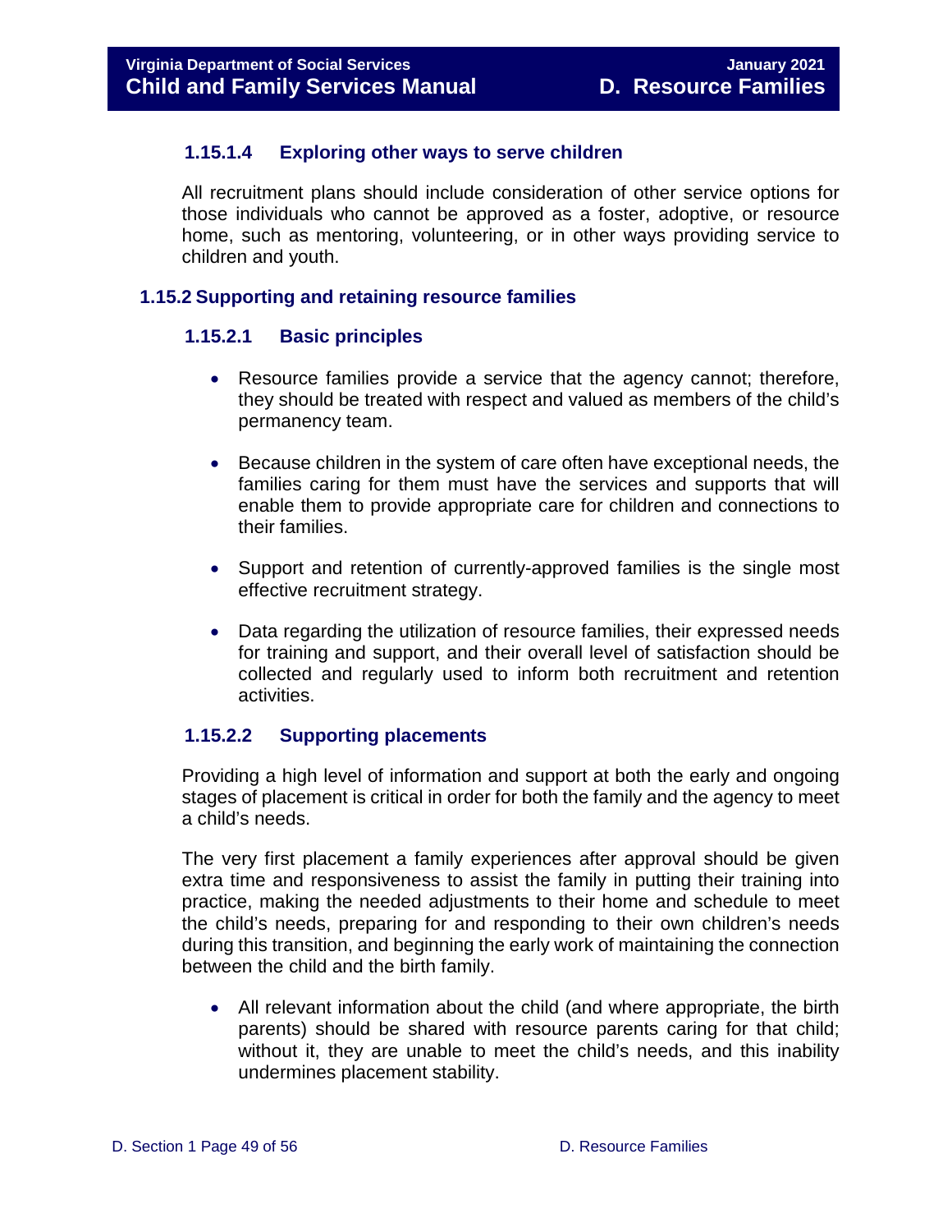#### 1.15.1.4 Exploring other ways to serve children

All recruitment plans should include consideration of other service options for those individuals who cannot be approved as a foster, adoptive, or resource home, such as mentoring, volunteering, or in other ways providing service to children and youth.

### 1.15.2 Supporting and retaining resource families

#### 1.15.2.1 Basic principles

- Resource families provide a service that the agency cannot; therefore, they should be treated with respect and valued as members of the child's permanency team.
- Because children in the system of care often have exceptional needs, the families caring for them must have the services and supports that will enable them to provide appropriate care for children and connections to their families.
- Support and retention of currently-approved families is the single most effective recruitment strategy.
- Data regarding the utilization of resource families, their expressed needs for training and support, and their overall level of satisfaction should be collected and regularly used to inform both recruitment and retention activities.

#### 1.15.2.2 Supporting placements

Providing a high level of information and support at both the early and ongoing stages of placement is critical in order for both the family and the agency to meet a child's needs.

The very first placement a family experiences after approval should be given extra time and responsiveness to assist the family in putting their training into practice, making the needed adjustments to their home and schedule to meet the child's needs, preparing for and responding to their own children's needs during this transition, and beginning the early work of maintaining the connection between the child and the birth family.

- All relevant information about the child (and where appropriate, the birth parents) should be shared with resource parents caring for that child; without it, they are unable to meet the child's needs, and this inability undermines placement stability.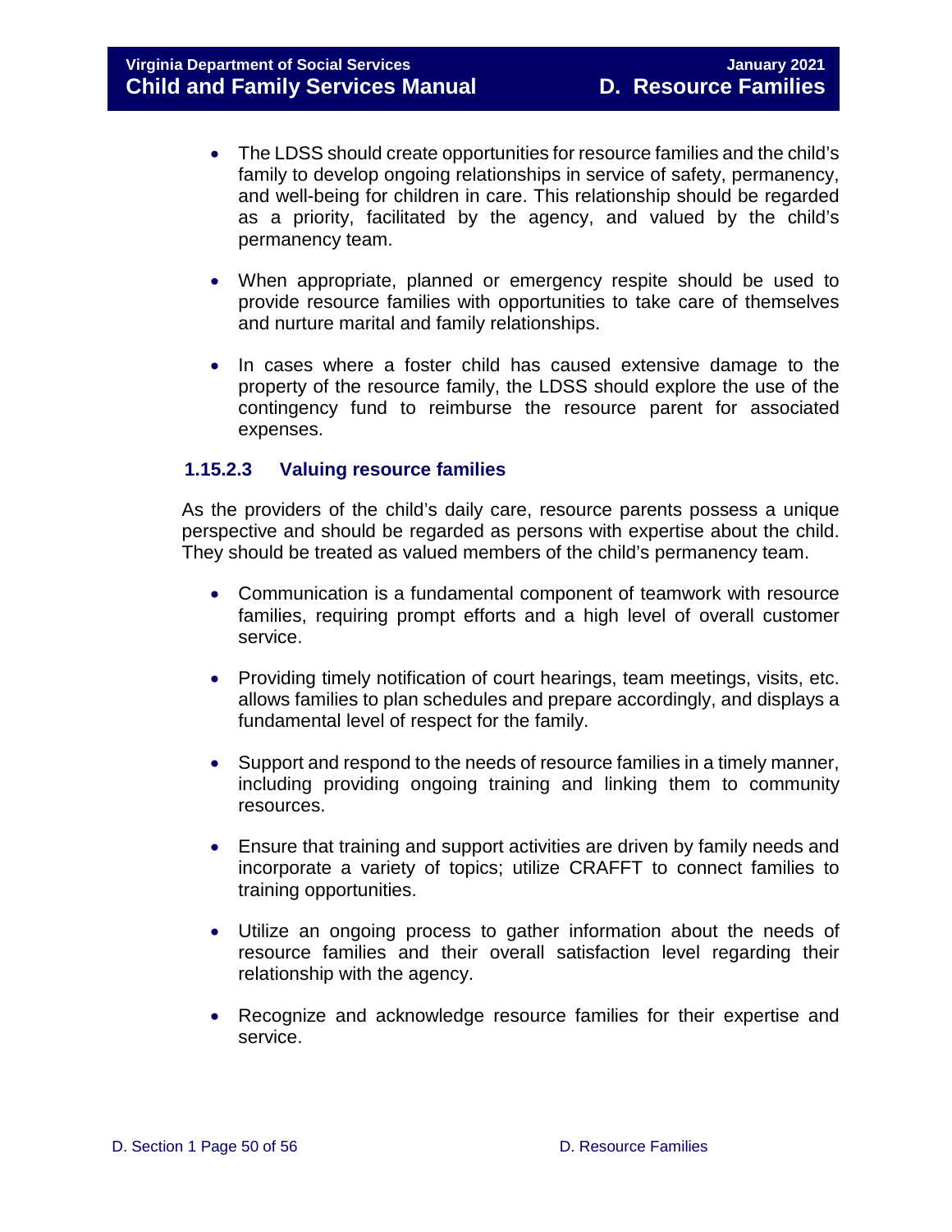- The LDSS should create opportunities for resource families and the child's family to develop ongoing relationships in service of safety, permanency, and well-being for children in care. This relationship should be regarded as a priority, facilitated by the agency, and valued by the child's permanency team.

- When appropriate, planned or emergency respite should be used to provide resource families with opportunities to take care of themselves and nurture marital and family relationships.

- In cases where a foster child has caused extensive damage to the property of the resource family, the LDSS should explore the use of the contingency fund to reimburse the resource parent for associated expenses.

### 1.15.2.3 Valuing resource families

As the providers of the child's daily care, resource parents possess a unique perspective and should be regarded as persons with expertise about the child. They should be treated as valued members of the child's permanency team.

- Communication is a fundamental component of teamwork with resource families, requiring prompt efforts and a high level of overall customer service.

- Providing timely notification of court hearings, team meetings, visits, etc. allows families to plan schedules and prepare accordingly, and displays a fundamental level of respect for the family.

- Support and respond to the needs of resource families in a timely manner, including providing ongoing training and linking them to community resources.

- Ensure that training and support activities are driven by family needs and incorporate a variety of topics; utilize CRAFFT to connect families to training opportunities.

- Utilize an ongoing process to gather information about the needs of resource families and their overall satisfaction level regarding their relationship with the agency.

- Recognize and acknowledge resource families for their expertise and service.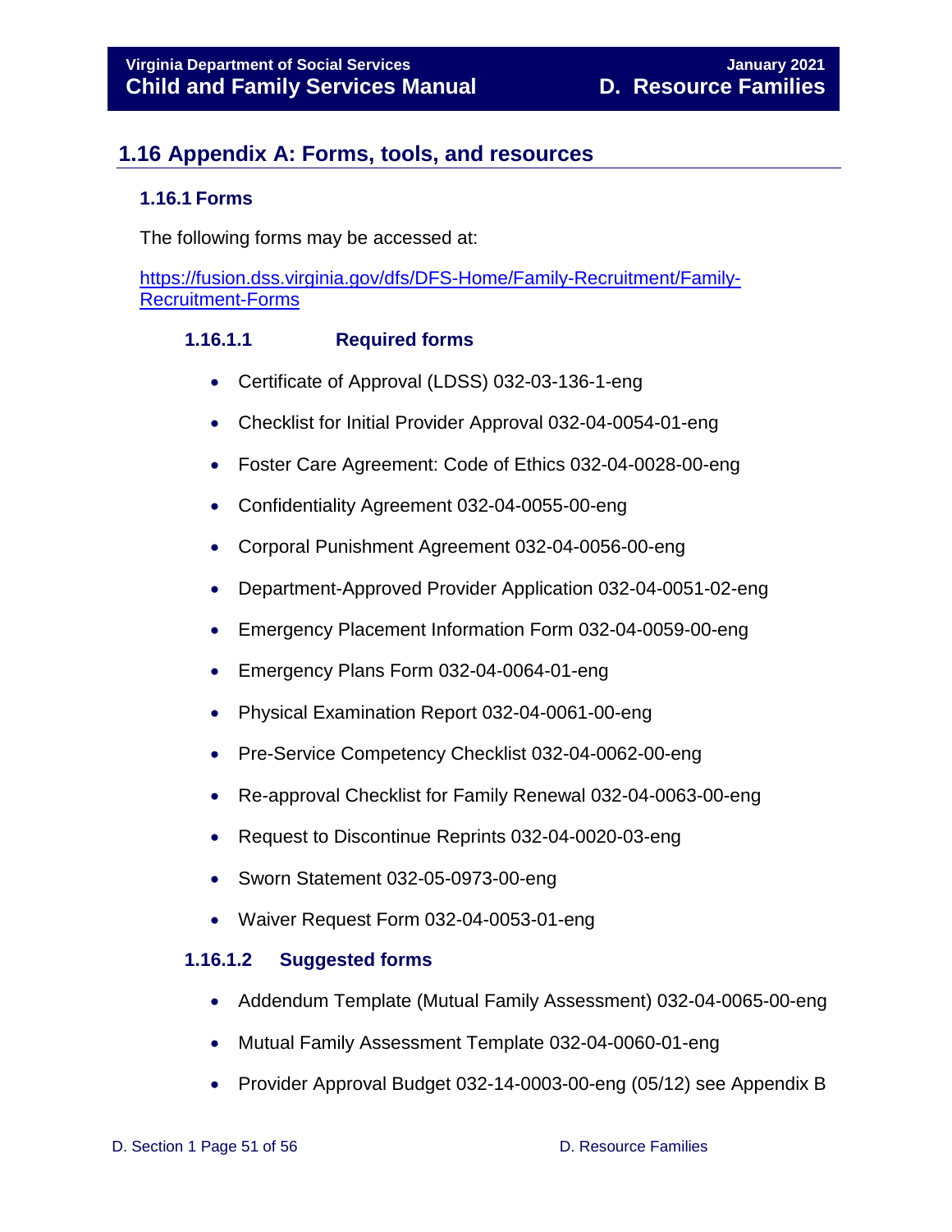## 1.16 Appendix A: Forms, tools, and resources

### 1.16.1 Forms

The following forms may be accessed at:

[https://fusion.dss.virginia.gov/dfs/DFS-Home/Family-Recruitment/Family-Recruitment-Forms](https://fusion.dss.virginia.gov/dfs/DFS-Home/Family-Recruitment/Family-Recruitment-Forms)

#### 1.16.1.1 Required forms

- Certificate of Approval (LDSS) 032-03-136-1-eng
- Checklist for Initial Provider Approval 032-04-0054-01-eng
- Foster Care Agreement: Code of Ethics 032-04-0028-00-eng
- Confidentiality Agreement 032-04-0055-00-eng
- Corporal Punishment Agreement 032-04-0056-00-eng
- Department-Approved Provider Application 032-04-0051-02-eng
- Emergency Placement Information Form 032-04-0059-00-eng
- Emergency Plans Form 032-04-0064-01-eng
- Physical Examination Report 032-04-0061-00-eng
- Pre-Service Competency Checklist 032-04-0062-00-eng
- Re-approval Checklist for Family Renewal 032-04-0063-00-eng
- Request to Discontinue Reprints 032-04-0020-03-eng
- Sworn Statement 032-05-0973-00-eng
- Waiver Request Form 032-04-0053-01-eng

#### 1.16.1.2 Suggested forms

- Addendum Template (Mutual Family Assessment) 032-04-0065-00-eng
- Mutual Family Assessment Template 032-04-0060-01-eng
- Provider Approval Budget 032-14-0003-00-eng (05/12) see Appendix B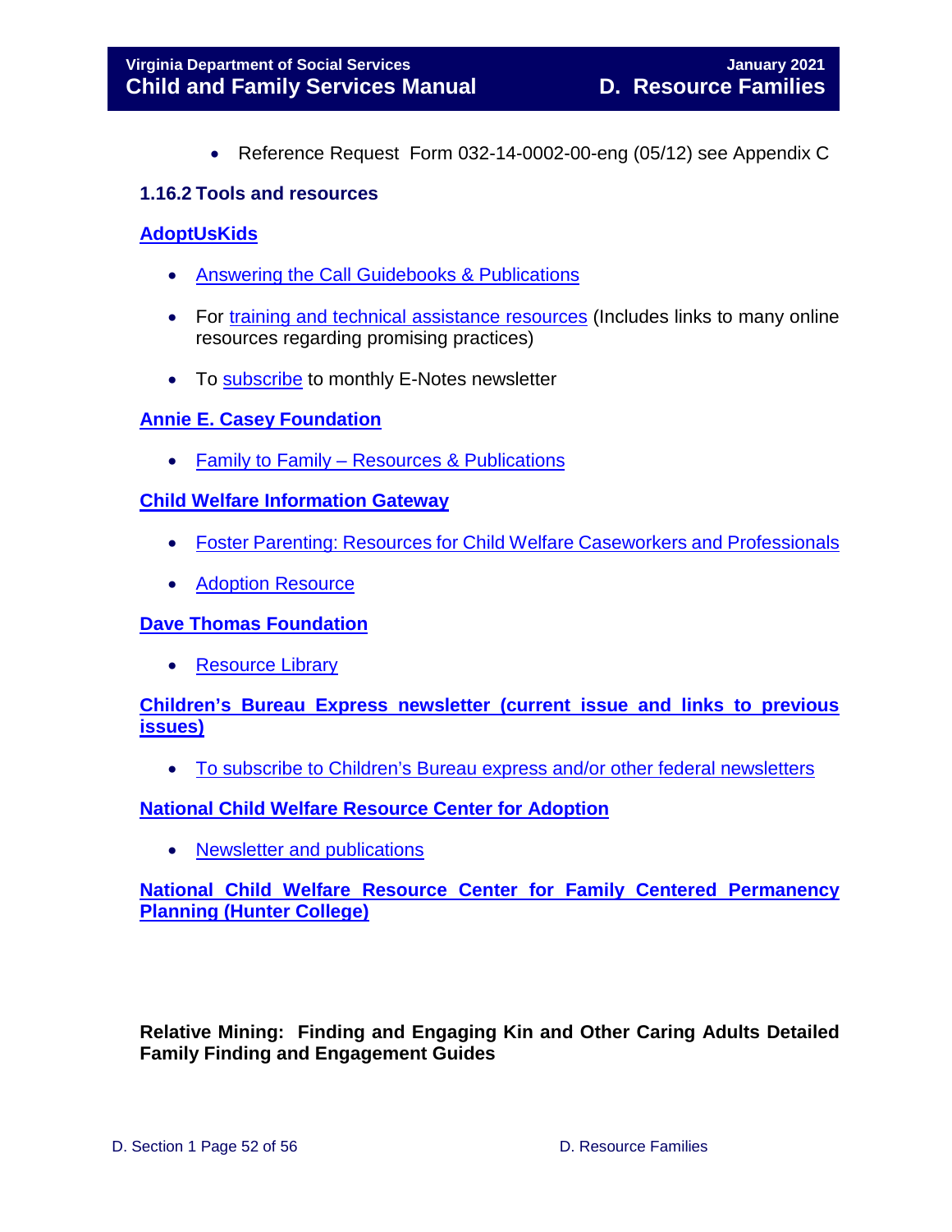- Reference Request Form 032-14-0002-00-eng (05/12) see Appendix C

### 1.16.2 Tools and resources

**AdoptUsKids**

- Answering the Call Guidebooks & Publications
- For training and technical assistance resources (Includes links to many online resources regarding promising practices)
- To subscribe to monthly E-Notes newsletter

**Annie E. Casey Foundation**

- Family to Family – Resources & Publications

**Child Welfare Information Gateway**

- Foster Parenting: Resources for Child Welfare Caseworkers and Professionals
- Adoption Resource

**Dave Thomas Foundation**

- Resource Library

**Children's Bureau Express newsletter (current issue and links to previous issues)**

- To subscribe to Children's Bureau express and/or other federal newsletters

**National Child Welfare Resource Center for Adoption**

- Newsletter and publications

**National Child Welfare Resource Center for Family Centered Permanency Planning (Hunter College)**

**Relative Mining: Finding and Engaging Kin and Other Caring Adults Detailed Family Finding and Engagement Guides**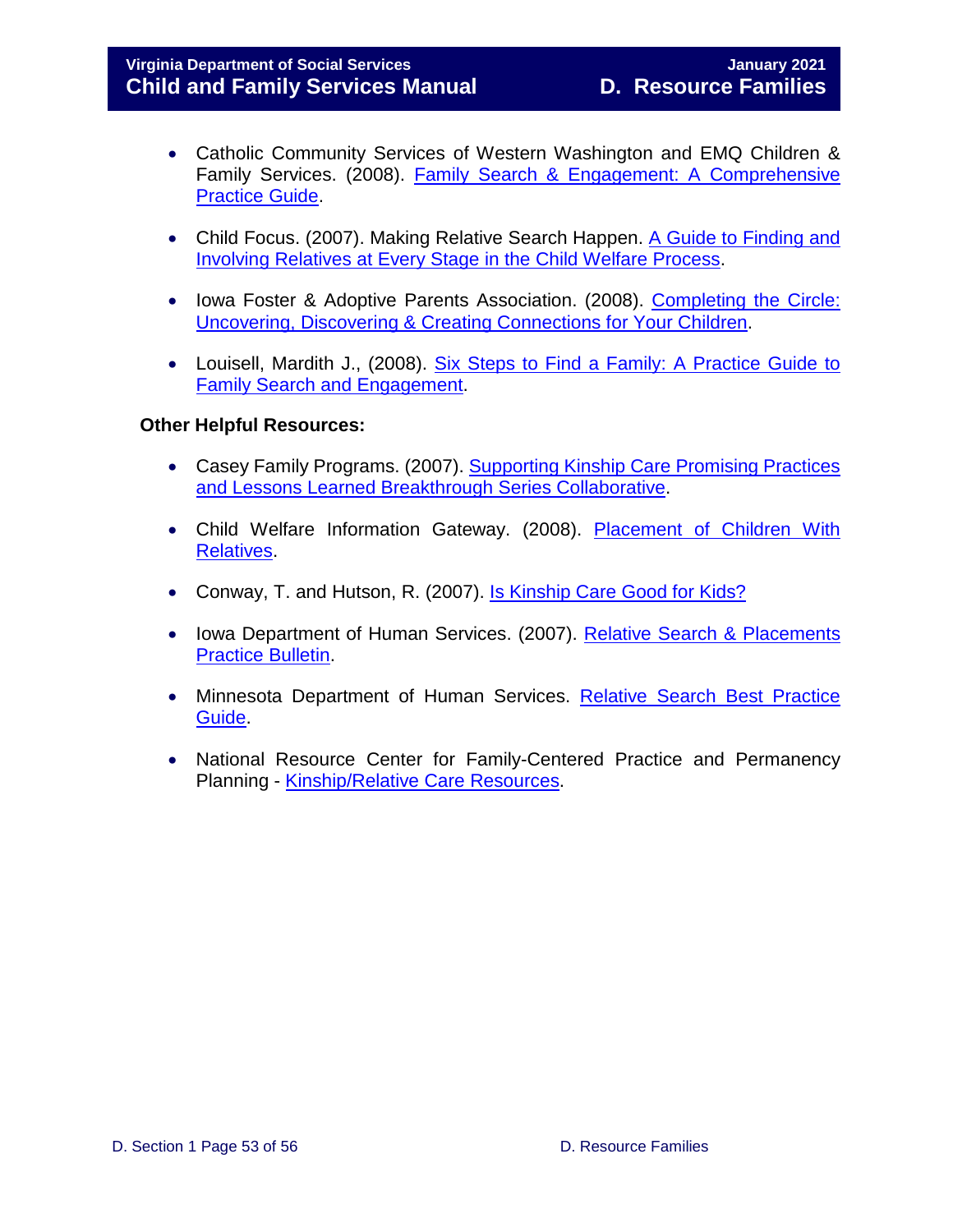- Catholic Community Services of Western Washington and EMQ Children & Family Services. (2008). Family Search & Engagement: A Comprehensive Practice Guide.

- Child Focus. (2007). Making Relative Search Happen. A Guide to Finding and Involving Relatives at Every Stage in the Child Welfare Process.

- Iowa Foster & Adoptive Parents Association. (2008). Completing the Circle: Uncovering, Discovering & Creating Connections for Your Children.

- Louisell, Mardith J., (2008). Six Steps to Find a Family: A Practice Guide to Family Search and Engagement.

**Other Helpful Resources:**

- Casey Family Programs. (2007). Supporting Kinship Care Promising Practices and Lessons Learned Breakthrough Series Collaborative.

- Child Welfare Information Gateway. (2008). Placement of Children With Relatives.

- Conway, T. and Hutson, R. (2007). Is Kinship Care Good for Kids?

- Iowa Department of Human Services. (2007). Relative Search & Placements Practice Bulletin.

- Minnesota Department of Human Services. Relative Search Best Practice Guide.

- National Resource Center for Family-Centered Practice and Permanency Planning - Kinship/Relative Care Resources.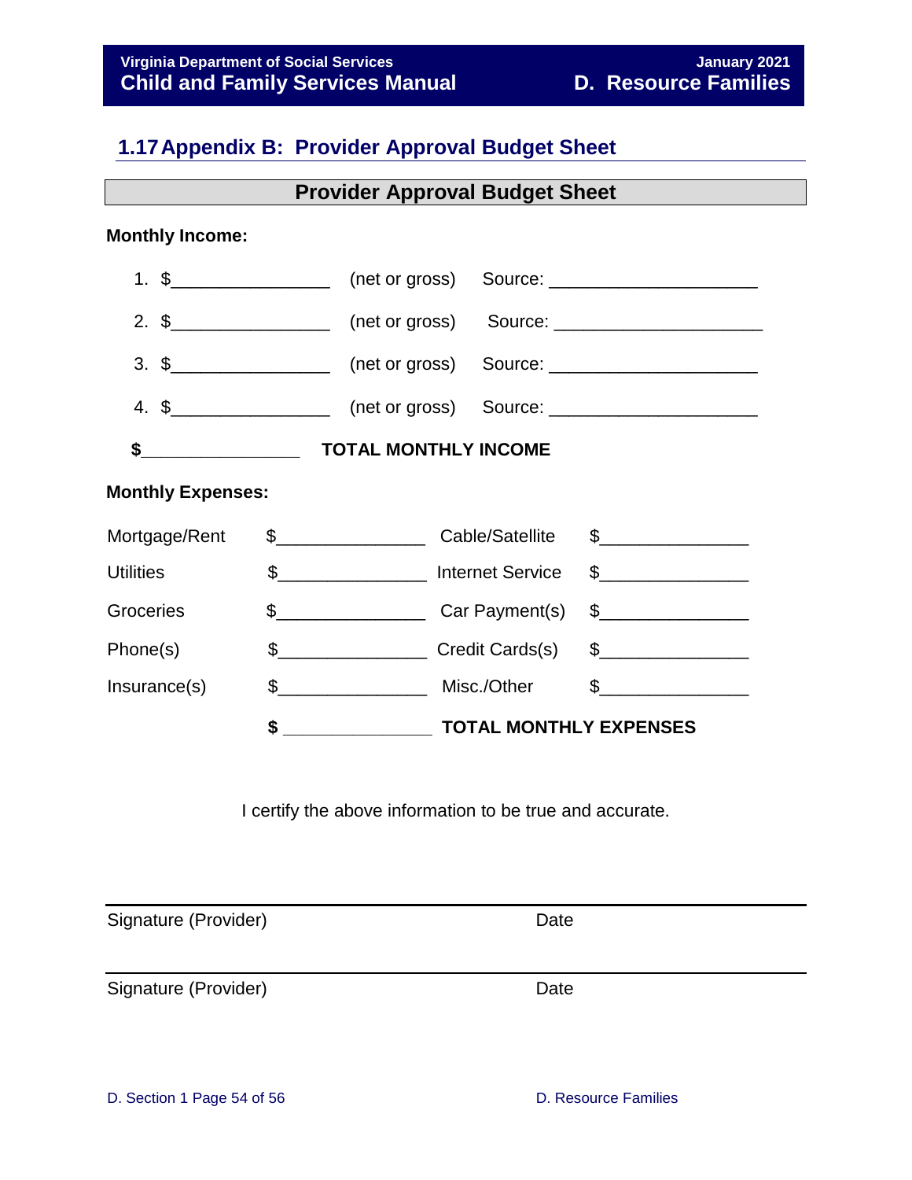## 1.17 Appendix B: Provider Approval Budget Sheet

### Provider Approval Budget Sheet

**Monthly Income:**

1. $________________ (net or gross) Source: _____________________
2. $________________ (net or gross) Source: _____________________
3. $________________ (net or gross) Source: _____________________
4. $________________ (net or gross) Source: _____________________

**$________________ TOTAL MONTHLY INCOME**

**Monthly Expenses:**

| | | | |
|---|---|---|---|
| Mortgage/Rent | $_______________ | Cable/Satellite | $_______________ |
| Utilities | $_______________ | Internet Service | $_______________ |
| Groceries | $_______________ | Car Payment(s) | $_______________ |
| Phone(s) | $_______________ | Credit Cards(s) | $_______________ |
| Insurance(s) | $_______________ | Misc./Other | $_______________ |

**$ _______________ TOTAL MONTHLY EXPENSES**

I certify the above information to be true and accurate.

_______________________________________________

Signature (Provider) Date

_______________________________________________

Signature (Provider) Date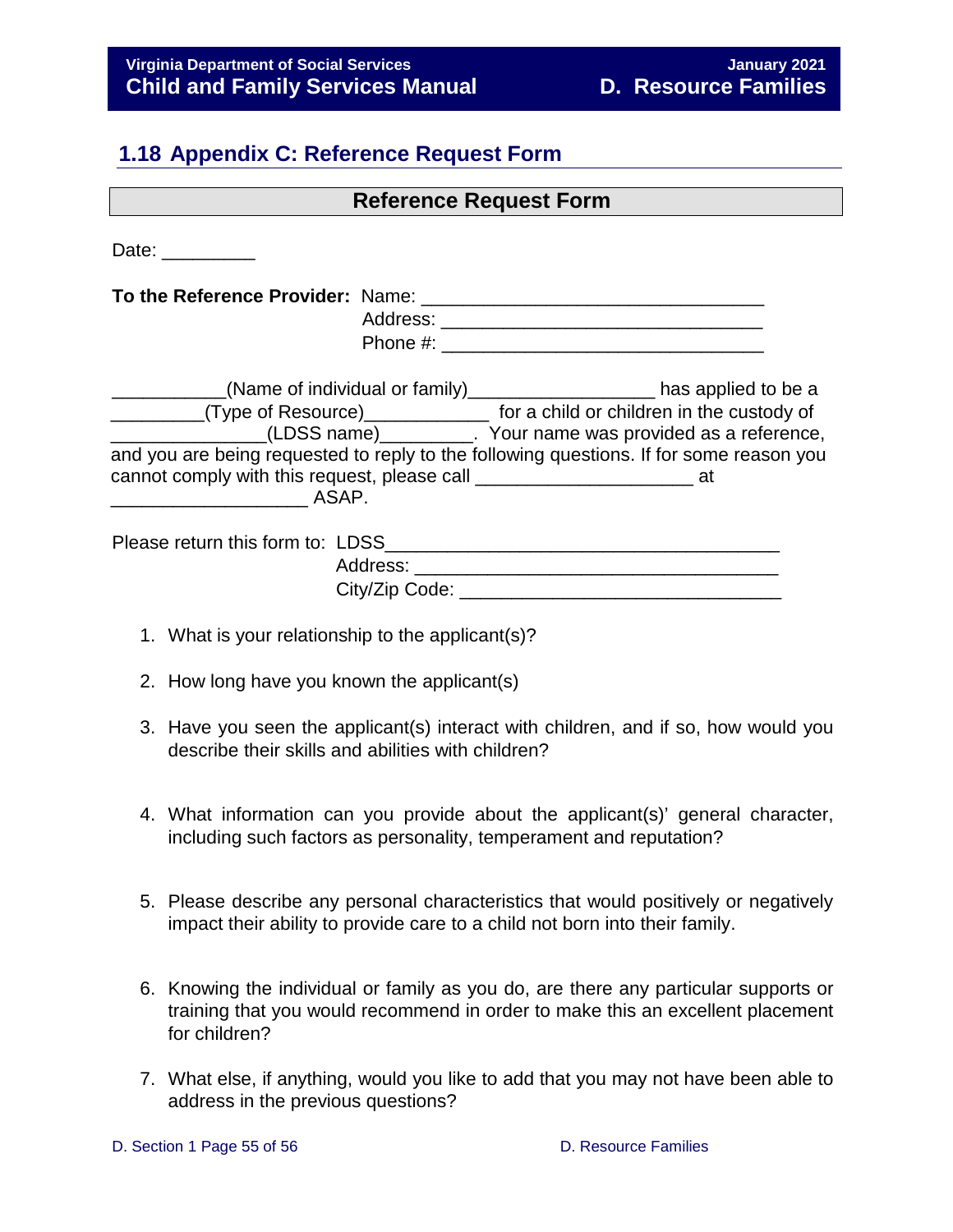## 1.18 Appendix C: Reference Request Form

**Reference Request Form**

Date: _________

**To the Reference Provider:** Name: ________________________________
Address: _______________________________
Phone #: _______________________________

___________(Name of individual or family)__________________ has applied to be a _________(Type of Resource)____________ for a child or children in the custody of _______________(LDSS name)_________. Your name was provided as a reference, and you are being requested to reply to the following questions. If for some reason you cannot comply with this request, please call _____________________ at ___________________ ASAP.

Please return this form to: LDSS______________________________________
Address: ___________________________________
City/Zip Code: _______________________________

1. What is your relationship to the applicant(s)?
2. How long have you known the applicant(s)
3. Have you seen the applicant(s) interact with children, and if so, how would you describe their skills and abilities with children?
4. What information can you provide about the applicant(s)' general character, including such factors as personality, temperament and reputation?
5. Please describe any personal characteristics that would positively or negatively impact their ability to provide care to a child not born into their family.
6. Knowing the individual or family as you do, are there any particular supports or training that you would recommend in order to make this an excellent placement for children?
7. What else, if anything, would you like to add that you may not have been able to address in the previous questions?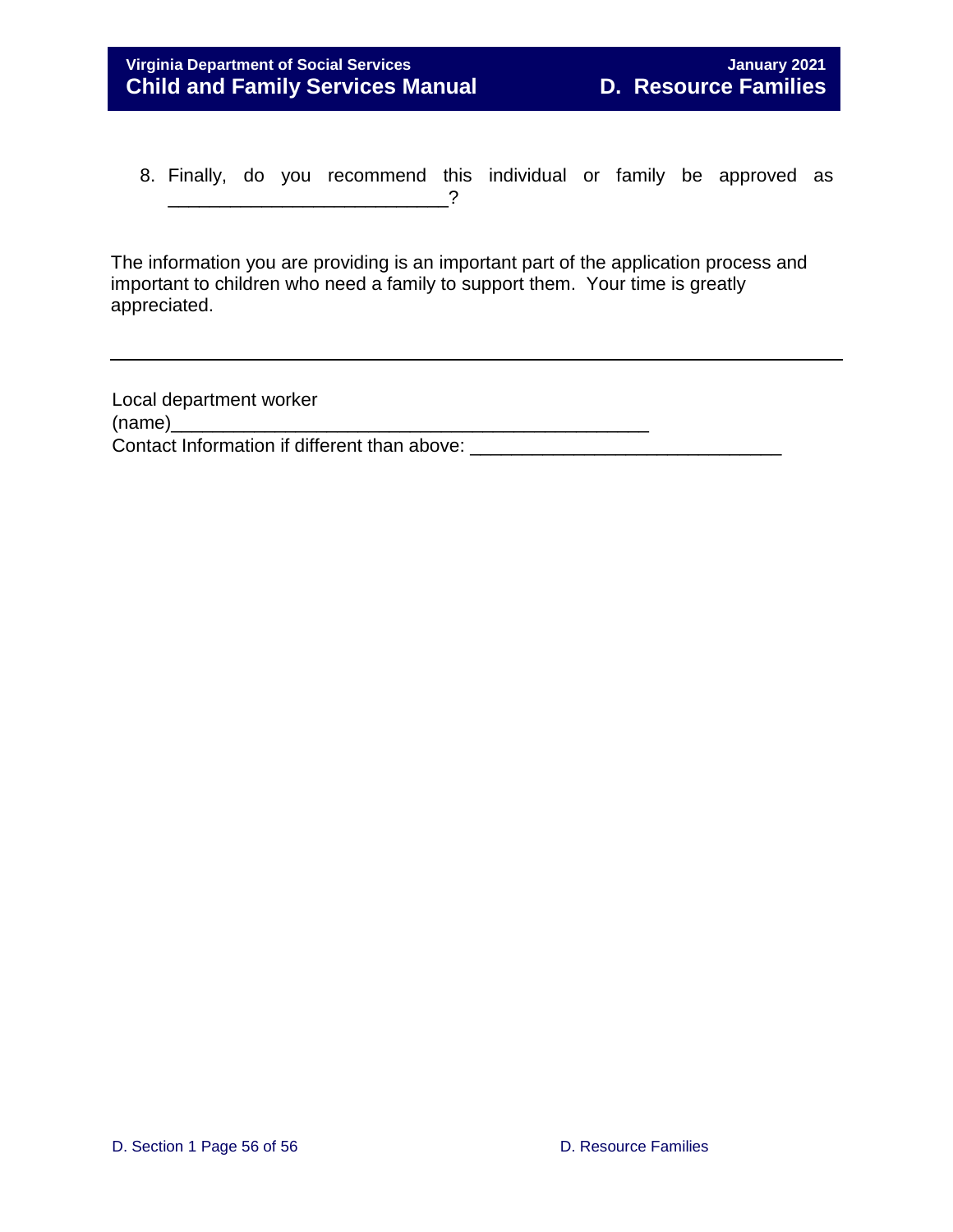8. Finally, do you recommend this individual or family be approved as __________________________?

The information you are providing is an important part of the application process and important to children who need a family to support them. Your time is greatly appreciated.

---

Local department worker
(name)_____________________________________________
Contact Information if different than above: _____________________________